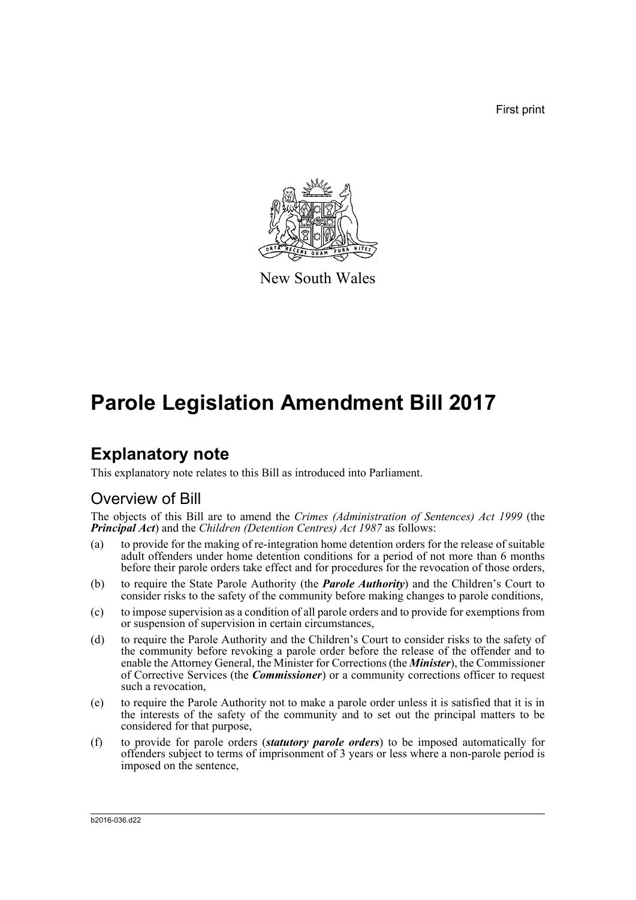First print

New South Wales

# Parole Legislation Amendment Bill 2017

## Explanatory note

This explanatory note relates to this Bill as introduced into Parliament.

### Overview of Bill

The objects of this Bill are to amend the *Crimes (Administration of Sentences) Act 1999* (the ***Principal Act***) and the *Children (Detention Centres) Act 1987* as follows:

(a) to provide for the making of re-integration home detention orders for the release of suitable adult offenders under home detention conditions for a period of not more than 6 months before their parole orders take effect and for procedures for the revocation of those orders,

(b) to require the State Parole Authority (the ***Parole Authority***) and the Children's Court to consider risks to the safety of the community before making changes to parole conditions,

(c) to impose supervision as a condition of all parole orders and to provide for exemptions from or suspension of supervision in certain circumstances,

(d) to require the Parole Authority and the Children's Court to consider risks to the safety of the community before revoking a parole order before the release of the offender and to enable the Attorney General, the Minister for Corrections (the ***Minister***), the Commissioner of Corrective Services (the ***Commissioner***) or a community corrections officer to request such a revocation,

(e) to require the Parole Authority not to make a parole order unless it is satisfied that it is in the interests of the safety of the community and to set out the principal matters to be considered for that purpose,

(f) to provide for parole orders (***statutory parole orders***) to be imposed automatically for offenders subject to terms of imprisonment of 3 years or less where a non-parole period is imposed on the sentence,

b2016-036.d22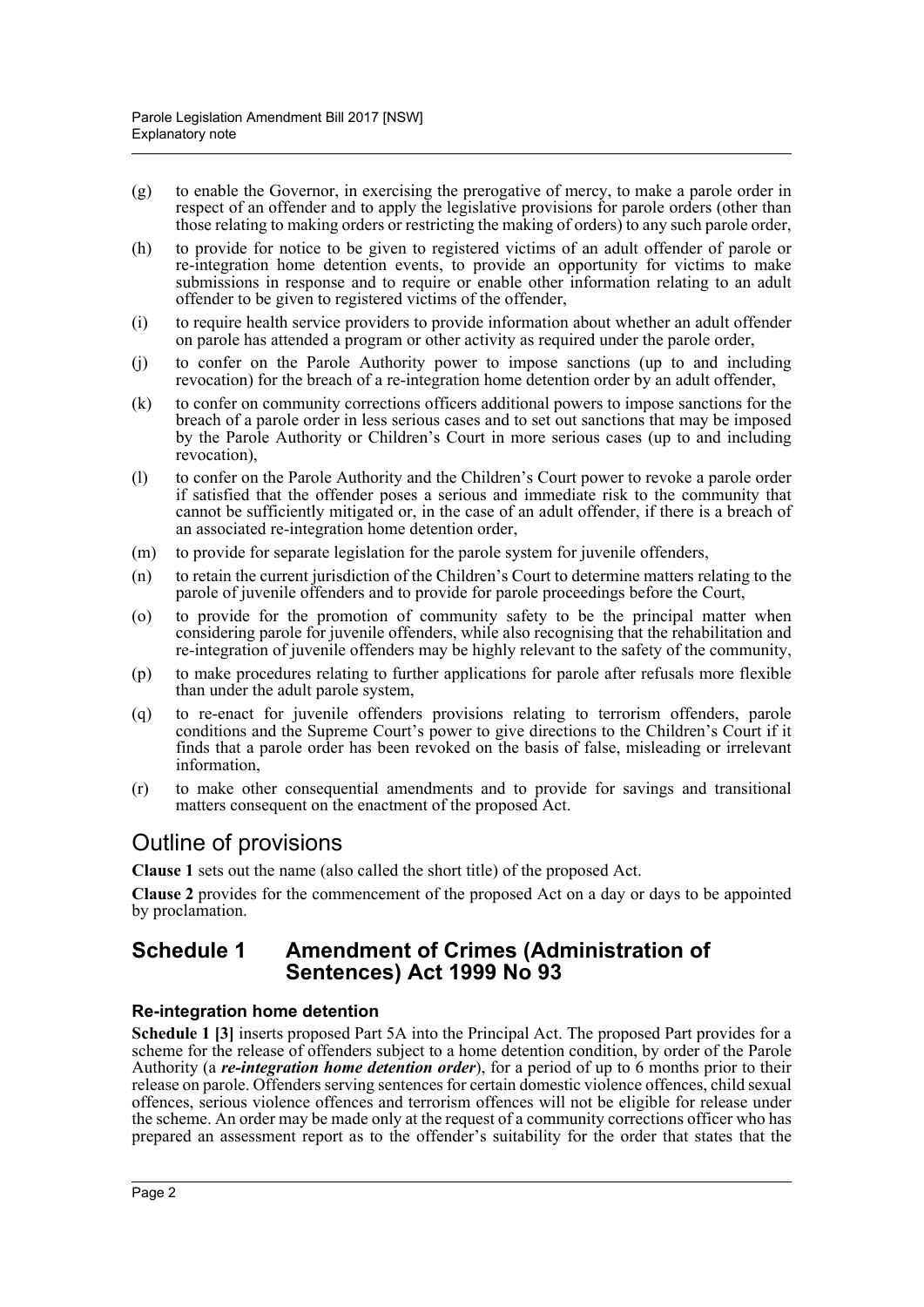(g) to enable the Governor, in exercising the prerogative of mercy, to make a parole order in respect of an offender and to apply the legislative provisions for parole orders (other than those relating to making orders or restricting the making of orders) to any such parole order,

(h) to provide for notice to be given to registered victims of an adult offender of parole or re-integration home detention events, to provide an opportunity for victims to make submissions in response and to require or enable other information relating to an adult offender to be given to registered victims of the offender,

(i) to require health service providers to provide information about whether an adult offender on parole has attended a program or other activity as required under the parole order,

(j) to confer on the Parole Authority power to impose sanctions (up to and including revocation) for the breach of a re-integration home detention order by an adult offender,

(k) to confer on community corrections officers additional powers to impose sanctions for the breach of a parole order in less serious cases and to set out sanctions that may be imposed by the Parole Authority or Children's Court in more serious cases (up to and including revocation),

(l) to confer on the Parole Authority and the Children's Court power to revoke a parole order if satisfied that the offender poses a serious and immediate risk to the community that cannot be sufficiently mitigated or, in the case of an adult offender, if there is a breach of an associated re-integration home detention order,

(m) to provide for separate legislation for the parole system for juvenile offenders,

(n) to retain the current jurisdiction of the Children's Court to determine matters relating to the parole of juvenile offenders and to provide for parole proceedings before the Court,

(o) to provide for the promotion of community safety to be the principal matter when considering parole for juvenile offenders, while also recognising that the rehabilitation and re-integration of juvenile offenders may be highly relevant to the safety of the community,

(p) to make procedures relating to further applications for parole after refusals more flexible than under the adult parole system,

(q) to re-enact for juvenile offenders provisions relating to terrorism offenders, parole conditions and the Supreme Court's power to give directions to the Children's Court if it finds that a parole order has been revoked on the basis of false, misleading or irrelevant information,

(r) to make other consequential amendments and to provide for savings and transitional matters consequent on the enactment of the proposed Act.

## Outline of provisions

**Clause 1** sets out the name (also called the short title) of the proposed Act.

**Clause 2** provides for the commencement of the proposed Act on a day or days to be appointed by proclamation.

## Schedule 1 Amendment of Crimes (Administration of Sentences) Act 1999 No 93

### Re-integration home detention

**Schedule 1 [3]** inserts proposed Part 5A into the Principal Act. The proposed Part provides for a scheme for the release of offenders subject to a home detention condition, by order of the Parole Authority (a ***re-integration home detention order***), for a period of up to 6 months prior to their release on parole. Offenders serving sentences for certain domestic violence offences, child sexual offences, serious violence offences and terrorism offences will not be eligible for release under the scheme. An order may be made only at the request of a community corrections officer who has prepared an assessment report as to the offender's suitability for the order that states that the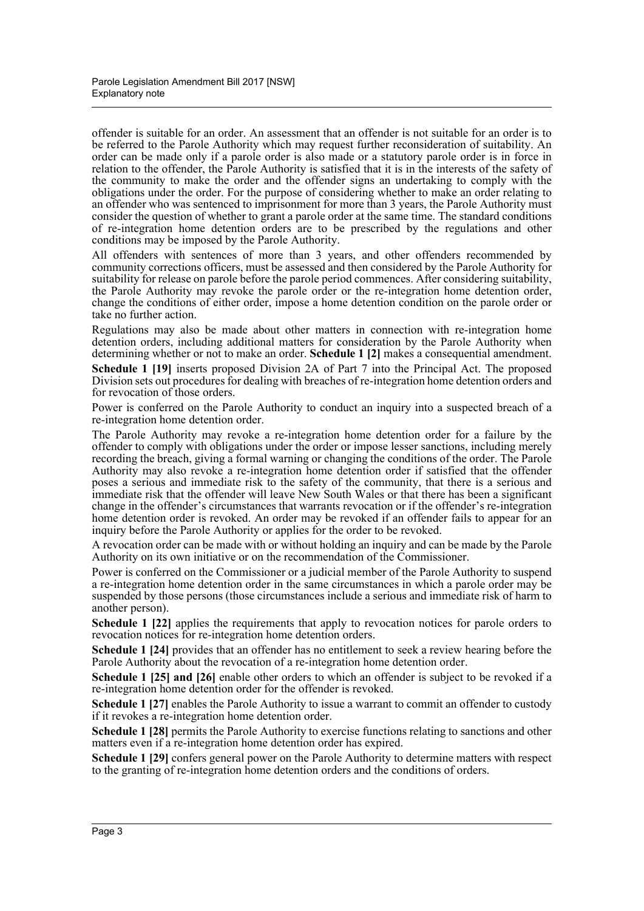offender is suitable for an order. An assessment that an offender is not suitable for an order is to be referred to the Parole Authority which may request further reconsideration of suitability. An order can be made only if a parole order is also made or a statutory parole order is in force in relation to the offender, the Parole Authority is satisfied that it is in the interests of the safety of the community to make the order and the offender signs an undertaking to comply with the obligations under the order. For the purpose of considering whether to make an order relating to an offender who was sentenced to imprisonment for more than 3 years, the Parole Authority must consider the question of whether to grant a parole order at the same time. The standard conditions of re-integration home detention orders are to be prescribed by the regulations and other conditions may be imposed by the Parole Authority.

All offenders with sentences of more than 3 years, and other offenders recommended by community corrections officers, must be assessed and then considered by the Parole Authority for suitability for release on parole before the parole period commences. After considering suitability, the Parole Authority may revoke the parole order or the re-integration home detention order, change the conditions of either order, impose a home detention condition on the parole order or take no further action.

Regulations may also be made about other matters in connection with re-integration home detention orders, including additional matters for consideration by the Parole Authority when determining whether or not to make an order. **Schedule 1 [2]** makes a consequential amendment.

**Schedule 1 [19]** inserts proposed Division 2A of Part 7 into the Principal Act. The proposed Division sets out procedures for dealing with breaches of re-integration home detention orders and for revocation of those orders.

Power is conferred on the Parole Authority to conduct an inquiry into a suspected breach of a re-integration home detention order.

The Parole Authority may revoke a re-integration home detention order for a failure by the offender to comply with obligations under the order or impose lesser sanctions, including merely recording the breach, giving a formal warning or changing the conditions of the order. The Parole Authority may also revoke a re-integration home detention order if satisfied that the offender poses a serious and immediate risk to the safety of the community, that there is a serious and immediate risk that the offender will leave New South Wales or that there has been a significant change in the offender's circumstances that warrants revocation or if the offender's re-integration home detention order is revoked. An order may be revoked if an offender fails to appear for an inquiry before the Parole Authority or applies for the order to be revoked.

A revocation order can be made with or without holding an inquiry and can be made by the Parole Authority on its own initiative or on the recommendation of the Commissioner.

Power is conferred on the Commissioner or a judicial member of the Parole Authority to suspend a re-integration home detention order in the same circumstances in which a parole order may be suspended by those persons (those circumstances include a serious and immediate risk of harm to another person).

**Schedule 1 [22]** applies the requirements that apply to revocation notices for parole orders to revocation notices for re-integration home detention orders.

**Schedule 1 [24]** provides that an offender has no entitlement to seek a review hearing before the Parole Authority about the revocation of a re-integration home detention order.

**Schedule 1 [25] and [26]** enable other orders to which an offender is subject to be revoked if a re-integration home detention order for the offender is revoked.

**Schedule 1 [27]** enables the Parole Authority to issue a warrant to commit an offender to custody if it revokes a re-integration home detention order.

**Schedule 1 [28]** permits the Parole Authority to exercise functions relating to sanctions and other matters even if a re-integration home detention order has expired.

**Schedule 1 [29]** confers general power on the Parole Authority to determine matters with respect to the granting of re-integration home detention orders and the conditions of orders.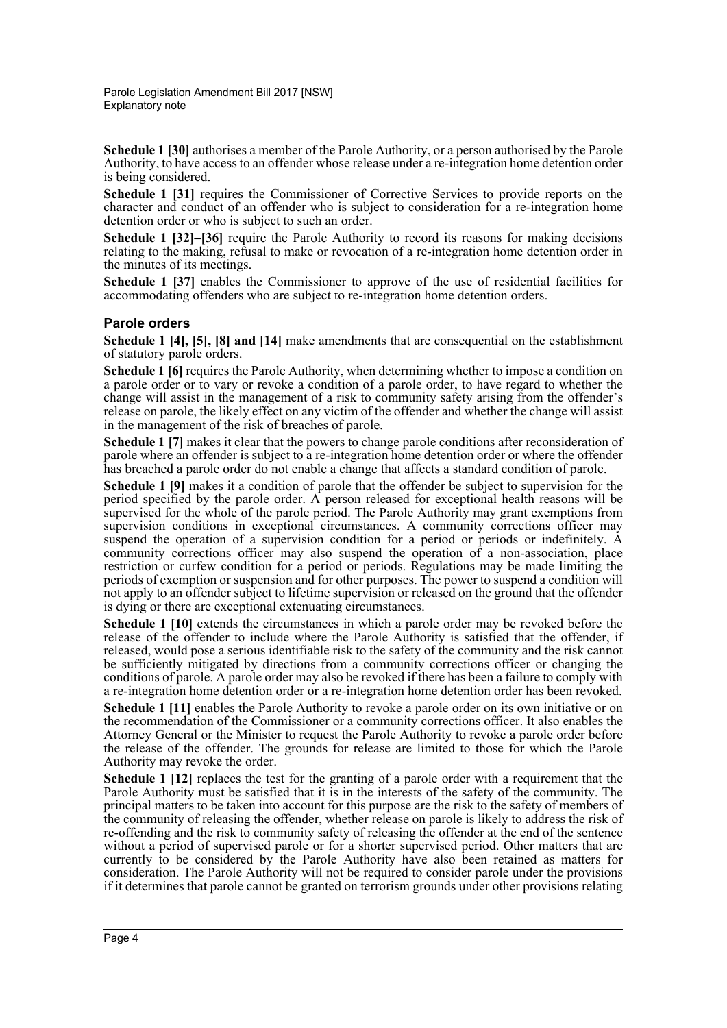**Schedule 1 [30]** authorises a member of the Parole Authority, or a person authorised by the Parole Authority, to have access to an offender whose release under a re-integration home detention order is being considered.

**Schedule 1 [31]** requires the Commissioner of Corrective Services to provide reports on the character and conduct of an offender who is subject to consideration for a re-integration home detention order or who is subject to such an order.

**Schedule 1 [32]–[36]** require the Parole Authority to record its reasons for making decisions relating to the making, refusal to make or revocation of a re-integration home detention order in the minutes of its meetings.

**Schedule 1 [37]** enables the Commissioner to approve of the use of residential facilities for accommodating offenders who are subject to re-integration home detention orders.

### Parole orders

**Schedule 1 [4], [5], [8] and [14]** make amendments that are consequential on the establishment of statutory parole orders.

**Schedule 1 [6]** requires the Parole Authority, when determining whether to impose a condition on a parole order or to vary or revoke a condition of a parole order, to have regard to whether the change will assist in the management of a risk to community safety arising from the offender's release on parole, the likely effect on any victim of the offender and whether the change will assist in the management of the risk of breaches of parole.

**Schedule 1 [7]** makes it clear that the powers to change parole conditions after reconsideration of parole where an offender is subject to a re-integration home detention order or where the offender has breached a parole order do not enable a change that affects a standard condition of parole.

**Schedule 1 [9]** makes it a condition of parole that the offender be subject to supervision for the period specified by the parole order. A person released for exceptional health reasons will be supervised for the whole of the parole period. The Parole Authority may grant exemptions from supervision conditions in exceptional circumstances. A community corrections officer may suspend the operation of a supervision condition for a period or periods or indefinitely. A community corrections officer may also suspend the operation of a non-association, place restriction or curfew condition for a period or periods. Regulations may be made limiting the periods of exemption or suspension and for other purposes. The power to suspend a condition will not apply to an offender subject to lifetime supervision or released on the ground that the offender is dying or there are exceptional extenuating circumstances.

**Schedule 1 [10]** extends the circumstances in which a parole order may be revoked before the release of the offender to include where the Parole Authority is satisfied that the offender, if released, would pose a serious identifiable risk to the safety of the community and the risk cannot be sufficiently mitigated by directions from a community corrections officer or changing the conditions of parole. A parole order may also be revoked if there has been a failure to comply with a re-integration home detention order or a re-integration home detention order has been revoked.

**Schedule 1 [11]** enables the Parole Authority to revoke a parole order on its own initiative or on the recommendation of the Commissioner or a community corrections officer. It also enables the Attorney General or the Minister to request the Parole Authority to revoke a parole order before the release of the offender. The grounds for release are limited to those for which the Parole Authority may revoke the order.

**Schedule 1 [12]** replaces the test for the granting of a parole order with a requirement that the Parole Authority must be satisfied that it is in the interests of the safety of the community. The principal matters to be taken into account for this purpose are the risk to the safety of members of the community of releasing the offender, whether release on parole is likely to address the risk of re-offending and the risk to community safety of releasing the offender at the end of the sentence without a period of supervised parole or for a shorter supervised period. Other matters that are currently to be considered by the Parole Authority have also been retained as matters for consideration. The Parole Authority will not be required to consider parole under the provisions if it determines that parole cannot be granted on terrorism grounds under other provisions relating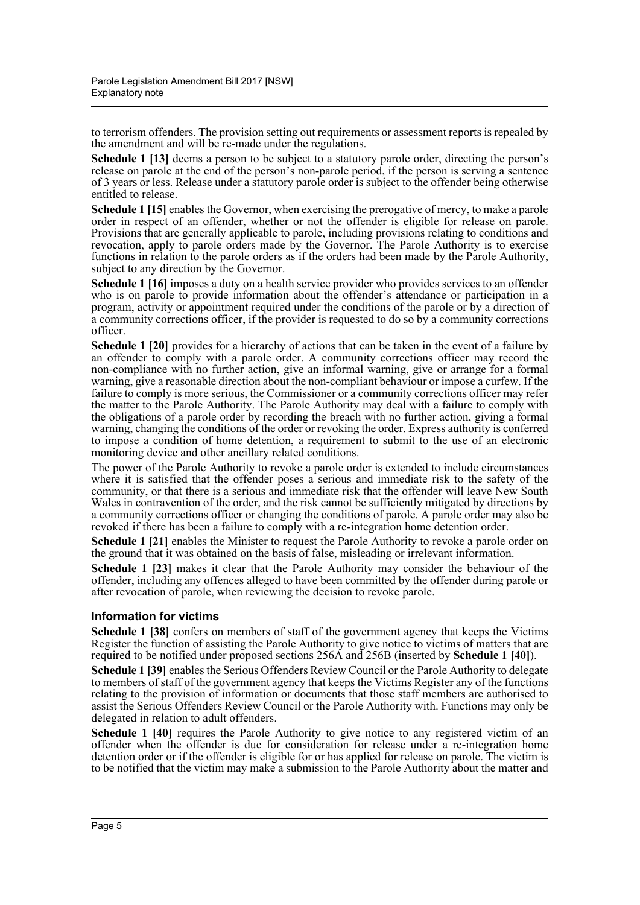to terrorism offenders. The provision setting out requirements or assessment reports is repealed by the amendment and will be re-made under the regulations.

**Schedule 1 [13]** deems a person to be subject to a statutory parole order, directing the person's release on parole at the end of the person's non-parole period, if the person is serving a sentence of 3 years or less. Release under a statutory parole order is subject to the offender being otherwise entitled to release.

**Schedule 1 [15]** enables the Governor, when exercising the prerogative of mercy, to make a parole order in respect of an offender, whether or not the offender is eligible for release on parole. Provisions that are generally applicable to parole, including provisions relating to conditions and revocation, apply to parole orders made by the Governor. The Parole Authority is to exercise functions in relation to the parole orders as if the orders had been made by the Parole Authority, subject to any direction by the Governor.

**Schedule 1 [16]** imposes a duty on a health service provider who provides services to an offender who is on parole to provide information about the offender's attendance or participation in a program, activity or appointment required under the conditions of the parole or by a direction of a community corrections officer, if the provider is requested to do so by a community corrections officer.

**Schedule 1 [20]** provides for a hierarchy of actions that can be taken in the event of a failure by an offender to comply with a parole order. A community corrections officer may record the non-compliance with no further action, give an informal warning, give or arrange for a formal warning, give a reasonable direction about the non-compliant behaviour or impose a curfew. If the failure to comply is more serious, the Commissioner or a community corrections officer may refer the matter to the Parole Authority. The Parole Authority may deal with a failure to comply with the obligations of a parole order by recording the breach with no further action, giving a formal warning, changing the conditions of the order or revoking the order. Express authority is conferred to impose a condition of home detention, a requirement to submit to the use of an electronic monitoring device and other ancillary related conditions.

The power of the Parole Authority to revoke a parole order is extended to include circumstances where it is satisfied that the offender poses a serious and immediate risk to the safety of the community, or that there is a serious and immediate risk that the offender will leave New South Wales in contravention of the order, and the risk cannot be sufficiently mitigated by directions by a community corrections officer or changing the conditions of parole. A parole order may also be revoked if there has been a failure to comply with a re-integration home detention order.

**Schedule 1 [21]** enables the Minister to request the Parole Authority to revoke a parole order on the ground that it was obtained on the basis of false, misleading or irrelevant information.

**Schedule 1 [23]** makes it clear that the Parole Authority may consider the behaviour of the offender, including any offences alleged to have been committed by the offender during parole or after revocation of parole, when reviewing the decision to revoke parole.

### Information for victims

**Schedule 1 [38]** confers on members of staff of the government agency that keeps the Victims Register the function of assisting the Parole Authority to give notice to victims of matters that are required to be notified under proposed sections 256A and 256B (inserted by **Schedule 1 [40]**).

**Schedule 1 [39]** enables the Serious Offenders Review Council or the Parole Authority to delegate to members of staff of the government agency that keeps the Victims Register any of the functions relating to the provision of information or documents that those staff members are authorised to assist the Serious Offenders Review Council or the Parole Authority with. Functions may only be delegated in relation to adult offenders.

**Schedule 1 [40]** requires the Parole Authority to give notice to any registered victim of an offender when the offender is due for consideration for release under a re-integration home detention order or if the offender is eligible for or has applied for release on parole. The victim is to be notified that the victim may make a submission to the Parole Authority about the matter and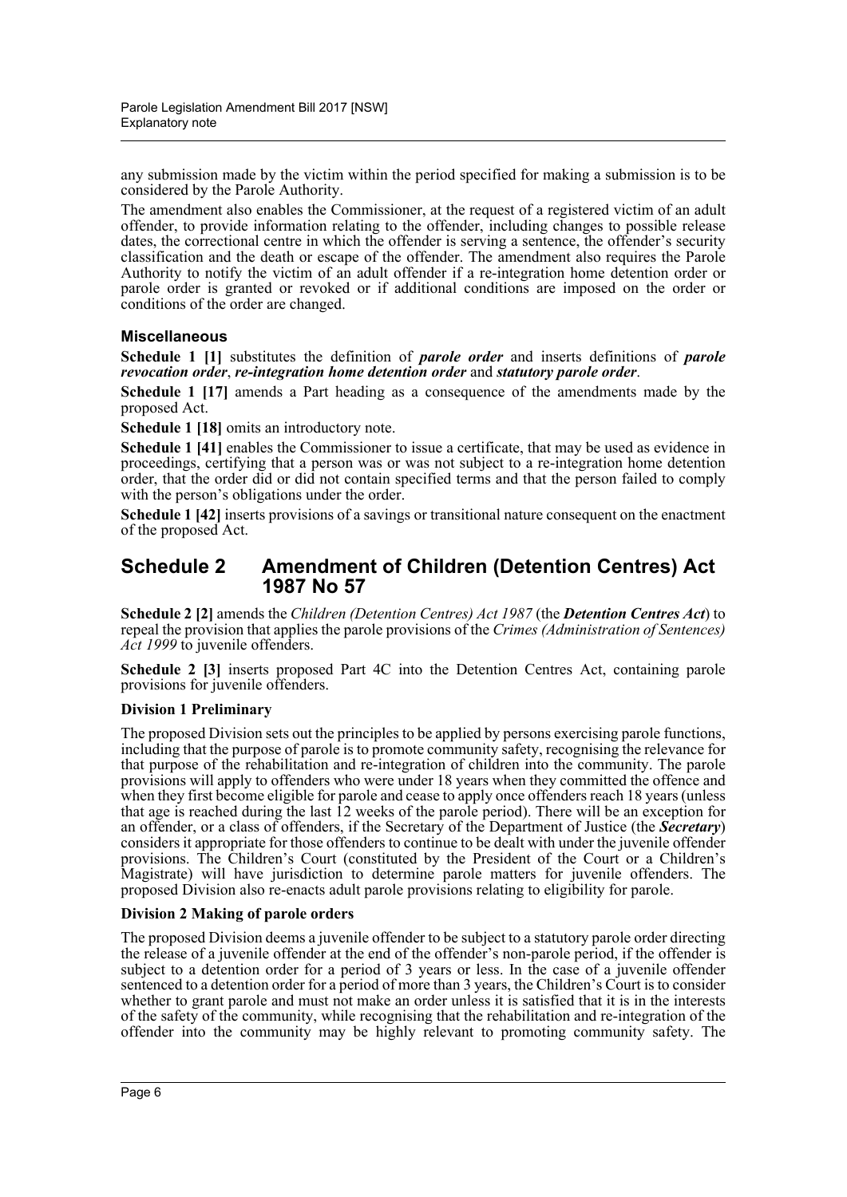any submission made by the victim within the period specified for making a submission is to be considered by the Parole Authority.

The amendment also enables the Commissioner, at the request of a registered victim of an adult offender, to provide information relating to the offender, including changes to possible release dates, the correctional centre in which the offender is serving a sentence, the offender's security classification and the death or escape of the offender. The amendment also requires the Parole Authority to notify the victim of an adult offender if a re-integration home detention order or parole order is granted or revoked or if additional conditions are imposed on the order or conditions of the order are changed.

### Miscellaneous

**Schedule 1 [1]** substitutes the definition of ***parole order*** and inserts definitions of ***parole revocation order***, ***re-integration home detention order*** and ***statutory parole order***.

**Schedule 1 [17]** amends a Part heading as a consequence of the amendments made by the proposed Act.

**Schedule 1 [18]** omits an introductory note.

**Schedule 1 [41]** enables the Commissioner to issue a certificate, that may be used as evidence in proceedings, certifying that a person was or was not subject to a re-integration home detention order, that the order did or did not contain specified terms and that the person failed to comply with the person's obligations under the order.

**Schedule 1 [42]** inserts provisions of a savings or transitional nature consequent on the enactment of the proposed Act.

## Schedule 2 Amendment of Children (Detention Centres) Act 1987 No 57

**Schedule 2 [2]** amends the *Children (Detention Centres) Act 1987* (the ***Detention Centres Act***) to repeal the provision that applies the parole provisions of the *Crimes (Administration of Sentences) Act 1999* to juvenile offenders.

**Schedule 2 [3]** inserts proposed Part 4C into the Detention Centres Act, containing parole provisions for juvenile offenders.

**Division 1 Preliminary**

The proposed Division sets out the principles to be applied by persons exercising parole functions, including that the purpose of parole is to promote community safety, recognising the relevance for that purpose of the rehabilitation and re-integration of children into the community. The parole provisions will apply to offenders who were under 18 years when they committed the offence and when they first become eligible for parole and cease to apply once offenders reach 18 years (unless that age is reached during the last 12 weeks of the parole period). There will be an exception for an offender, or a class of offenders, if the Secretary of the Department of Justice (the ***Secretary***) considers it appropriate for those offenders to continue to be dealt with under the juvenile offender provisions. The Children's Court (constituted by the President of the Court or a Children's Magistrate) will have jurisdiction to determine parole matters for juvenile offenders. The proposed Division also re-enacts adult parole provisions relating to eligibility for parole.

**Division 2 Making of parole orders**

The proposed Division deems a juvenile offender to be subject to a statutory parole order directing the release of a juvenile offender at the end of the offender's non-parole period, if the offender is subject to a detention order for a period of 3 years or less. In the case of a juvenile offender sentenced to a detention order for a period of more than 3 years, the Children's Court is to consider whether to grant parole and must not make an order unless it is satisfied that it is in the interests of the safety of the community, while recognising that the rehabilitation and re-integration of the offender into the community may be highly relevant to promoting community safety. The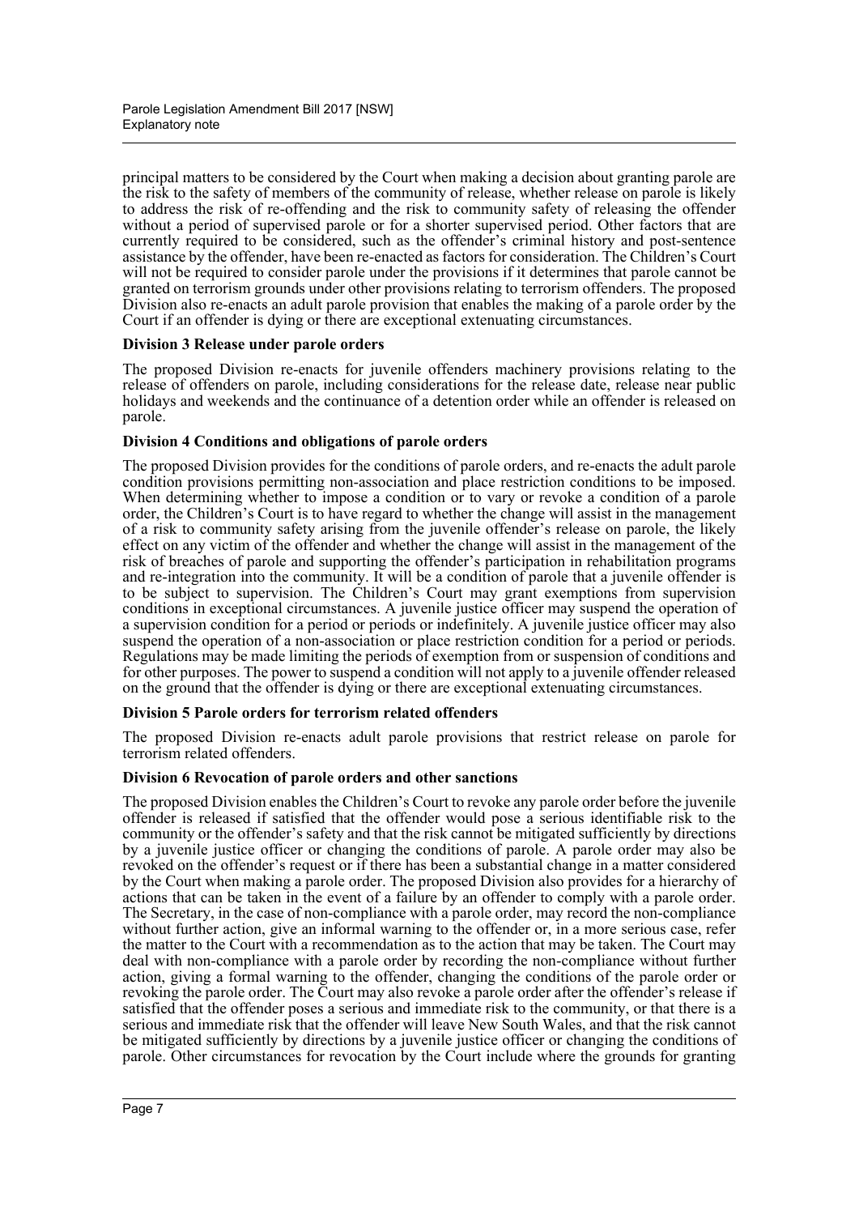principal matters to be considered by the Court when making a decision about granting parole are the risk to the safety of members of the community of release, whether release on parole is likely to address the risk of re-offending and the risk to community safety of releasing the offender without a period of supervised parole or for a shorter supervised period. Other factors that are currently required to be considered, such as the offender's criminal history and post-sentence assistance by the offender, have been re-enacted as factors for consideration. The Children's Court will not be required to consider parole under the provisions if it determines that parole cannot be granted on terrorism grounds under other provisions relating to terrorism offenders. The proposed Division also re-enacts an adult parole provision that enables the making of a parole order by the Court if an offender is dying or there are exceptional extenuating circumstances.

**Division 3 Release under parole orders**

The proposed Division re-enacts for juvenile offenders machinery provisions relating to the release of offenders on parole, including considerations for the release date, release near public holidays and weekends and the continuance of a detention order while an offender is released on parole.

**Division 4 Conditions and obligations of parole orders**

The proposed Division provides for the conditions of parole orders, and re-enacts the adult parole condition provisions permitting non-association and place restriction conditions to be imposed. When determining whether to impose a condition or to vary or revoke a condition of a parole order, the Children's Court is to have regard to whether the change will assist in the management of a risk to community safety arising from the juvenile offender's release on parole, the likely effect on any victim of the offender and whether the change will assist in the management of the risk of breaches of parole and supporting the offender's participation in rehabilitation programs and re-integration into the community. It will be a condition of parole that a juvenile offender is to be subject to supervision. The Children's Court may grant exemptions from supervision conditions in exceptional circumstances. A juvenile justice officer may suspend the operation of a supervision condition for a period or periods or indefinitely. A juvenile justice officer may also suspend the operation of a non-association or place restriction condition for a period or periods. Regulations may be made limiting the periods of exemption from or suspension of conditions and for other purposes. The power to suspend a condition will not apply to a juvenile offender released on the ground that the offender is dying or there are exceptional extenuating circumstances.

**Division 5 Parole orders for terrorism related offenders**

The proposed Division re-enacts adult parole provisions that restrict release on parole for terrorism related offenders.

**Division 6 Revocation of parole orders and other sanctions**

The proposed Division enables the Children's Court to revoke any parole order before the juvenile offender is released if satisfied that the offender would pose a serious identifiable risk to the community or the offender's safety and that the risk cannot be mitigated sufficiently by directions by a juvenile justice officer or changing the conditions of parole. A parole order may also be revoked on the offender's request or if there has been a substantial change in a matter considered by the Court when making a parole order. The proposed Division also provides for a hierarchy of actions that can be taken in the event of a failure by an offender to comply with a parole order. The Secretary, in the case of non-compliance with a parole order, may record the non-compliance without further action, give an informal warning to the offender or, in a more serious case, refer the matter to the Court with a recommendation as to the action that may be taken. The Court may deal with non-compliance with a parole order by recording the non-compliance without further action, giving a formal warning to the offender, changing the conditions of the parole order or revoking the parole order. The Court may also revoke a parole order after the offender's release if satisfied that the offender poses a serious and immediate risk to the community, or that there is a serious and immediate risk that the offender will leave New South Wales, and that the risk cannot be mitigated sufficiently by directions by a juvenile justice officer or changing the conditions of parole. Other circumstances for revocation by the Court include where the grounds for granting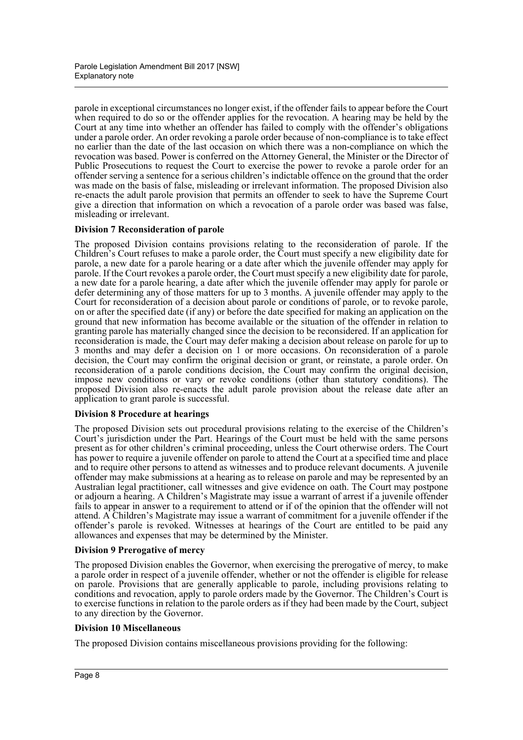parole in exceptional circumstances no longer exist, if the offender fails to appear before the Court when required to do so or the offender applies for the revocation. A hearing may be held by the Court at any time into whether an offender has failed to comply with the offender's obligations under a parole order. An order revoking a parole order because of non-compliance is to take effect no earlier than the date of the last occasion on which there was a non-compliance on which the revocation was based. Power is conferred on the Attorney General, the Minister or the Director of Public Prosecutions to request the Court to exercise the power to revoke a parole order for an offender serving a sentence for a serious children's indictable offence on the ground that the order was made on the basis of false, misleading or irrelevant information. The proposed Division also re-enacts the adult parole provision that permits an offender to seek to have the Supreme Court give a direction that information on which a revocation of a parole order was based was false, misleading or irrelevant.

**Division 7 Reconsideration of parole**

The proposed Division contains provisions relating to the reconsideration of parole. If the Children's Court refuses to make a parole order, the Court must specify a new eligibility date for parole, a new date for a parole hearing or a date after which the juvenile offender may apply for parole. If the Court revokes a parole order, the Court must specify a new eligibility date for parole, a new date for a parole hearing, a date after which the juvenile offender may apply for parole or defer determining any of those matters for up to 3 months. A juvenile offender may apply to the Court for reconsideration of a decision about parole or conditions of parole, or to revoke parole, on or after the specified date (if any) or before the date specified for making an application on the ground that new information has become available or the situation of the offender in relation to granting parole has materially changed since the decision to be reconsidered. If an application for reconsideration is made, the Court may defer making a decision about release on parole for up to 3 months and may defer a decision on 1 or more occasions. On reconsideration of a parole decision, the Court may confirm the original decision or grant, or reinstate, a parole order. On reconsideration of a parole conditions decision, the Court may confirm the original decision, impose new conditions or vary or revoke conditions (other than statutory conditions). The proposed Division also re-enacts the adult parole provision about the release date after an application to grant parole is successful.

**Division 8 Procedure at hearings**

The proposed Division sets out procedural provisions relating to the exercise of the Children's Court's jurisdiction under the Part. Hearings of the Court must be held with the same persons present as for other children's criminal proceeding, unless the Court otherwise orders. The Court has power to require a juvenile offender on parole to attend the Court at a specified time and place and to require other persons to attend as witnesses and to produce relevant documents. A juvenile offender may make submissions at a hearing as to release on parole and may be represented by an Australian legal practitioner, call witnesses and give evidence on oath. The Court may postpone or adjourn a hearing. A Children's Magistrate may issue a warrant of arrest if a juvenile offender fails to appear in answer to a requirement to attend or if of the opinion that the offender will not attend. A Children's Magistrate may issue a warrant of commitment for a juvenile offender if the offender's parole is revoked. Witnesses at hearings of the Court are entitled to be paid any allowances and expenses that may be determined by the Minister.

**Division 9 Prerogative of mercy**

The proposed Division enables the Governor, when exercising the prerogative of mercy, to make a parole order in respect of a juvenile offender, whether or not the offender is eligible for release on parole. Provisions that are generally applicable to parole, including provisions relating to conditions and revocation, apply to parole orders made by the Governor. The Children's Court is to exercise functions in relation to the parole orders as if they had been made by the Court, subject to any direction by the Governor.

**Division 10 Miscellaneous**

The proposed Division contains miscellaneous provisions providing for the following: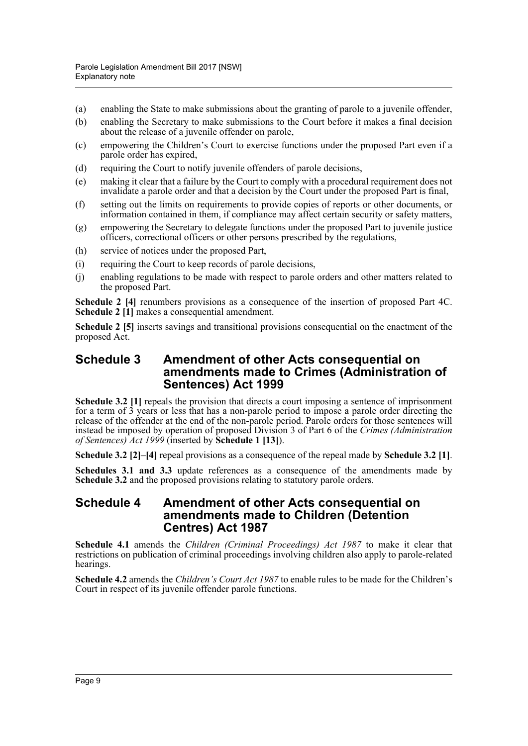(a) enabling the State to make submissions about the granting of parole to a juvenile offender,

(b) enabling the Secretary to make submissions to the Court before it makes a final decision about the release of a juvenile offender on parole,

(c) empowering the Children's Court to exercise functions under the proposed Part even if a parole order has expired,

(d) requiring the Court to notify juvenile offenders of parole decisions,

(e) making it clear that a failure by the Court to comply with a procedural requirement does not invalidate a parole order and that a decision by the Court under the proposed Part is final,

(f) setting out the limits on requirements to provide copies of reports or other documents, or information contained in them, if compliance may affect certain security or safety matters,

(g) empowering the Secretary to delegate functions under the proposed Part to juvenile justice officers, correctional officers or other persons prescribed by the regulations,

(h) service of notices under the proposed Part,

(i) requiring the Court to keep records of parole decisions,

(j) enabling regulations to be made with respect to parole orders and other matters related to the proposed Part.

**Schedule 2 [4]** renumbers provisions as a consequence of the insertion of proposed Part 4C. **Schedule 2 [1]** makes a consequential amendment.

**Schedule 2 [5]** inserts savings and transitional provisions consequential on the enactment of the proposed Act.

## Schedule 3 Amendment of other Acts consequential on amendments made to Crimes (Administration of Sentences) Act 1999

**Schedule 3.2 [1]** repeals the provision that directs a court imposing a sentence of imprisonment for a term of 3 years or less that has a non-parole period to impose a parole order directing the release of the offender at the end of the non-parole period. Parole orders for those sentences will instead be imposed by operation of proposed Division 3 of Part 6 of the *Crimes (Administration of Sentences) Act 1999* (inserted by **Schedule 1 [13]**).

**Schedule 3.2 [2]–[4]** repeal provisions as a consequence of the repeal made by **Schedule 3.2 [1]**.

**Schedules 3.1 and 3.3** update references as a consequence of the amendments made by **Schedule 3.2** and the proposed provisions relating to statutory parole orders.

## Schedule 4 Amendment of other Acts consequential on amendments made to Children (Detention Centres) Act 1987

**Schedule 4.1** amends the *Children (Criminal Proceedings) Act 1987* to make it clear that restrictions on publication of criminal proceedings involving children also apply to parole-related hearings.

**Schedule 4.2** amends the *Children's Court Act 1987* to enable rules to be made for the Children's Court in respect of its juvenile offender parole functions.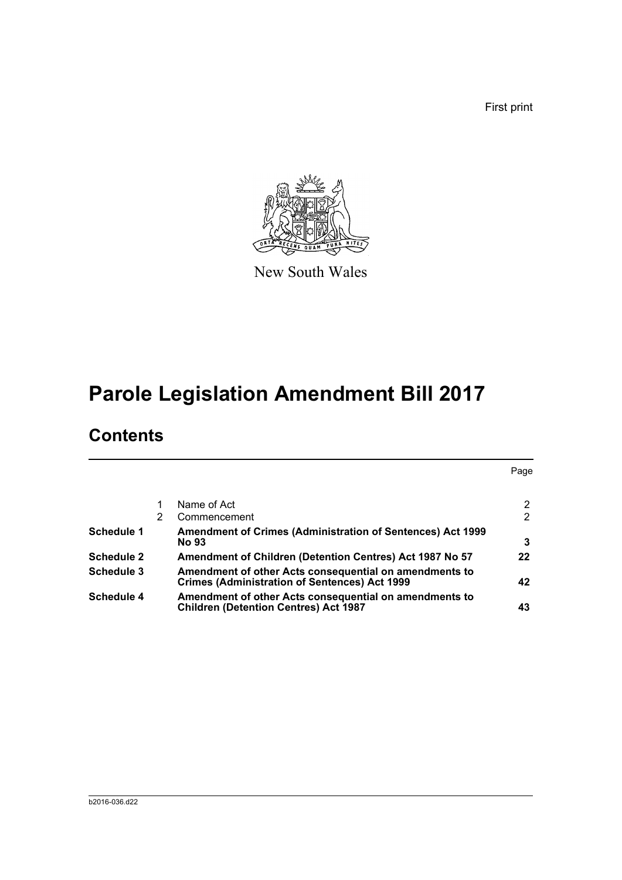First print

New South Wales

# Parole Legislation Amendment Bill 2017

## Contents

| | | | Page |
|---|---|---|---|
| | 1 | Name of Act | 2 |
| | 2 | Commencement | 2 |
| **Schedule 1** | | **Amendment of Crimes (Administration of Sentences) Act 1999 No 93** | **3** |
| **Schedule 2** | | **Amendment of Children (Detention Centres) Act 1987 No 57** | **22** |
| **Schedule 3** | | **Amendment of other Acts consequential on amendments to Crimes (Administration of Sentences) Act 1999** | **42** |
| **Schedule 4** | | **Amendment of other Acts consequential on amendments to Children (Detention Centres) Act 1987** | **43** |

b2016-036.d22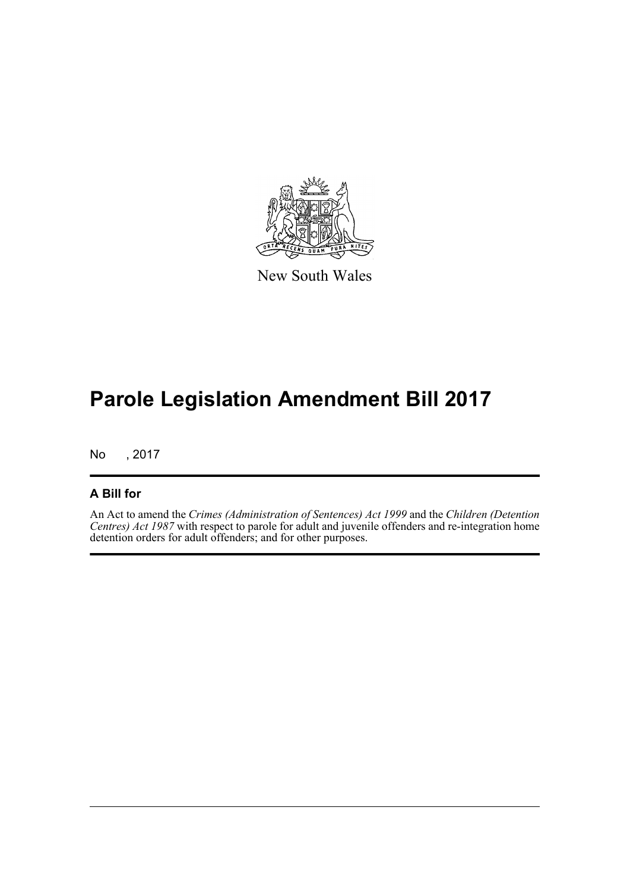New South Wales

# Parole Legislation Amendment Bill 2017

No , 2017

## A Bill for

An Act to amend the *Crimes (Administration of Sentences) Act 1999* and the *Children (Detention Centres) Act 1987* with respect to parole for adult and juvenile offenders and re-integration home detention orders for adult offenders; and for other purposes.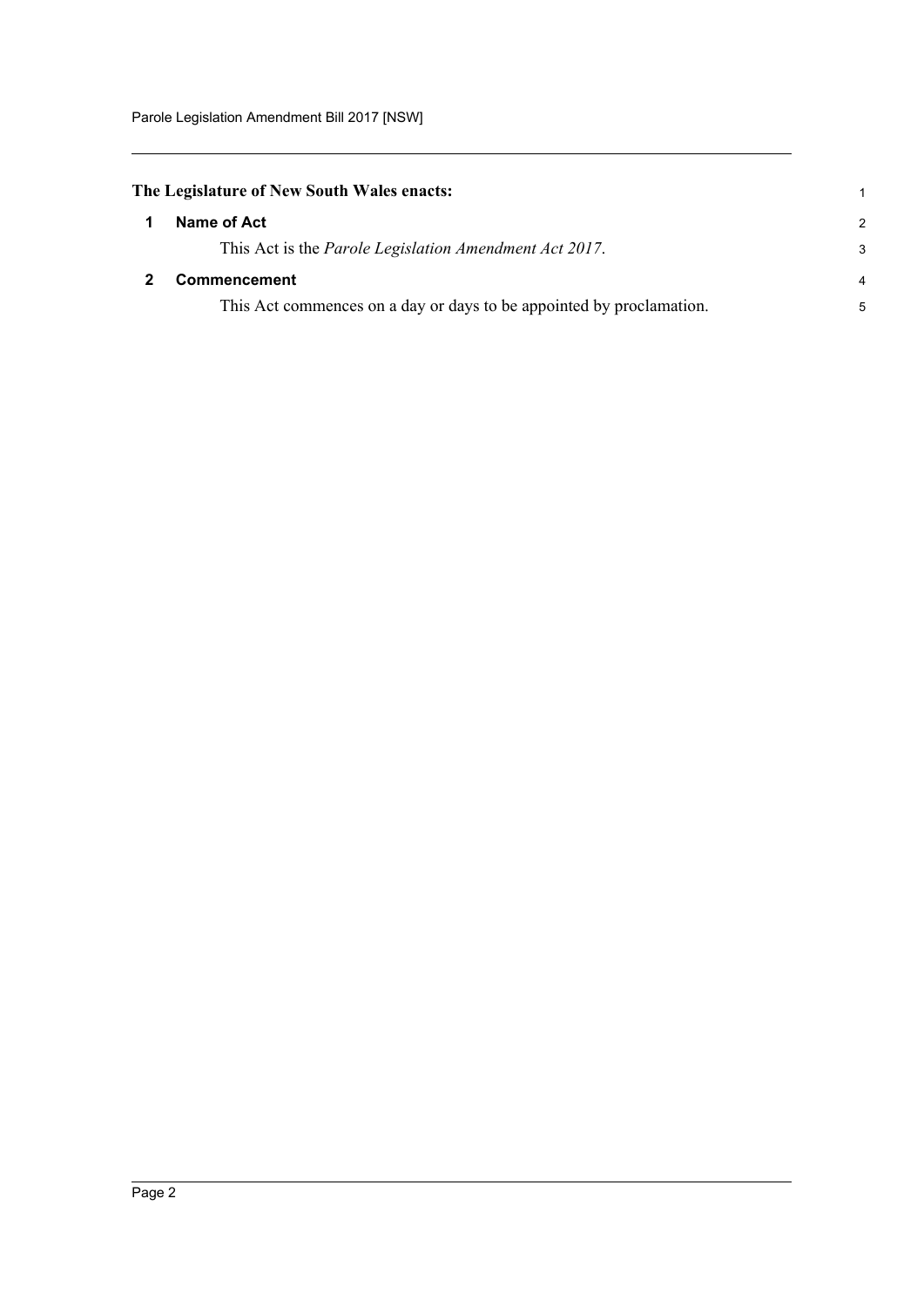**The Legislature of New South Wales enacts:**

## 1 Name of Act

This Act is the *Parole Legislation Amendment Act 2017*.

## 2 Commencement

This Act commences on a day or days to be appointed by proclamation.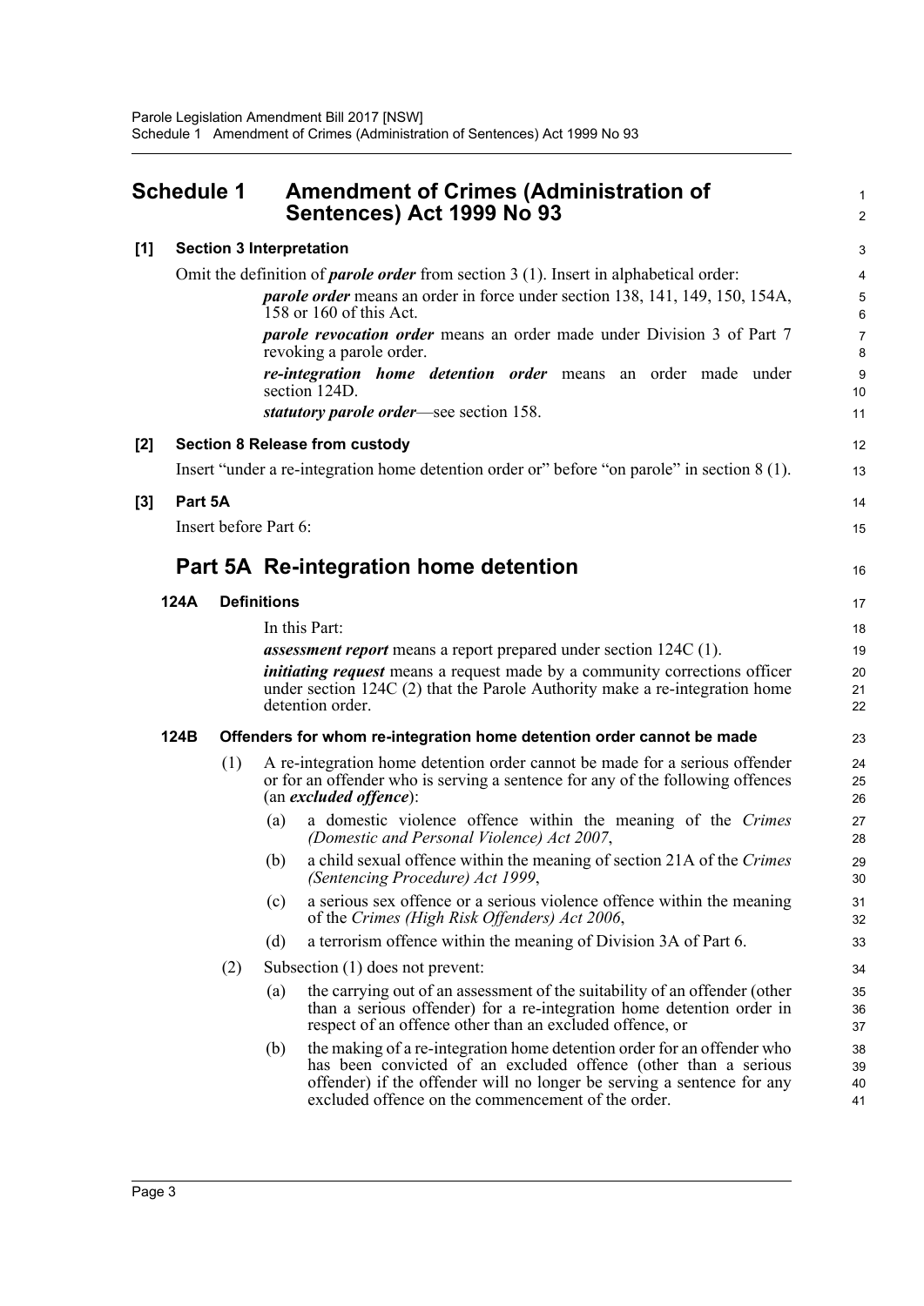## Schedule 1 Amendment of Crimes (Administration of Sentences) Act 1999 No 93

**[1] Section 3 Interpretation**

Omit the definition of ***parole order*** from section 3 (1). Insert in alphabetical order:

> ***parole order*** means an order in force under section 138, 141, 149, 150, 154A, 158 or 160 of this Act.
>
> ***parole revocation order*** means an order made under Division 3 of Part 7 revoking a parole order.
>
> ***re-integration home detention order*** means an order made under section 124D.
>
> ***statutory parole order***—see section 158.

**[2] Section 8 Release from custody**

Insert "under a re-integration home detention order or" before "on parole" in section 8 (1).

**[3] Part 5A**

Insert before Part 6:

## Part 5A Re-integration home detention

**124A Definitions**

In this Part:

***assessment report*** means a report prepared under section 124C (1).

***initiating request*** means a request made by a community corrections officer under section 124C (2) that the Parole Authority make a re-integration home detention order.

**124B Offenders for whom re-integration home detention order cannot be made**

(1) A re-integration home detention order cannot be made for a serious offender or for an offender who is serving a sentence for any of the following offences (an ***excluded offence***):

(a) a domestic violence offence within the meaning of the *Crimes (Domestic and Personal Violence) Act 2007*,

(b) a child sexual offence within the meaning of section 21A of the *Crimes (Sentencing Procedure) Act 1999*,

(c) a serious sex offence or a serious violence offence within the meaning of the *Crimes (High Risk Offenders) Act 2006*,

(d) a terrorism offence within the meaning of Division 3A of Part 6.

(2) Subsection (1) does not prevent:

(a) the carrying out of an assessment of the suitability of an offender (other than a serious offender) for a re-integration home detention order in respect of an offence other than an excluded offence, or

(b) the making of a re-integration home detention order for an offender who has been convicted of an excluded offence (other than a serious offender) if the offender will no longer be serving a sentence for any excluded offence on the commencement of the order.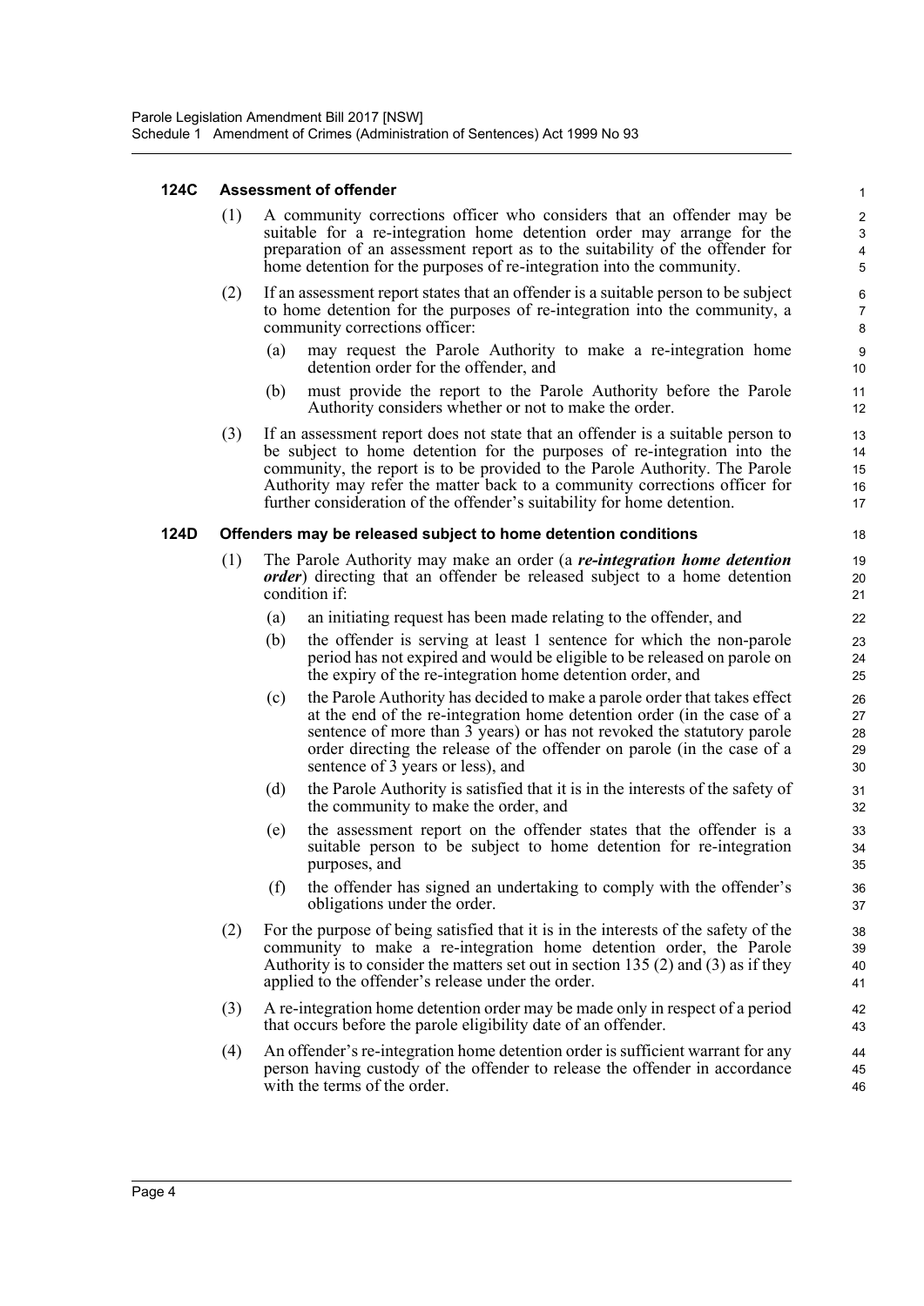#### 124C Assessment of offender

(1) A community corrections officer who considers that an offender may be suitable for a re-integration home detention order may arrange for the preparation of an assessment report as to the suitability of the offender for home detention for the purposes of re-integration into the community.

(2) If an assessment report states that an offender is a suitable person to be subject to home detention for the purposes of re-integration into the community, a community corrections officer:

(a) may request the Parole Authority to make a re-integration home detention order for the offender, and

(b) must provide the report to the Parole Authority before the Parole Authority considers whether or not to make the order.

(3) If an assessment report does not state that an offender is a suitable person to be subject to home detention for the purposes of re-integration into the community, the report is to be provided to the Parole Authority. The Parole Authority may refer the matter back to a community corrections officer for further consideration of the offender's suitability for home detention.

#### 124D Offenders may be released subject to home detention conditions

(1) The Parole Authority may make an order (a ***re-integration home detention order***) directing that an offender be released subject to a home detention condition if:

(a) an initiating request has been made relating to the offender, and

(b) the offender is serving at least 1 sentence for which the non-parole period has not expired and would be eligible to be released on parole on the expiry of the re-integration home detention order, and

(c) the Parole Authority has decided to make a parole order that takes effect at the end of the re-integration home detention order (in the case of a sentence of more than 3 years) or has not revoked the statutory parole order directing the release of the offender on parole (in the case of a sentence of 3 years or less), and

(d) the Parole Authority is satisfied that it is in the interests of the safety of the community to make the order, and

(e) the assessment report on the offender states that the offender is a suitable person to be subject to home detention for re-integration purposes, and

(f) the offender has signed an undertaking to comply with the offender's obligations under the order.

(2) For the purpose of being satisfied that it is in the interests of the safety of the community to make a re-integration home detention order, the Parole Authority is to consider the matters set out in section 135 (2) and (3) as if they applied to the offender's release under the order.

(3) A re-integration home detention order may be made only in respect of a period that occurs before the parole eligibility date of an offender.

(4) An offender's re-integration home detention order is sufficient warrant for any person having custody of the offender to release the offender in accordance with the terms of the order.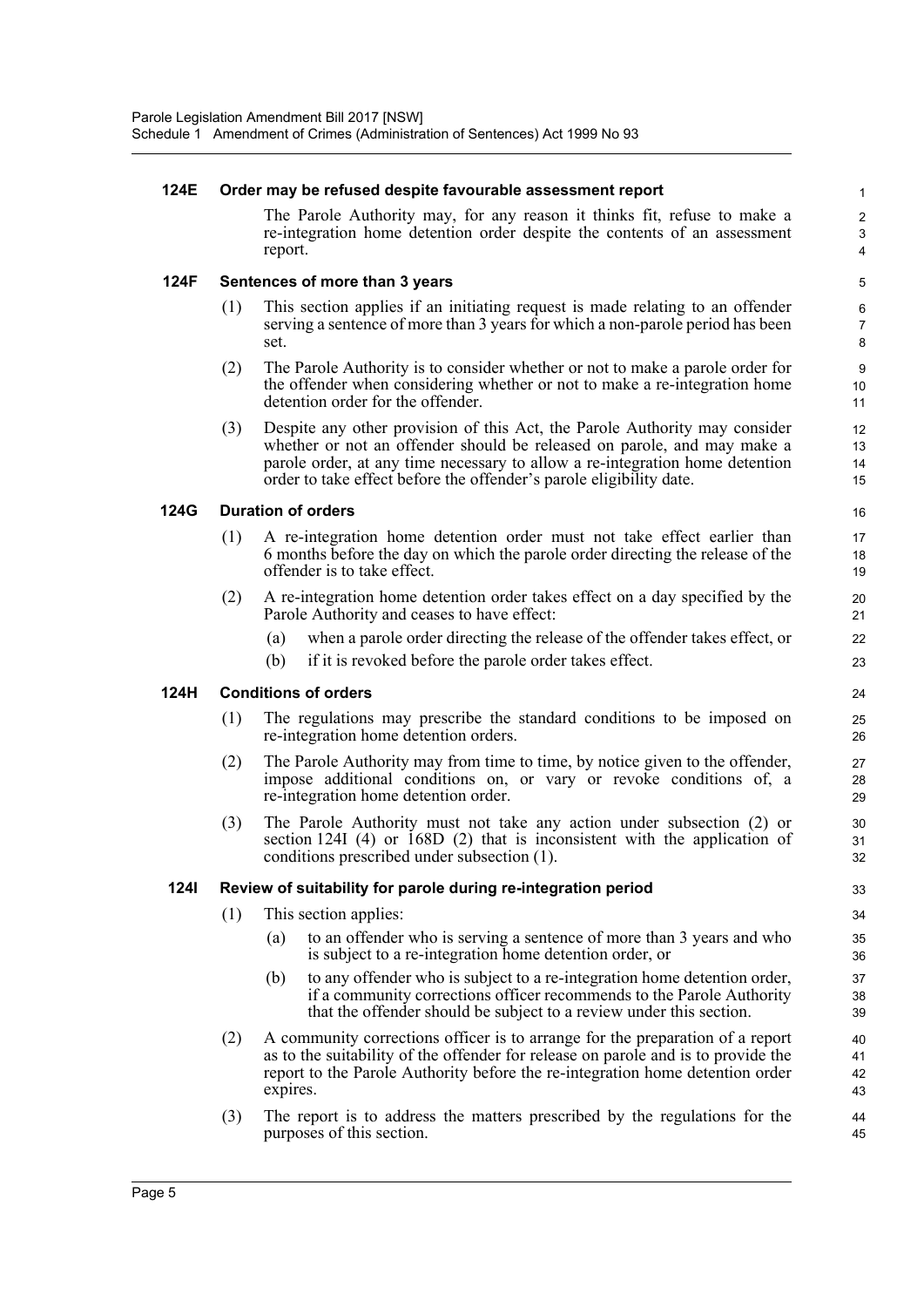#### 124E Order may be refused despite favourable assessment report

The Parole Authority may, for any reason it thinks fit, refuse to make a re-integration home detention order despite the contents of an assessment report.

#### 124F Sentences of more than 3 years

(1) This section applies if an initiating request is made relating to an offender serving a sentence of more than 3 years for which a non-parole period has been set.

(2) The Parole Authority is to consider whether or not to make a parole order for the offender when considering whether or not to make a re-integration home detention order for the offender.

(3) Despite any other provision of this Act, the Parole Authority may consider whether or not an offender should be released on parole, and may make a parole order, at any time necessary to allow a re-integration home detention order to take effect before the offender's parole eligibility date.

#### 124G Duration of orders

(1) A re-integration home detention order must not take effect earlier than 6 months before the day on which the parole order directing the release of the offender is to take effect.

(2) A re-integration home detention order takes effect on a day specified by the Parole Authority and ceases to have effect:

- (a) when a parole order directing the release of the offender takes effect, or
- (b) if it is revoked before the parole order takes effect.

#### 124H Conditions of orders

(1) The regulations may prescribe the standard conditions to be imposed on re-integration home detention orders.

(2) The Parole Authority may from time to time, by notice given to the offender, impose additional conditions on, or vary or revoke conditions of, a re-integration home detention order.

(3) The Parole Authority must not take any action under subsection (2) or section 124I (4) or 168D (2) that is inconsistent with the application of conditions prescribed under subsection (1).

#### 124I Review of suitability for parole during re-integration period

(1) This section applies:

- (a) to an offender who is serving a sentence of more than 3 years and who is subject to a re-integration home detention order, or
- (b) to any offender who is subject to a re-integration home detention order, if a community corrections officer recommends to the Parole Authority that the offender should be subject to a review under this section.

(2) A community corrections officer is to arrange for the preparation of a report as to the suitability of the offender for release on parole and is to provide the report to the Parole Authority before the re-integration home detention order expires.

(3) The report is to address the matters prescribed by the regulations for the purposes of this section.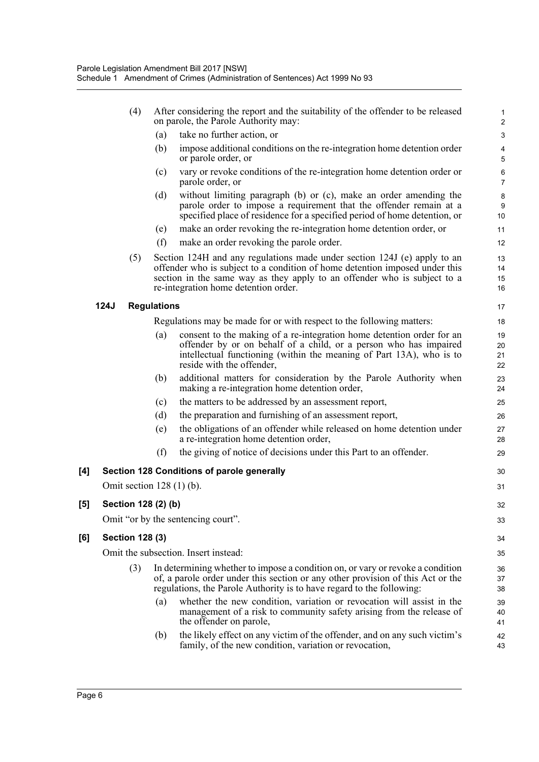(4) After considering the report and the suitability of the offender to be released on parole, the Parole Authority may:

(a) take no further action, or

(b) impose additional conditions on the re-integration home detention order or parole order, or

(c) vary or revoke conditions of the re-integration home detention order or parole order, or

(d) without limiting paragraph (b) or (c), make an order amending the parole order to impose a requirement that the offender remain at a specified place of residence for a specified period of home detention, or

(e) make an order revoking the re-integration home detention order, or

(f) make an order revoking the parole order.

(5) Section 124H and any regulations made under section 124J (e) apply to an offender who is subject to a condition of home detention imposed under this section in the same way as they apply to an offender who is subject to a re-integration home detention order.

**124J Regulations**

Regulations may be made for or with respect to the following matters:

(a) consent to the making of a re-integration home detention order for an offender by or on behalf of a child, or a person who has impaired intellectual functioning (within the meaning of Part 13A), who is to reside with the offender,

(b) additional matters for consideration by the Parole Authority when making a re-integration home detention order,

(c) the matters to be addressed by an assessment report,

(d) the preparation and furnishing of an assessment report,

(e) the obligations of an offender while released on home detention under a re-integration home detention order,

(f) the giving of notice of decisions under this Part to an offender.

**[4] Section 128 Conditions of parole generally**

Omit section 128 (1) (b).

**[5] Section 128 (2) (b)**

Omit "or by the sentencing court".

**[6] Section 128 (3)**

Omit the subsection. Insert instead:

(3) In determining whether to impose a condition on, or vary or revoke a condition of, a parole order under this section or any other provision of this Act or the regulations, the Parole Authority is to have regard to the following:

(a) whether the new condition, variation or revocation will assist in the management of a risk to community safety arising from the release of the offender on parole,

(b) the likely effect on any victim of the offender, and on any such victim's family, of the new condition, variation or revocation,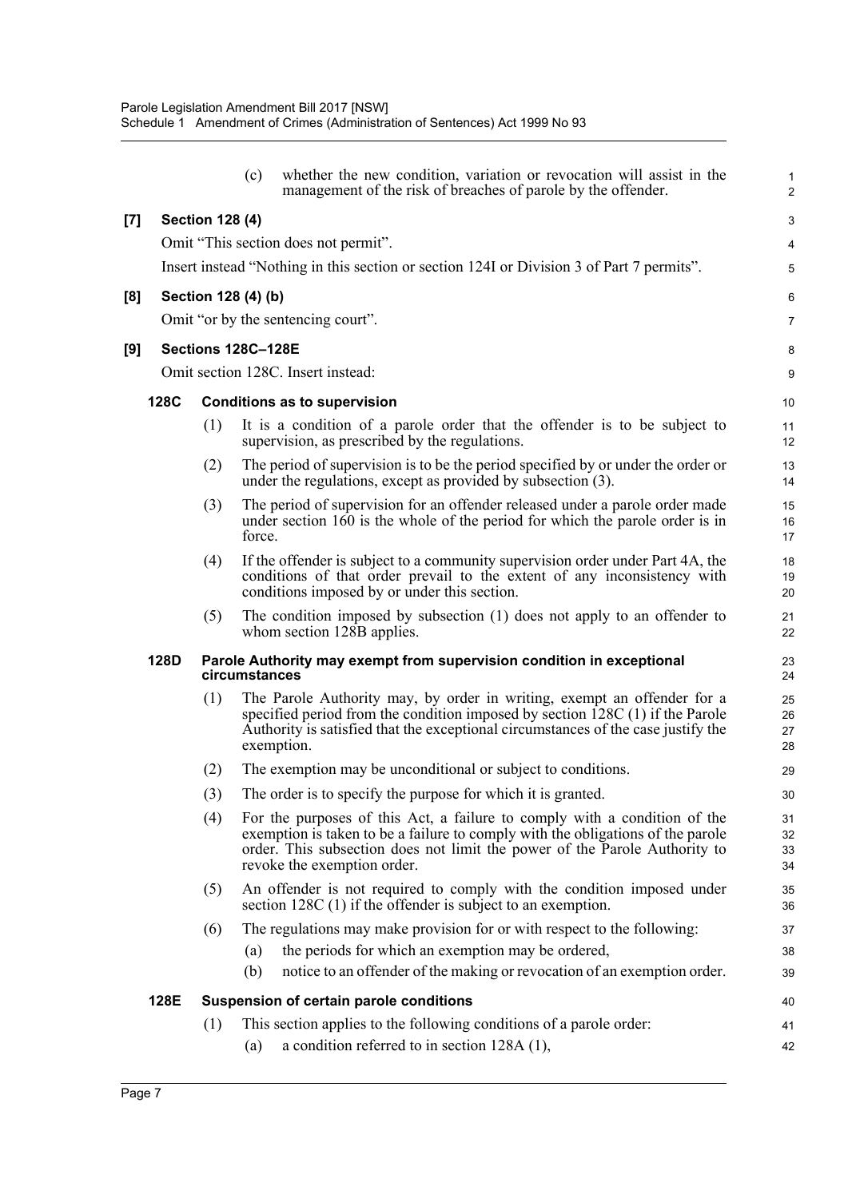(c) whether the new condition, variation or revocation will assist in the management of the risk of breaches of parole by the offender.

**[7] Section 128 (4)**

Omit "This section does not permit".

Insert instead "Nothing in this section or section 124I or Division 3 of Part 7 permits".

**[8] Section 128 (4) (b)**

Omit "or by the sentencing court".

**[9] Sections 128C–128E**

Omit section 128C. Insert instead:

**128C Conditions as to supervision**

(1) It is a condition of a parole order that the offender is to be subject to supervision, as prescribed by the regulations.

(2) The period of supervision is to be the period specified by or under the order or under the regulations, except as provided by subsection (3).

(3) The period of supervision for an offender released under a parole order made under section 160 is the whole of the period for which the parole order is in force.

(4) If the offender is subject to a community supervision order under Part 4A, the conditions of that order prevail to the extent of any inconsistency with conditions imposed by or under this section.

(5) The condition imposed by subsection (1) does not apply to an offender to whom section 128B applies.

**128D Parole Authority may exempt from supervision condition in exceptional circumstances**

(1) The Parole Authority may, by order in writing, exempt an offender for a specified period from the condition imposed by section 128C (1) if the Parole Authority is satisfied that the exceptional circumstances of the case justify the exemption.

(2) The exemption may be unconditional or subject to conditions.

(3) The order is to specify the purpose for which it is granted.

(4) For the purposes of this Act, a failure to comply with a condition of the exemption is taken to be a failure to comply with the obligations of the parole order. This subsection does not limit the power of the Parole Authority to revoke the exemption order.

(5) An offender is not required to comply with the condition imposed under section 128C (1) if the offender is subject to an exemption.

(6) The regulations may make provision for or with respect to the following:

(a) the periods for which an exemption may be ordered,

(b) notice to an offender of the making or revocation of an exemption order.

**128E Suspension of certain parole conditions**

(1) This section applies to the following conditions of a parole order:

(a) a condition referred to in section 128A (1),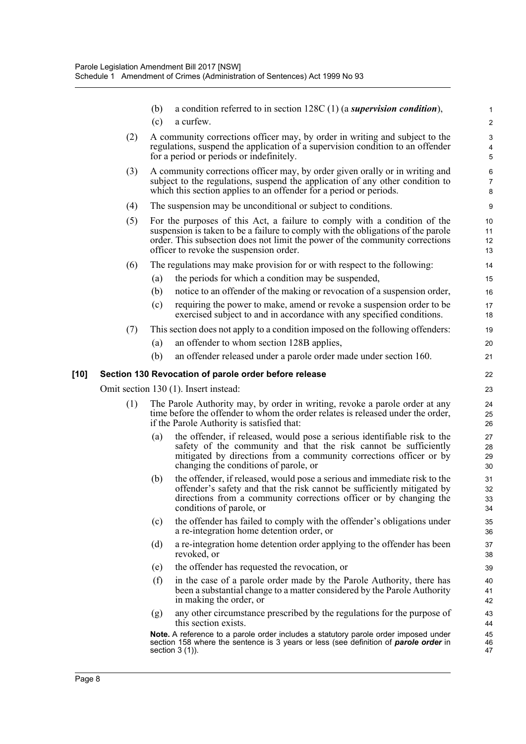(b) a condition referred to in section 128C (1) (a ***supervision condition***),

(c) a curfew.

(2) A community corrections officer may, by order in writing and subject to the regulations, suspend the application of a supervision condition to an offender for a period or periods or indefinitely.

(3) A community corrections officer may, by order given orally or in writing and subject to the regulations, suspend the application of any other condition to which this section applies to an offender for a period or periods.

(4) The suspension may be unconditional or subject to conditions.

(5) For the purposes of this Act, a failure to comply with a condition of the suspension is taken to be a failure to comply with the obligations of the parole order. This subsection does not limit the power of the community corrections officer to revoke the suspension order.

(6) The regulations may make provision for or with respect to the following:

(a) the periods for which a condition may be suspended,

(b) notice to an offender of the making or revocation of a suspension order,

(c) requiring the power to make, amend or revoke a suspension order to be exercised subject to and in accordance with any specified conditions.

(7) This section does not apply to a condition imposed on the following offenders:

(a) an offender to whom section 128B applies,

(b) an offender released under a parole order made under section 160.

### [10] Section 130 Revocation of parole order before release

Omit section 130 (1). Insert instead:

(1) The Parole Authority may, by order in writing, revoke a parole order at any time before the offender to whom the order relates is released under the order, if the Parole Authority is satisfied that:

(a) the offender, if released, would pose a serious identifiable risk to the safety of the community and that the risk cannot be sufficiently mitigated by directions from a community corrections officer or by changing the conditions of parole, or

(b) the offender, if released, would pose a serious and immediate risk to the offender's safety and that the risk cannot be sufficiently mitigated by directions from a community corrections officer or by changing the conditions of parole, or

(c) the offender has failed to comply with the offender's obligations under a re-integration home detention order, or

(d) a re-integration home detention order applying to the offender has been revoked, or

(e) the offender has requested the revocation, or

(f) in the case of a parole order made by the Parole Authority, there has been a substantial change to a matter considered by the Parole Authority in making the order, or

(g) any other circumstance prescribed by the regulations for the purpose of this section exists.

**Note.** A reference to a parole order includes a statutory parole order imposed under section 158 where the sentence is 3 years or less (see definition of ***parole order*** in section 3 (1)).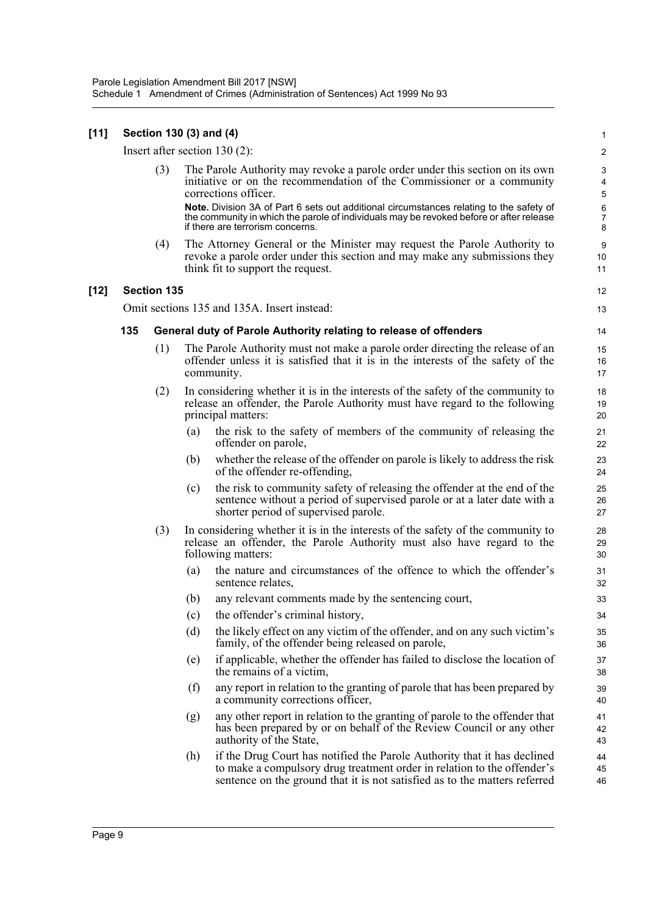### [11] Section 130 (3) and (4)

Insert after section 130 (2):

(3) The Parole Authority may revoke a parole order under this section on its own initiative or on the recommendation of the Commissioner or a community corrections officer.

**Note.** Division 3A of Part 6 sets out additional circumstances relating to the safety of the community in which the parole of individuals may be revoked before or after release if there are terrorism concerns.

(4) The Attorney General or the Minister may request the Parole Authority to revoke a parole order under this section and may make any submissions they think fit to support the request.

### [12] Section 135

Omit sections 135 and 135A. Insert instead:

#### 135 General duty of Parole Authority relating to release of offenders

(1) The Parole Authority must not make a parole order directing the release of an offender unless it is satisfied that it is in the interests of the safety of the community.

(2) In considering whether it is in the interests of the safety of the community to release an offender, the Parole Authority must have regard to the following principal matters:

- (a) the risk to the safety of members of the community of releasing the offender on parole,
- (b) whether the release of the offender on parole is likely to address the risk of the offender re-offending,
- (c) the risk to community safety of releasing the offender at the end of the sentence without a period of supervised parole or at a later date with a shorter period of supervised parole.

(3) In considering whether it is in the interests of the safety of the community to release an offender, the Parole Authority must also have regard to the following matters:

- (a) the nature and circumstances of the offence to which the offender's sentence relates,
- (b) any relevant comments made by the sentencing court,
- (c) the offender's criminal history,
- (d) the likely effect on any victim of the offender, and on any such victim's family, of the offender being released on parole,
- (e) if applicable, whether the offender has failed to disclose the location of the remains of a victim,
- (f) any report in relation to the granting of parole that has been prepared by a community corrections officer,
- (g) any other report in relation to the granting of parole to the offender that has been prepared by or on behalf of the Review Council or any other authority of the State,
- (h) if the Drug Court has notified the Parole Authority that it has declined to make a compulsory drug treatment order in relation to the offender's sentence on the ground that it is not satisfied as to the matters referred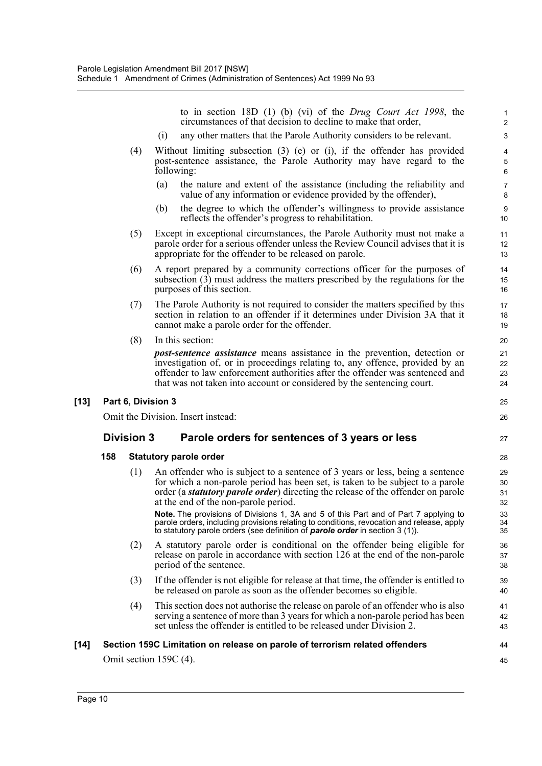to in section 18D (1) (b) (vi) of the *Drug Court Act 1998*, the circumstances of that decision to decline to make that order,

(i) any other matters that the Parole Authority considers to be relevant.

(4) Without limiting subsection (3) (e) or (i), if the offender has provided post-sentence assistance, the Parole Authority may have regard to the following:

(a) the nature and extent of the assistance (including the reliability and value of any information or evidence provided by the offender),

(b) the degree to which the offender's willingness to provide assistance reflects the offender's progress to rehabilitation.

(5) Except in exceptional circumstances, the Parole Authority must not make a parole order for a serious offender unless the Review Council advises that it is appropriate for the offender to be released on parole.

(6) A report prepared by a community corrections officer for the purposes of subsection (3) must address the matters prescribed by the regulations for the purposes of this section.

(7) The Parole Authority is not required to consider the matters specified by this section in relation to an offender if it determines under Division 3A that it cannot make a parole order for the offender.

(8) In this section:

***post-sentence assistance*** means assistance in the prevention, detection or investigation of, or in proceedings relating to, any offence, provided by an offender to law enforcement authorities after the offender was sentenced and that was not taken into account or considered by the sentencing court.

**[13] Part 6, Division 3**

Omit the Division. Insert instead:

## Division 3 Parole orders for sentences of 3 years or less

### 158 Statutory parole order

(1) An offender who is subject to a sentence of 3 years or less, being a sentence for which a non-parole period has been set, is taken to be subject to a parole order (a ***statutory parole order***) directing the release of the offender on parole at the end of the non-parole period.

**Note.** The provisions of Divisions 1, 3A and 5 of this Part and of Part 7 applying to parole orders, including provisions relating to conditions, revocation and release, apply to statutory parole orders (see definition of ***parole order*** in section 3 (1)).

(2) A statutory parole order is conditional on the offender being eligible for release on parole in accordance with section 126 at the end of the non-parole period of the sentence.

(3) If the offender is not eligible for release at that time, the offender is entitled to be released on parole as soon as the offender becomes so eligible.

(4) This section does not authorise the release on parole of an offender who is also serving a sentence of more than 3 years for which a non-parole period has been set unless the offender is entitled to be released under Division 2.

**[14] Section 159C Limitation on release on parole of terrorism related offenders**

Omit section 159C (4).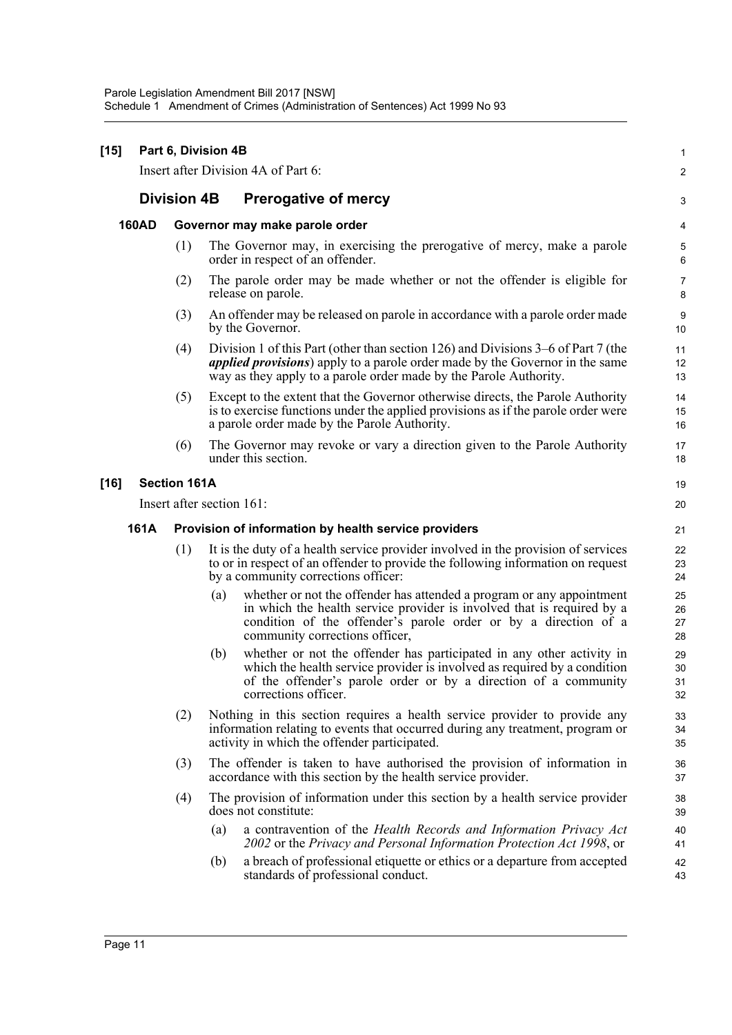**[15] Part 6, Division 4B**

Insert after Division 4A of Part 6:

## Division 4B Prerogative of mercy

### 160AD Governor may make parole order

(1) The Governor may, in exercising the prerogative of mercy, make a parole order in respect of an offender.

(2) The parole order may be made whether or not the offender is eligible for release on parole.

(3) An offender may be released on parole in accordance with a parole order made by the Governor.

(4) Division 1 of this Part (other than section 126) and Divisions 3–6 of Part 7 (the ***applied provisions***) apply to a parole order made by the Governor in the same way as they apply to a parole order made by the Parole Authority.

(5) Except to the extent that the Governor otherwise directs, the Parole Authority is to exercise functions under the applied provisions as if the parole order were a parole order made by the Parole Authority.

(6) The Governor may revoke or vary a direction given to the Parole Authority under this section.

**[16] Section 161A**

Insert after section 161:

### 161A Provision of information by health service providers

(1) It is the duty of a health service provider involved in the provision of services to or in respect of an offender to provide the following information on request by a community corrections officer:

(a) whether or not the offender has attended a program or any appointment in which the health service provider is involved that is required by a condition of the offender's parole order or by a direction of a community corrections officer,

(b) whether or not the offender has participated in any other activity in which the health service provider is involved as required by a condition of the offender's parole order or by a direction of a community corrections officer.

(2) Nothing in this section requires a health service provider to provide any information relating to events that occurred during any treatment, program or activity in which the offender participated.

(3) The offender is taken to have authorised the provision of information in accordance with this section by the health service provider.

(4) The provision of information under this section by a health service provider does not constitute:

(a) a contravention of the *Health Records and Information Privacy Act 2002* or the *Privacy and Personal Information Protection Act 1998*, or

(b) a breach of professional etiquette or ethics or a departure from accepted standards of professional conduct.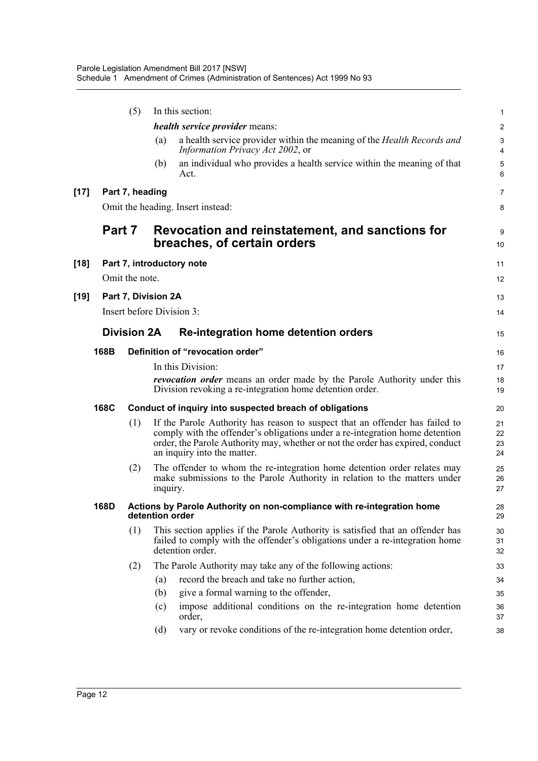(5) In this section:

***health service provider*** means:

(a) a health service provider within the meaning of the *Health Records and Information Privacy Act 2002*, or

(b) an individual who provides a health service within the meaning of that Act.

**[17] Part 7, heading**

Omit the heading. Insert instead:

## Part 7 Revocation and reinstatement, and sanctions for breaches, of certain orders

**[18] Part 7, introductory note**

Omit the note.

**[19] Part 7, Division 2A**

Insert before Division 3:

### Division 2A Re-integration home detention orders

**168B Definition of "revocation order"**

In this Division:

***revocation order*** means an order made by the Parole Authority under this Division revoking a re-integration home detention order.

**168C Conduct of inquiry into suspected breach of obligations**

(1) If the Parole Authority has reason to suspect that an offender has failed to comply with the offender's obligations under a re-integration home detention order, the Parole Authority may, whether or not the order has expired, conduct an inquiry into the matter.

(2) The offender to whom the re-integration home detention order relates may make submissions to the Parole Authority in relation to the matters under inquiry.

**168D Actions by Parole Authority on non-compliance with re-integration home detention order**

(1) This section applies if the Parole Authority is satisfied that an offender has failed to comply with the offender's obligations under a re-integration home detention order.

(2) The Parole Authority may take any of the following actions:

(a) record the breach and take no further action,

(b) give a formal warning to the offender,

(c) impose additional conditions on the re-integration home detention order,

(d) vary or revoke conditions of the re-integration home detention order,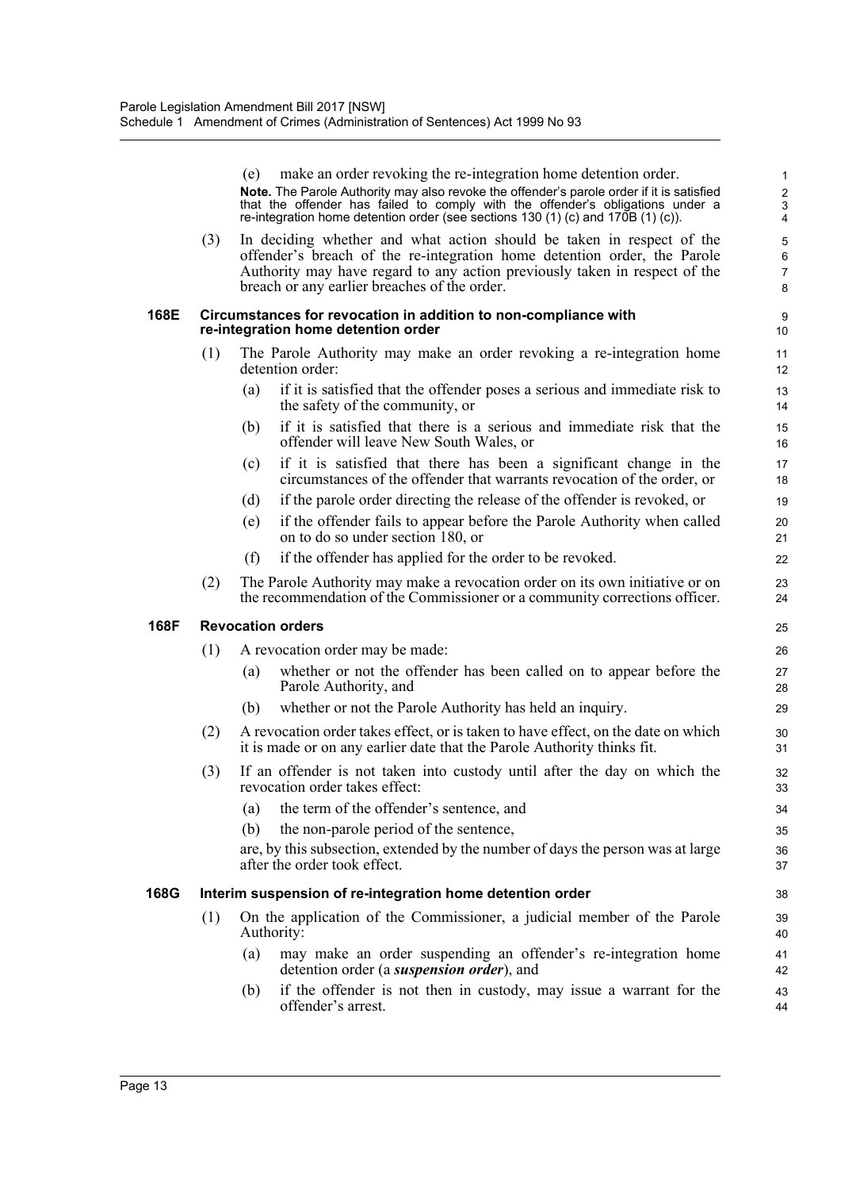(e) make an order revoking the re-integration home detention order.

**Note.** The Parole Authority may also revoke the offender's parole order if it is satisfied that the offender has failed to comply with the offender's obligations under a re-integration home detention order (see sections 130 (1) (c) and 170B (1) (c)).

(3) In deciding whether and what action should be taken in respect of the offender's breach of the re-integration home detention order, the Parole Authority may have regard to any action previously taken in respect of the breach or any earlier breaches of the order.

### 168E Circumstances for revocation in addition to non-compliance with re-integration home detention order

(1) The Parole Authority may make an order revoking a re-integration home detention order:

(a) if it is satisfied that the offender poses a serious and immediate risk to the safety of the community, or

(b) if it is satisfied that there is a serious and immediate risk that the offender will leave New South Wales, or

(c) if it is satisfied that there has been a significant change in the circumstances of the offender that warrants revocation of the order, or

(d) if the parole order directing the release of the offender is revoked, or

(e) if the offender fails to appear before the Parole Authority when called on to do so under section 180, or

(f) if the offender has applied for the order to be revoked.

(2) The Parole Authority may make a revocation order on its own initiative or on the recommendation of the Commissioner or a community corrections officer.

### 168F Revocation orders

(1) A revocation order may be made:

(a) whether or not the offender has been called on to appear before the Parole Authority, and

(b) whether or not the Parole Authority has held an inquiry.

(2) A revocation order takes effect, or is taken to have effect, on the date on which it is made or on any earlier date that the Parole Authority thinks fit.

(3) If an offender is not taken into custody until after the day on which the revocation order takes effect:

(a) the term of the offender's sentence, and

(b) the non-parole period of the sentence,

are, by this subsection, extended by the number of days the person was at large after the order took effect.

### 168G Interim suspension of re-integration home detention order

(1) On the application of the Commissioner, a judicial member of the Parole Authority:

(a) may make an order suspending an offender's re-integration home detention order (a ***suspension order***), and

(b) if the offender is not then in custody, may issue a warrant for the offender's arrest.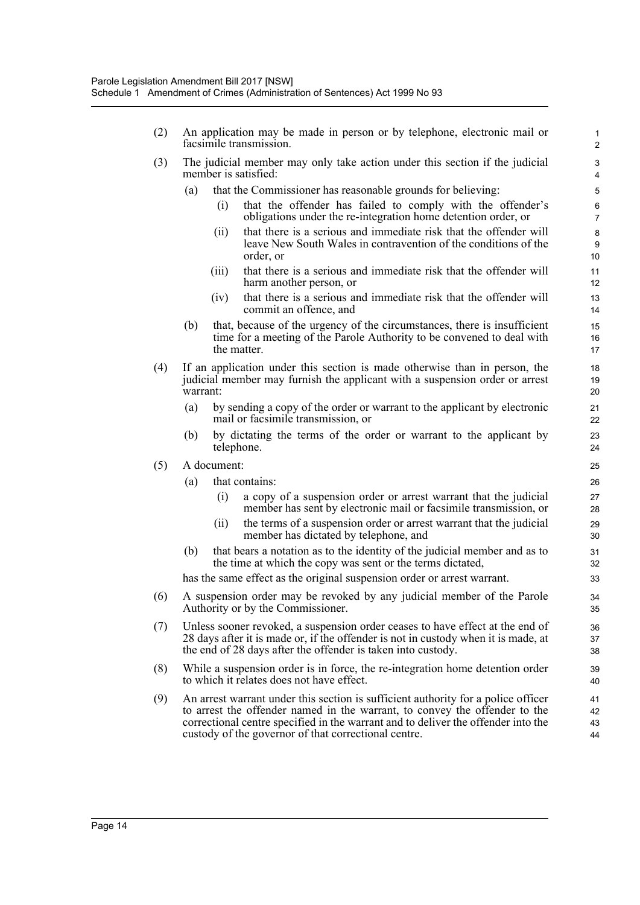(2) An application may be made in person or by telephone, electronic mail or facsimile transmission.

(3) The judicial member may only take action under this section if the judicial member is satisfied:

- (a) that the Commissioner has reasonable grounds for believing:
  - (i) that the offender has failed to comply with the offender's obligations under the re-integration home detention order, or
  - (ii) that there is a serious and immediate risk that the offender will leave New South Wales in contravention of the conditions of the order, or
  - (iii) that there is a serious and immediate risk that the offender will harm another person, or
  - (iv) that there is a serious and immediate risk that the offender will commit an offence, and
- (b) that, because of the urgency of the circumstances, there is insufficient time for a meeting of the Parole Authority to be convened to deal with the matter.

(4) If an application under this section is made otherwise than in person, the judicial member may furnish the applicant with a suspension order or arrest warrant:

- (a) by sending a copy of the order or warrant to the applicant by electronic mail or facsimile transmission, or
- (b) by dictating the terms of the order or warrant to the applicant by telephone.

(5) A document:

- (a) that contains:
  - (i) a copy of a suspension order or arrest warrant that the judicial member has sent by electronic mail or facsimile transmission, or
  - (ii) the terms of a suspension order or arrest warrant that the judicial member has dictated by telephone, and
- (b) that bears a notation as to the identity of the judicial member and as to the time at which the copy was sent or the terms dictated,

has the same effect as the original suspension order or arrest warrant.

(6) A suspension order may be revoked by any judicial member of the Parole Authority or by the Commissioner.

(7) Unless sooner revoked, a suspension order ceases to have effect at the end of 28 days after it is made or, if the offender is not in custody when it is made, at the end of 28 days after the offender is taken into custody.

(8) While a suspension order is in force, the re-integration home detention order to which it relates does not have effect.

(9) An arrest warrant under this section is sufficient authority for a police officer to arrest the offender named in the warrant, to convey the offender to the correctional centre specified in the warrant and to deliver the offender into the custody of the governor of that correctional centre.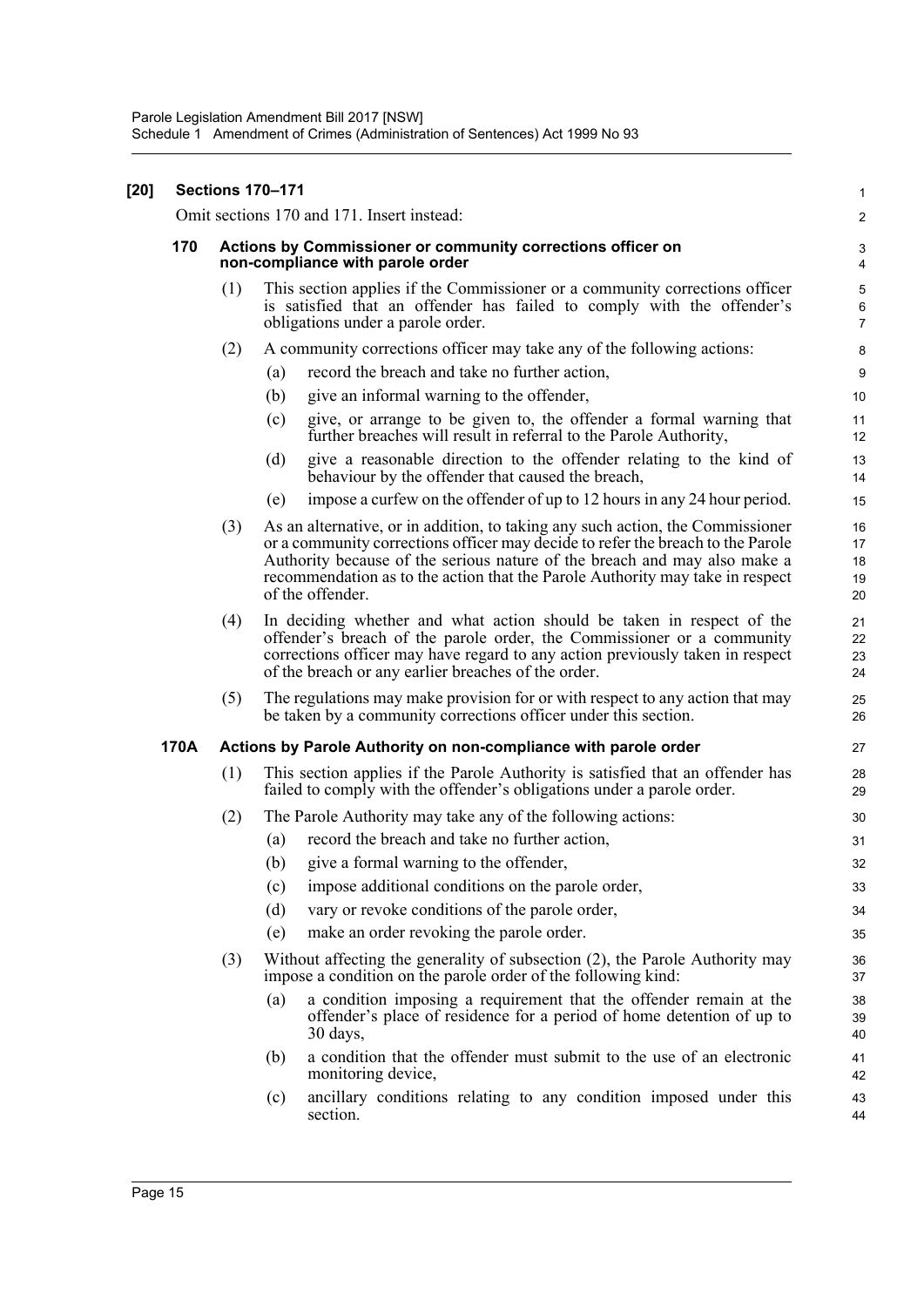**[20] Sections 170–171**

Omit sections 170 and 171. Insert instead:

**170 Actions by Commissioner or community corrections officer on non-compliance with parole order**

(1) This section applies if the Commissioner or a community corrections officer is satisfied that an offender has failed to comply with the offender's obligations under a parole order.

(2) A community corrections officer may take any of the following actions:

(a) record the breach and take no further action,

(b) give an informal warning to the offender,

(c) give, or arrange to be given to, the offender a formal warning that further breaches will result in referral to the Parole Authority,

(d) give a reasonable direction to the offender relating to the kind of behaviour by the offender that caused the breach,

(e) impose a curfew on the offender of up to 12 hours in any 24 hour period.

(3) As an alternative, or in addition, to taking any such action, the Commissioner or a community corrections officer may decide to refer the breach to the Parole Authority because of the serious nature of the breach and may also make a recommendation as to the action that the Parole Authority may take in respect of the offender.

(4) In deciding whether and what action should be taken in respect of the offender's breach of the parole order, the Commissioner or a community corrections officer may have regard to any action previously taken in respect of the breach or any earlier breaches of the order.

(5) The regulations may make provision for or with respect to any action that may be taken by a community corrections officer under this section.

**170A Actions by Parole Authority on non-compliance with parole order**

(1) This section applies if the Parole Authority is satisfied that an offender has failed to comply with the offender's obligations under a parole order.

(2) The Parole Authority may take any of the following actions:

(a) record the breach and take no further action,

(b) give a formal warning to the offender,

(c) impose additional conditions on the parole order,

(d) vary or revoke conditions of the parole order,

(e) make an order revoking the parole order.

(3) Without affecting the generality of subsection (2), the Parole Authority may impose a condition on the parole order of the following kind:

(a) a condition imposing a requirement that the offender remain at the offender's place of residence for a period of home detention of up to 30 days,

(b) a condition that the offender must submit to the use of an electronic monitoring device,

(c) ancillary conditions relating to any condition imposed under this section.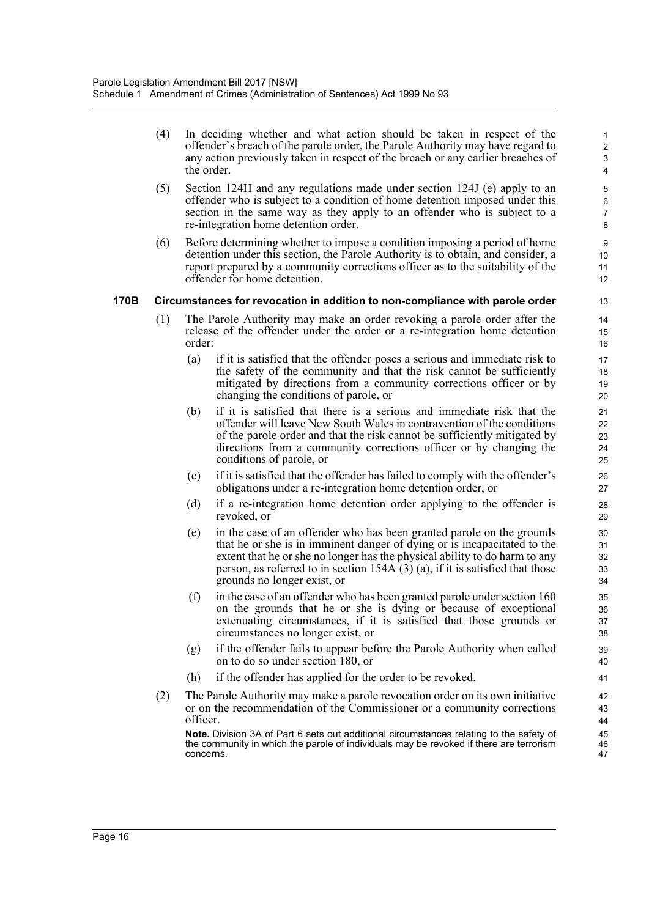(4) In deciding whether and what action should be taken in respect of the offender's breach of the parole order, the Parole Authority may have regard to any action previously taken in respect of the breach or any earlier breaches of the order.

(5) Section 124H and any regulations made under section 124J (e) apply to an offender who is subject to a condition of home detention imposed under this section in the same way as they apply to an offender who is subject to a re-integration home detention order.

(6) Before determining whether to impose a condition imposing a period of home detention under this section, the Parole Authority is to obtain, and consider, a report prepared by a community corrections officer as to the suitability of the offender for home detention.

**170B Circumstances for revocation in addition to non-compliance with parole order**

(1) The Parole Authority may make an order revoking a parole order after the release of the offender under the order or a re-integration home detention order:

- (a) if it is satisfied that the offender poses a serious and immediate risk to the safety of the community and that the risk cannot be sufficiently mitigated by directions from a community corrections officer or by changing the conditions of parole, or
- (b) if it is satisfied that there is a serious and immediate risk that the offender will leave New South Wales in contravention of the conditions of the parole order and that the risk cannot be sufficiently mitigated by directions from a community corrections officer or by changing the conditions of parole, or
- (c) if it is satisfied that the offender has failed to comply with the offender's obligations under a re-integration home detention order, or
- (d) if a re-integration home detention order applying to the offender is revoked, or
- (e) in the case of an offender who has been granted parole on the grounds that he or she is in imminent danger of dying or is incapacitated to the extent that he or she no longer has the physical ability to do harm to any person, as referred to in section 154A (3) (a), if it is satisfied that those grounds no longer exist, or
- (f) in the case of an offender who has been granted parole under section 160 on the grounds that he or she is dying or because of exceptional extenuating circumstances, if it is satisfied that those grounds or circumstances no longer exist, or
- (g) if the offender fails to appear before the Parole Authority when called on to do so under section 180, or
- (h) if the offender has applied for the order to be revoked.

(2) The Parole Authority may make a parole revocation order on its own initiative or on the recommendation of the Commissioner or a community corrections officer.

**Note.** Division 3A of Part 6 sets out additional circumstances relating to the safety of the community in which the parole of individuals may be revoked if there are terrorism concerns.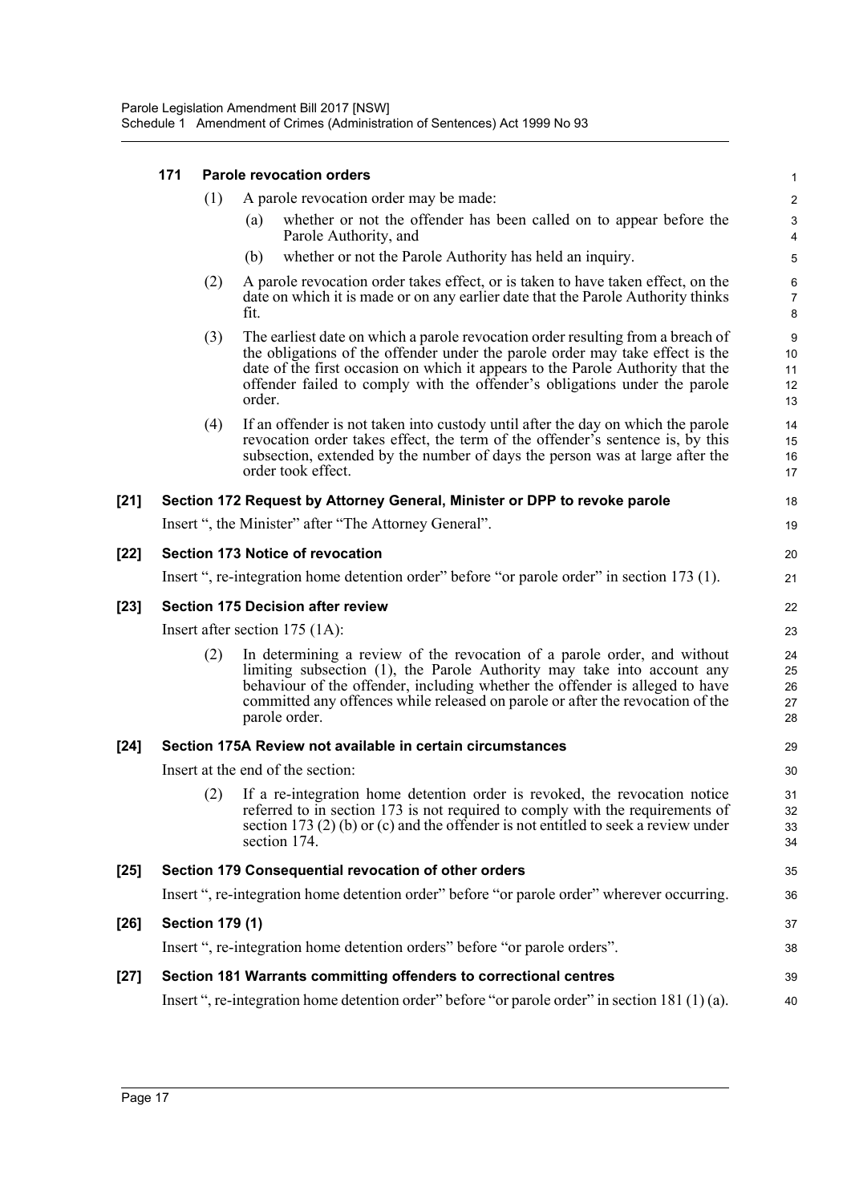**171 Parole revocation orders**

(1) A parole revocation order may be made:

(a) whether or not the offender has been called on to appear before the Parole Authority, and

(b) whether or not the Parole Authority has held an inquiry.

(2) A parole revocation order takes effect, or is taken to have taken effect, on the date on which it is made or on any earlier date that the Parole Authority thinks fit.

(3) The earliest date on which a parole revocation order resulting from a breach of the obligations of the offender under the parole order may take effect is the date of the first occasion on which it appears to the Parole Authority that the offender failed to comply with the offender's obligations under the parole order.

(4) If an offender is not taken into custody until after the day on which the parole revocation order takes effect, the term of the offender's sentence is, by this subsection, extended by the number of days the person was at large after the order took effect.

**[21] Section 172 Request by Attorney General, Minister or DPP to revoke parole**

Insert ", the Minister" after "The Attorney General".

**[22] Section 173 Notice of revocation**

Insert ", re-integration home detention order" before "or parole order" in section 173 (1).

**[23] Section 175 Decision after review**

Insert after section 175 (1A):

(2) In determining a review of the revocation of a parole order, and without limiting subsection (1), the Parole Authority may take into account any behaviour of the offender, including whether the offender is alleged to have committed any offences while released on parole or after the revocation of the parole order.

**[24] Section 175A Review not available in certain circumstances**

Insert at the end of the section:

(2) If a re-integration home detention order is revoked, the revocation notice referred to in section 173 is not required to comply with the requirements of section 173 (2) (b) or (c) and the offender is not entitled to seek a review under section 174.

**[25] Section 179 Consequential revocation of other orders**

Insert ", re-integration home detention order" before "or parole order" wherever occurring.

**[26] Section 179 (1)**

Insert ", re-integration home detention orders" before "or parole orders".

**[27] Section 181 Warrants committing offenders to correctional centres**

Insert ", re-integration home detention order" before "or parole order" in section 181 (1) (a).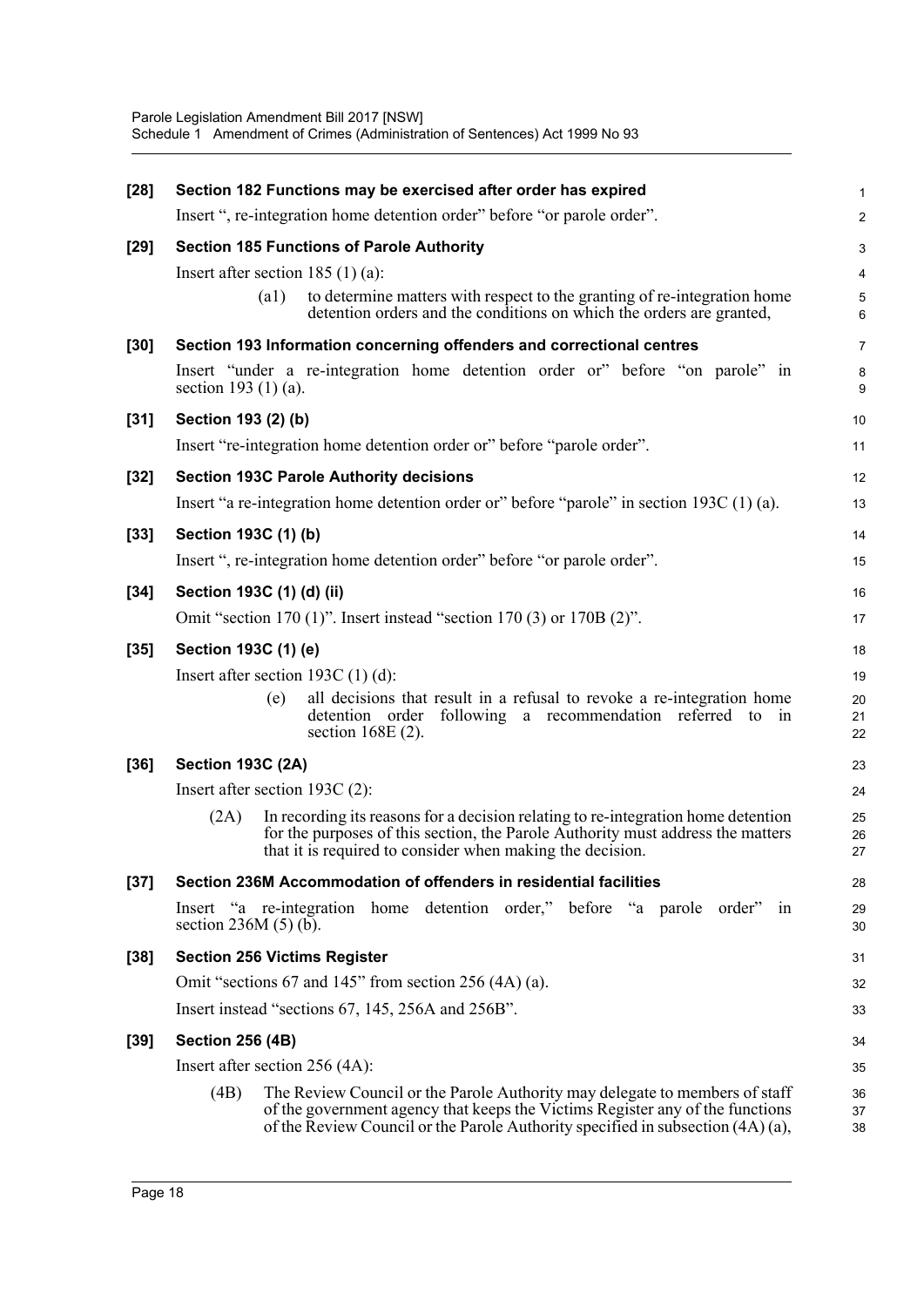**[28] Section 182 Functions may be exercised after order has expired**

Insert ", re-integration home detention order" before "or parole order".

**[29] Section 185 Functions of Parole Authority**

Insert after section 185 (1) (a):

> (a1) to determine matters with respect to the granting of re-integration home detention orders and the conditions on which the orders are granted,

**[30] Section 193 Information concerning offenders and correctional centres**

Insert "under a re-integration home detention order or" before "on parole" in section 193 (1) (a).

**[31] Section 193 (2) (b)**

Insert "re-integration home detention order or" before "parole order".

**[32] Section 193C Parole Authority decisions**

Insert "a re-integration home detention order or" before "parole" in section 193C (1) (a).

**[33] Section 193C (1) (b)**

Insert ", re-integration home detention order" before "or parole order".

**[34] Section 193C (1) (d) (ii)**

Omit "section 170 (1)". Insert instead "section 170 (3) or 170B (2)".

**[35] Section 193C (1) (e)**

Insert after section 193C (1) (d):

> (e) all decisions that result in a refusal to revoke a re-integration home detention order following a recommendation referred to in section 168E (2).

**[36] Section 193C (2A)**

Insert after section 193C (2):

> (2A) In recording its reasons for a decision relating to re-integration home detention for the purposes of this section, the Parole Authority must address the matters that it is required to consider when making the decision.

**[37] Section 236M Accommodation of offenders in residential facilities**

Insert "a re-integration home detention order," before "a parole order" in section 236M (5) (b).

**[38] Section 256 Victims Register**

Omit "sections 67 and 145" from section 256 (4A) (a).

Insert instead "sections 67, 145, 256A and 256B".

**[39] Section 256 (4B)**

Insert after section 256 (4A):

> (4B) The Review Council or the Parole Authority may delegate to members of staff of the government agency that keeps the Victims Register any of the functions of the Review Council or the Parole Authority specified in subsection (4A) (a),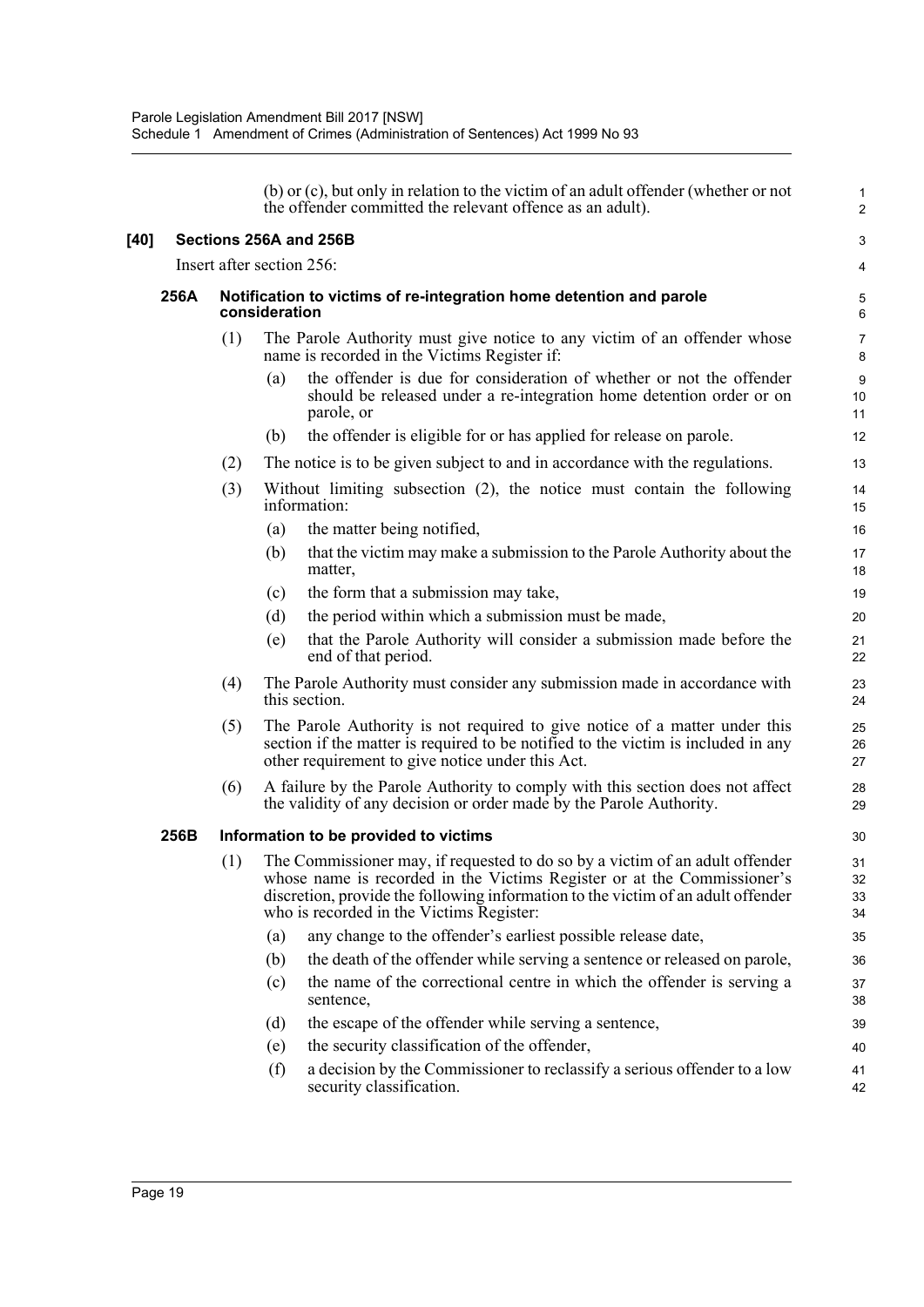(b) or (c), but only in relation to the victim of an adult offender (whether or not the offender committed the relevant offence as an adult).

### [40] Sections 256A and 256B

Insert after section 256:

#### 256A Notification to victims of re-integration home detention and parole consideration

(1) The Parole Authority must give notice to any victim of an offender whose name is recorded in the Victims Register if:

- (a) the offender is due for consideration of whether or not the offender should be released under a re-integration home detention order or on parole, or
- (b) the offender is eligible for or has applied for release on parole.

(2) The notice is to be given subject to and in accordance with the regulations.

(3) Without limiting subsection (2), the notice must contain the following information:

- (a) the matter being notified,
- (b) that the victim may make a submission to the Parole Authority about the matter,
- (c) the form that a submission may take,
- (d) the period within which a submission must be made,
- (e) that the Parole Authority will consider a submission made before the end of that period.

(4) The Parole Authority must consider any submission made in accordance with this section.

(5) The Parole Authority is not required to give notice of a matter under this section if the matter is required to be notified to the victim is included in any other requirement to give notice under this Act.

(6) A failure by the Parole Authority to comply with this section does not affect the validity of any decision or order made by the Parole Authority.

#### 256B Information to be provided to victims

(1) The Commissioner may, if requested to do so by a victim of an adult offender whose name is recorded in the Victims Register or at the Commissioner's discretion, provide the following information to the victim of an adult offender who is recorded in the Victims Register:

- (a) any change to the offender's earliest possible release date,
- (b) the death of the offender while serving a sentence or released on parole,
- (c) the name of the correctional centre in which the offender is serving a sentence,
- (d) the escape of the offender while serving a sentence,
- (e) the security classification of the offender,
- (f) a decision by the Commissioner to reclassify a serious offender to a low security classification.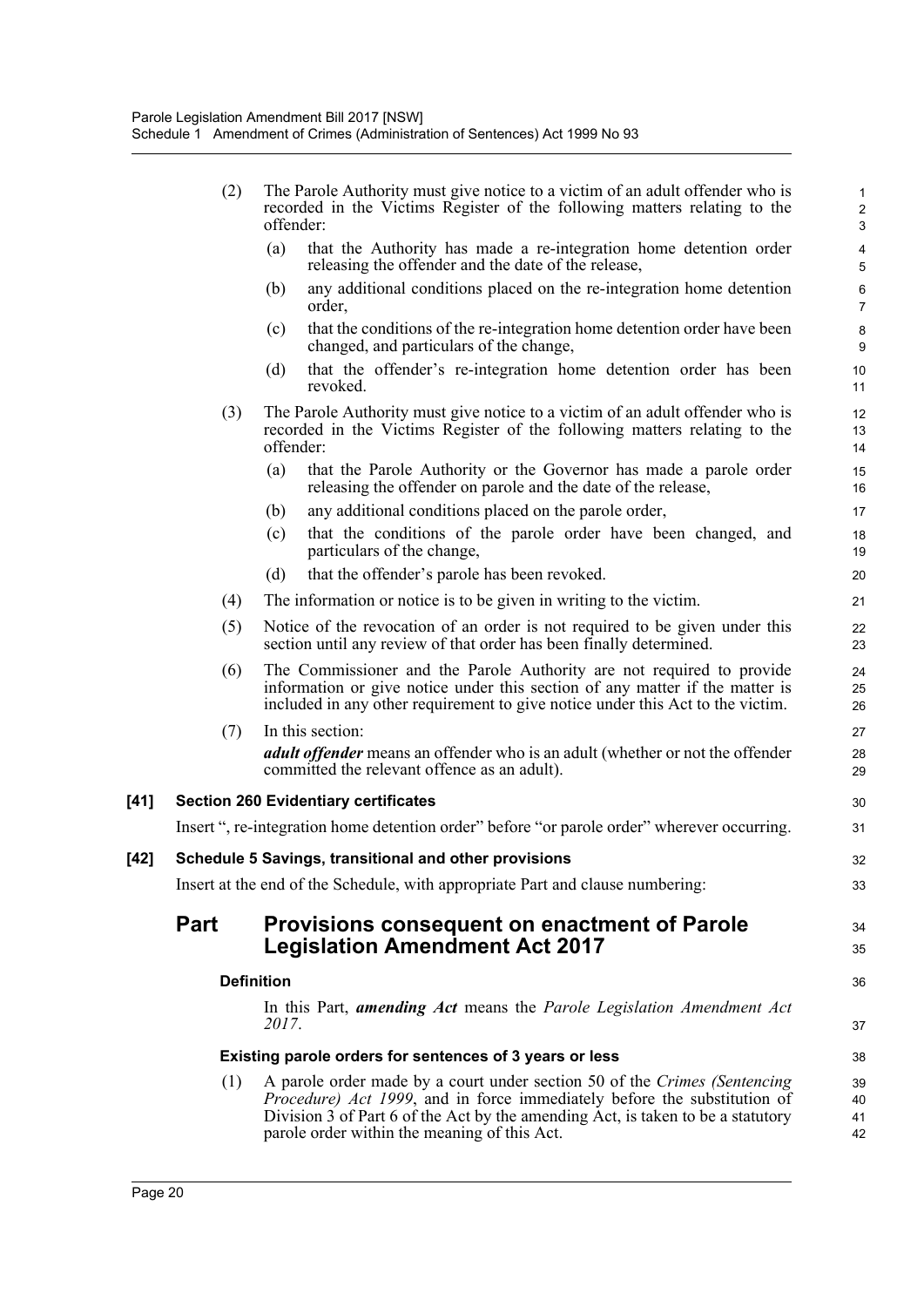(2) The Parole Authority must give notice to a victim of an adult offender who is recorded in the Victims Register of the following matters relating to the offender:

(a) that the Authority has made a re-integration home detention order releasing the offender and the date of the release,

(b) any additional conditions placed on the re-integration home detention order,

(c) that the conditions of the re-integration home detention order have been changed, and particulars of the change,

(d) that the offender's re-integration home detention order has been revoked.

(3) The Parole Authority must give notice to a victim of an adult offender who is recorded in the Victims Register of the following matters relating to the offender:

(a) that the Parole Authority or the Governor has made a parole order releasing the offender on parole and the date of the release,

(b) any additional conditions placed on the parole order,

(c) that the conditions of the parole order have been changed, and particulars of the change,

(d) that the offender's parole has been revoked.

(4) The information or notice is to be given in writing to the victim.

(5) Notice of the revocation of an order is not required to be given under this section until any review of that order has been finally determined.

(6) The Commissioner and the Parole Authority are not required to provide information or give notice under this section of any matter if the matter is included in any other requirement to give notice under this Act to the victim.

(7) In this section:

***adult offender*** means an offender who is an adult (whether or not the offender committed the relevant offence as an adult).

**[41] Section 260 Evidentiary certificates**

Insert ", re-integration home detention order" before "or parole order" wherever occurring.

**[42] Schedule 5 Savings, transitional and other provisions**

Insert at the end of the Schedule, with appropriate Part and clause numbering:

## Part Provisions consequent on enactment of Parole Legislation Amendment Act 2017

**Definition**

In this Part, ***amending Act*** means the *Parole Legislation Amendment Act 2017*.

**Existing parole orders for sentences of 3 years or less**

(1) A parole order made by a court under section 50 of the *Crimes (Sentencing Procedure) Act 1999*, and in force immediately before the substitution of Division 3 of Part 6 of the Act by the amending Act, is taken to be a statutory parole order within the meaning of this Act.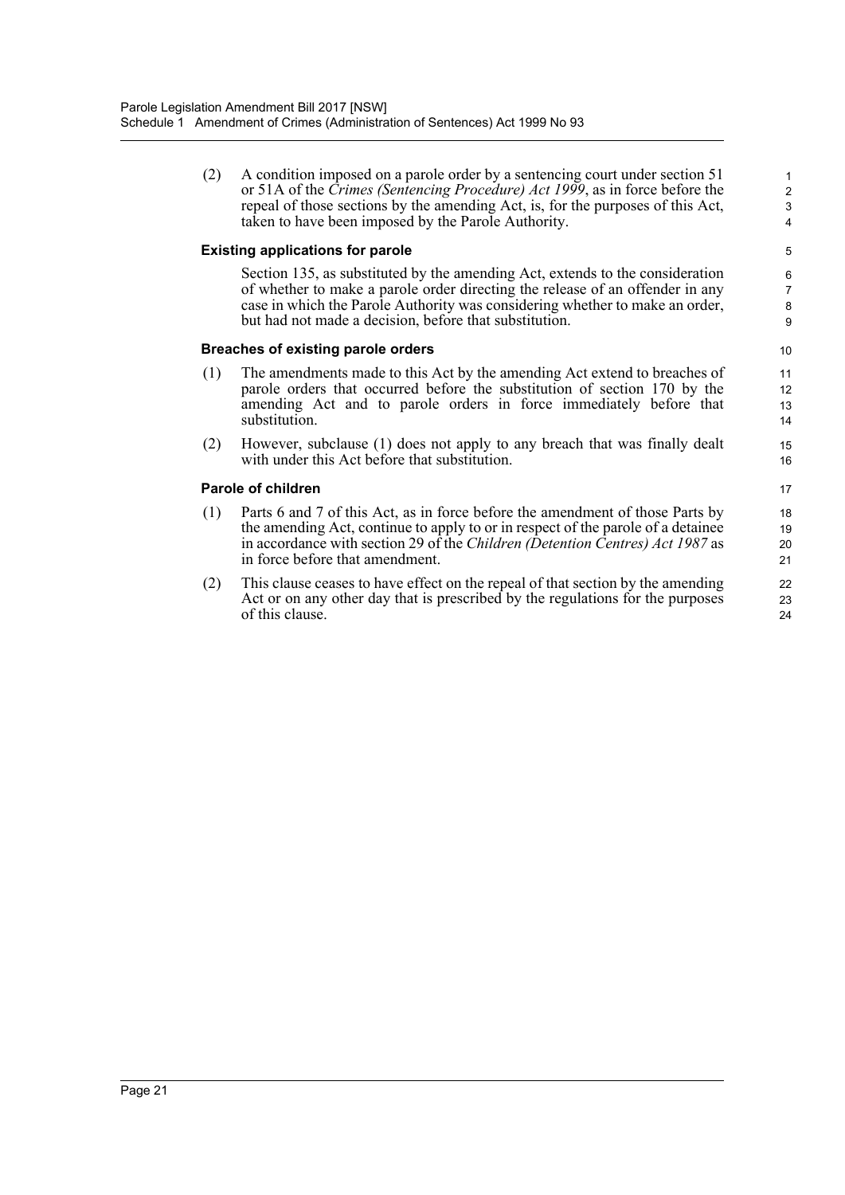(2) A condition imposed on a parole order by a sentencing court under section 51 or 51A of the *Crimes (Sentencing Procedure) Act 1999*, as in force before the repeal of those sections by the amending Act, is, for the purposes of this Act, taken to have been imposed by the Parole Authority.

**Existing applications for parole**

Section 135, as substituted by the amending Act, extends to the consideration of whether to make a parole order directing the release of an offender in any case in which the Parole Authority was considering whether to make an order, but had not made a decision, before that substitution.

**Breaches of existing parole orders**

(1) The amendments made to this Act by the amending Act extend to breaches of parole orders that occurred before the substitution of section 170 by the amending Act and to parole orders in force immediately before that substitution.

(2) However, subclause (1) does not apply to any breach that was finally dealt with under this Act before that substitution.

**Parole of children**

(1) Parts 6 and 7 of this Act, as in force before the amendment of those Parts by the amending Act, continue to apply to or in respect of the parole of a detainee in accordance with section 29 of the *Children (Detention Centres) Act 1987* as in force before that amendment.

(2) This clause ceases to have effect on the repeal of that section by the amending Act or on any other day that is prescribed by the regulations for the purposes of this clause.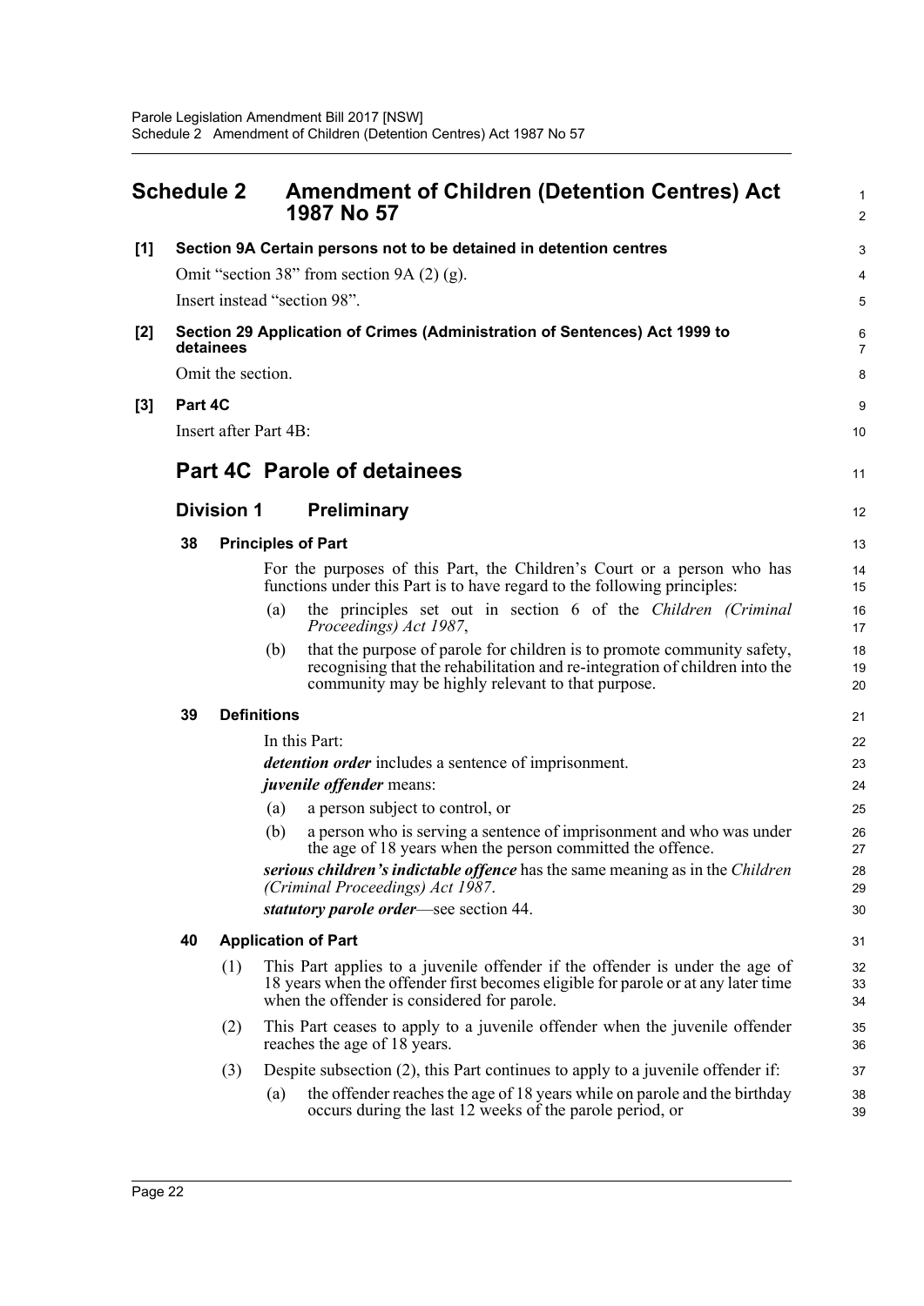# Schedule 2 Amendment of Children (Detention Centres) Act 1987 No 57

**[1] Section 9A Certain persons not to be detained in detention centres**

Omit "section 38" from section 9A (2) (g).

Insert instead "section 98".

**[2] Section 29 Application of Crimes (Administration of Sentences) Act 1999 to detainees**

Omit the section.

**[3] Part 4C**

Insert after Part 4B:

## Part 4C Parole of detainees

### Division 1 Preliminary

**38 Principles of Part**

For the purposes of this Part, the Children's Court or a person who has functions under this Part is to have regard to the following principles:

(a) the principles set out in section 6 of the *Children (Criminal Proceedings) Act 1987*,

(b) that the purpose of parole for children is to promote community safety, recognising that the rehabilitation and re-integration of children into the community may be highly relevant to that purpose.

**39 Definitions**

In this Part:

***detention order*** includes a sentence of imprisonment.

***juvenile offender*** means:

(a) a person subject to control, or

(b) a person who is serving a sentence of imprisonment and who was under the age of 18 years when the person committed the offence.

***serious children's indictable offence*** has the same meaning as in the *Children (Criminal Proceedings) Act 1987*.

***statutory parole order***—see section 44.

**40 Application of Part**

(1) This Part applies to a juvenile offender if the offender is under the age of 18 years when the offender first becomes eligible for parole or at any later time when the offender is considered for parole.

(2) This Part ceases to apply to a juvenile offender when the juvenile offender reaches the age of 18 years.

(3) Despite subsection (2), this Part continues to apply to a juvenile offender if:

(a) the offender reaches the age of 18 years while on parole and the birthday occurs during the last 12 weeks of the parole period, or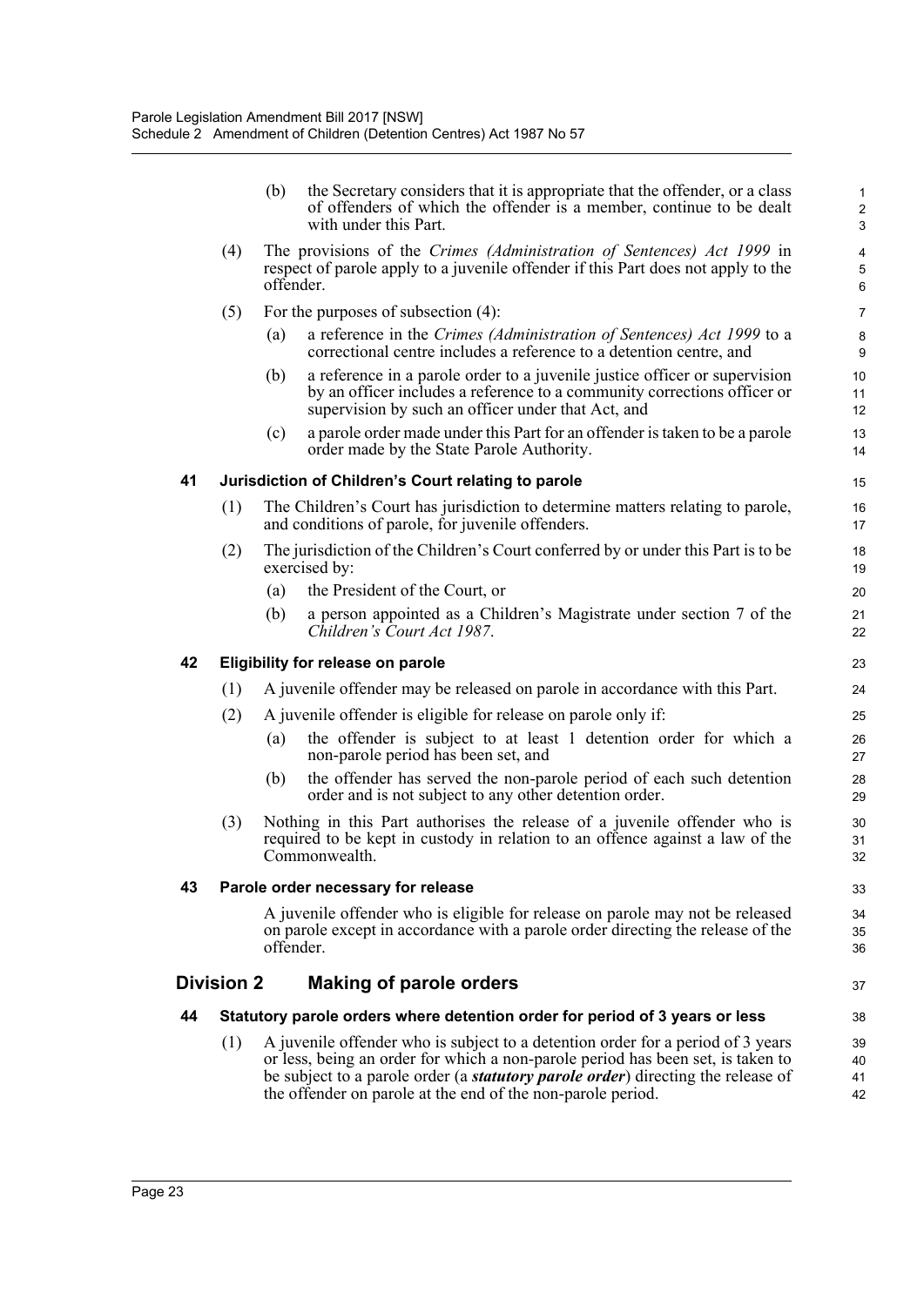(b) the Secretary considers that it is appropriate that the offender, or a class of offenders of which the offender is a member, continue to be dealt with under this Part.

(4) The provisions of the *Crimes (Administration of Sentences) Act 1999* in respect of parole apply to a juvenile offender if this Part does not apply to the offender.

(5) For the purposes of subsection (4):

(a) a reference in the *Crimes (Administration of Sentences) Act 1999* to a correctional centre includes a reference to a detention centre, and

(b) a reference in a parole order to a juvenile justice officer or supervision by an officer includes a reference to a community corrections officer or supervision by such an officer under that Act, and

(c) a parole order made under this Part for an offender is taken to be a parole order made by the State Parole Authority.

### 41 Jurisdiction of Children's Court relating to parole

(1) The Children's Court has jurisdiction to determine matters relating to parole, and conditions of parole, for juvenile offenders.

(2) The jurisdiction of the Children's Court conferred by or under this Part is to be exercised by:

(a) the President of the Court, or

(b) a person appointed as a Children's Magistrate under section 7 of the *Children's Court Act 1987*.

### 42 Eligibility for release on parole

(1) A juvenile offender may be released on parole in accordance with this Part.

(2) A juvenile offender is eligible for release on parole only if:

(a) the offender is subject to at least 1 detention order for which a non-parole period has been set, and

(b) the offender has served the non-parole period of each such detention order and is not subject to any other detention order.

(3) Nothing in this Part authorises the release of a juvenile offender who is required to be kept in custody in relation to an offence against a law of the Commonwealth.

### 43 Parole order necessary for release

A juvenile offender who is eligible for release on parole may not be released on parole except in accordance with a parole order directing the release of the offender.

## Division 2 Making of parole orders

### 44 Statutory parole orders where detention order for period of 3 years or less

(1) A juvenile offender who is subject to a detention order for a period of 3 years or less, being an order for which a non-parole period has been set, is taken to be subject to a parole order (a ***statutory parole order***) directing the release of the offender on parole at the end of the non-parole period.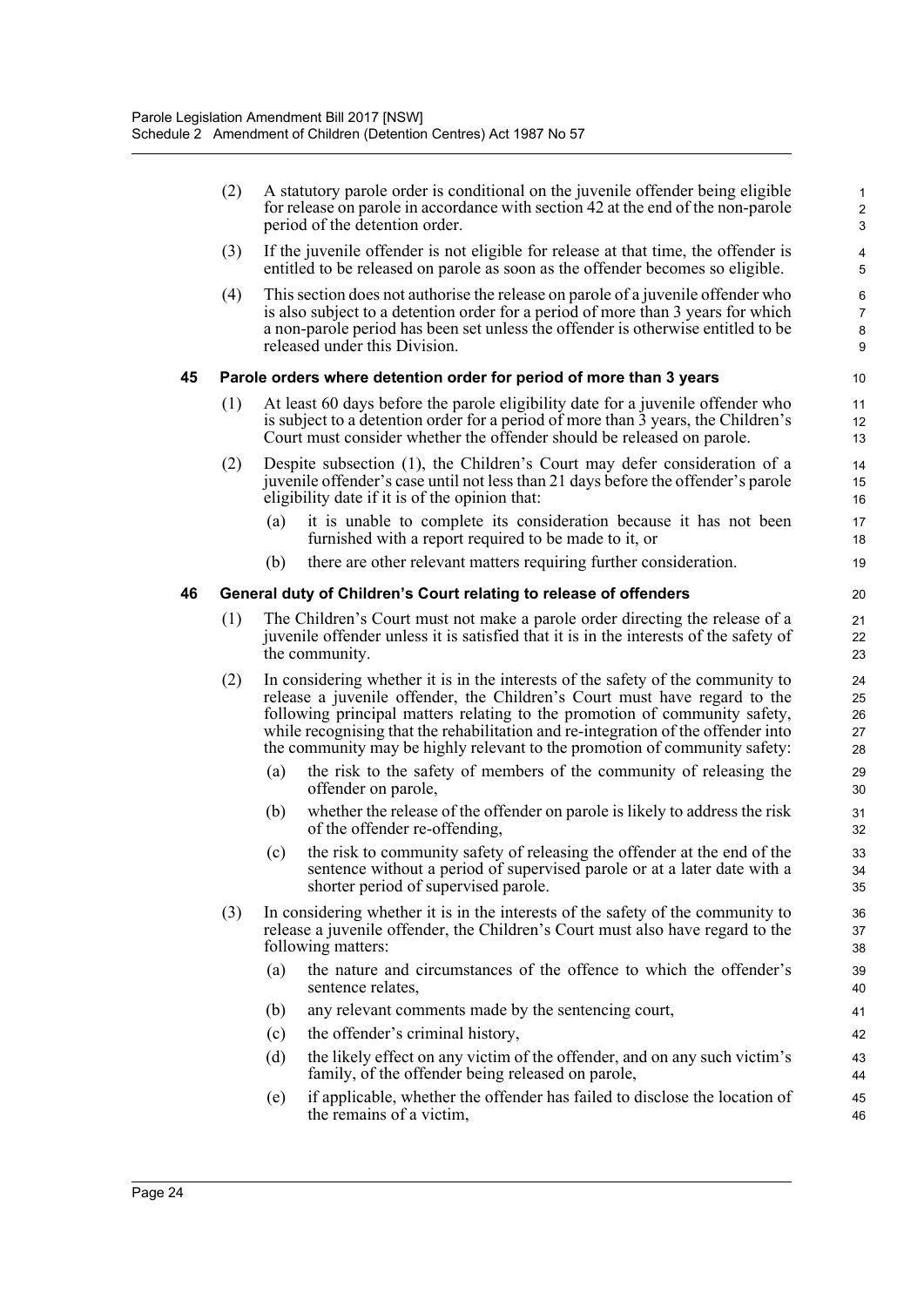(2) A statutory parole order is conditional on the juvenile offender being eligible for release on parole in accordance with section 42 at the end of the non-parole period of the detention order.

(3) If the juvenile offender is not eligible for release at that time, the offender is entitled to be released on parole as soon as the offender becomes so eligible.

(4) This section does not authorise the release on parole of a juvenile offender who is also subject to a detention order for a period of more than 3 years for which a non-parole period has been set unless the offender is otherwise entitled to be released under this Division.

**45 Parole orders where detention order for period of more than 3 years**

(1) At least 60 days before the parole eligibility date for a juvenile offender who is subject to a detention order for a period of more than 3 years, the Children's Court must consider whether the offender should be released on parole.

(2) Despite subsection (1), the Children's Court may defer consideration of a juvenile offender's case until not less than 21 days before the offender's parole eligibility date if it is of the opinion that:

- (a) it is unable to complete its consideration because it has not been furnished with a report required to be made to it, or
- (b) there are other relevant matters requiring further consideration.

**46 General duty of Children's Court relating to release of offenders**

(1) The Children's Court must not make a parole order directing the release of a juvenile offender unless it is satisfied that it is in the interests of the safety of the community.

(2) In considering whether it is in the interests of the safety of the community to release a juvenile offender, the Children's Court must have regard to the following principal matters relating to the promotion of community safety, while recognising that the rehabilitation and re-integration of the offender into the community may be highly relevant to the promotion of community safety:

- (a) the risk to the safety of members of the community of releasing the offender on parole,
- (b) whether the release of the offender on parole is likely to address the risk of the offender re-offending,
- (c) the risk to community safety of releasing the offender at the end of the sentence without a period of supervised parole or at a later date with a shorter period of supervised parole.

(3) In considering whether it is in the interests of the safety of the community to release a juvenile offender, the Children's Court must also have regard to the following matters:

- (a) the nature and circumstances of the offence to which the offender's sentence relates,
- (b) any relevant comments made by the sentencing court,
- (c) the offender's criminal history,
- (d) the likely effect on any victim of the offender, and on any such victim's family, of the offender being released on parole,
- (e) if applicable, whether the offender has failed to disclose the location of the remains of a victim,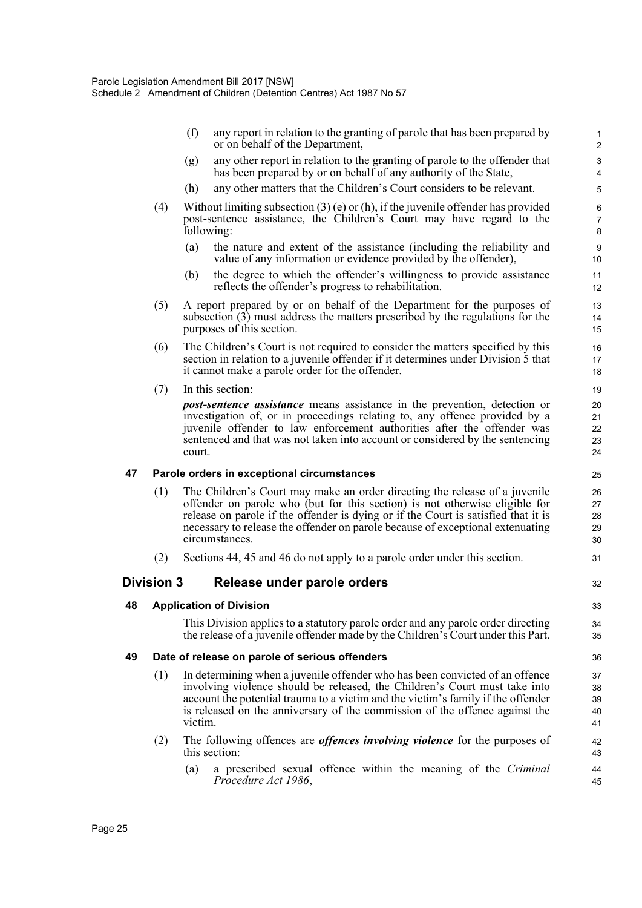(f) any report in relation to the granting of parole that has been prepared by or on behalf of the Department,

(g) any other report in relation to the granting of parole to the offender that has been prepared by or on behalf of any authority of the State,

(h) any other matters that the Children's Court considers to be relevant.

(4) Without limiting subsection (3) (e) or (h), if the juvenile offender has provided post-sentence assistance, the Children's Court may have regard to the following:

(a) the nature and extent of the assistance (including the reliability and value of any information or evidence provided by the offender),

(b) the degree to which the offender's willingness to provide assistance reflects the offender's progress to rehabilitation.

(5) A report prepared by or on behalf of the Department for the purposes of subsection (3) must address the matters prescribed by the regulations for the purposes of this section.

(6) The Children's Court is not required to consider the matters specified by this section in relation to a juvenile offender if it determines under Division 5 that it cannot make a parole order for the offender.

(7) In this section:

***post-sentence assistance*** means assistance in the prevention, detection or investigation of, or in proceedings relating to, any offence provided by a juvenile offender to law enforcement authorities after the offender was sentenced and that was not taken into account or considered by the sentencing court.

### 47 Parole orders in exceptional circumstances

(1) The Children's Court may make an order directing the release of a juvenile offender on parole who (but for this section) is not otherwise eligible for release on parole if the offender is dying or if the Court is satisfied that it is necessary to release the offender on parole because of exceptional extenuating circumstances.

(2) Sections 44, 45 and 46 do not apply to a parole order under this section.

## Division 3 Release under parole orders

### 48 Application of Division

This Division applies to a statutory parole order and any parole order directing the release of a juvenile offender made by the Children's Court under this Part.

### 49 Date of release on parole of serious offenders

(1) In determining when a juvenile offender who has been convicted of an offence involving violence should be released, the Children's Court must take into account the potential trauma to a victim and the victim's family if the offender is released on the anniversary of the commission of the offence against the victim.

(2) The following offences are ***offences involving violence*** for the purposes of this section:

(a) a prescribed sexual offence within the meaning of the *Criminal Procedure Act 1986*,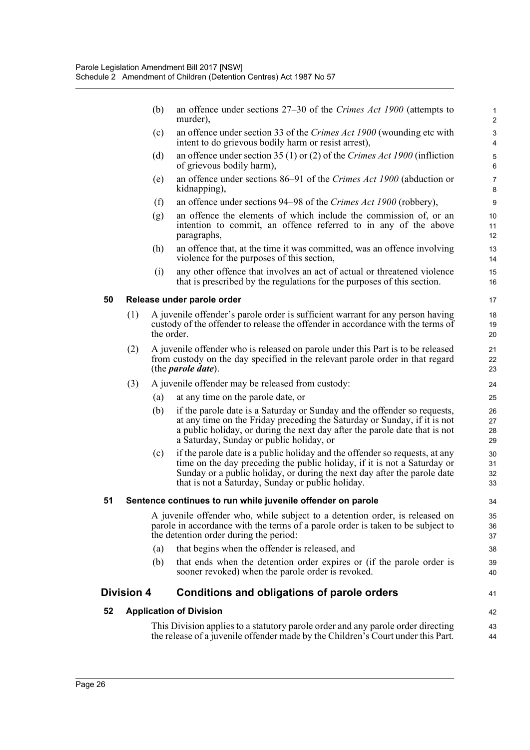(b) an offence under sections 27–30 of the *Crimes Act 1900* (attempts to murder),

(c) an offence under section 33 of the *Crimes Act 1900* (wounding etc with intent to do grievous bodily harm or resist arrest),

(d) an offence under section 35 (1) or (2) of the *Crimes Act 1900* (infliction of grievous bodily harm),

(e) an offence under sections 86–91 of the *Crimes Act 1900* (abduction or kidnapping),

(f) an offence under sections 94–98 of the *Crimes Act 1900* (robbery),

(g) an offence the elements of which include the commission of, or an intention to commit, an offence referred to in any of the above paragraphs,

(h) an offence that, at the time it was committed, was an offence involving violence for the purposes of this section,

(i) any other offence that involves an act of actual or threatened violence that is prescribed by the regulations for the purposes of this section.

### 50 Release under parole order

(1) A juvenile offender's parole order is sufficient warrant for any person having custody of the offender to release the offender in accordance with the terms of the order.

(2) A juvenile offender who is released on parole under this Part is to be released from custody on the day specified in the relevant parole order in that regard (the ***parole date***).

(3) A juvenile offender may be released from custody:

(a) at any time on the parole date, or

(b) if the parole date is a Saturday or Sunday and the offender so requests, at any time on the Friday preceding the Saturday or Sunday, if it is not a public holiday, or during the next day after the parole date that is not a Saturday, Sunday or public holiday, or

(c) if the parole date is a public holiday and the offender so requests, at any time on the day preceding the public holiday, if it is not a Saturday or Sunday or a public holiday, or during the next day after the parole date that is not a Saturday, Sunday or public holiday.

### 51 Sentence continues to run while juvenile offender on parole

A juvenile offender who, while subject to a detention order, is released on parole in accordance with the terms of a parole order is taken to be subject to the detention order during the period:

(a) that begins when the offender is released, and

(b) that ends when the detention order expires or (if the parole order is sooner revoked) when the parole order is revoked.

## Division 4 Conditions and obligations of parole orders

### 52 Application of Division

This Division applies to a statutory parole order and any parole order directing the release of a juvenile offender made by the Children's Court under this Part.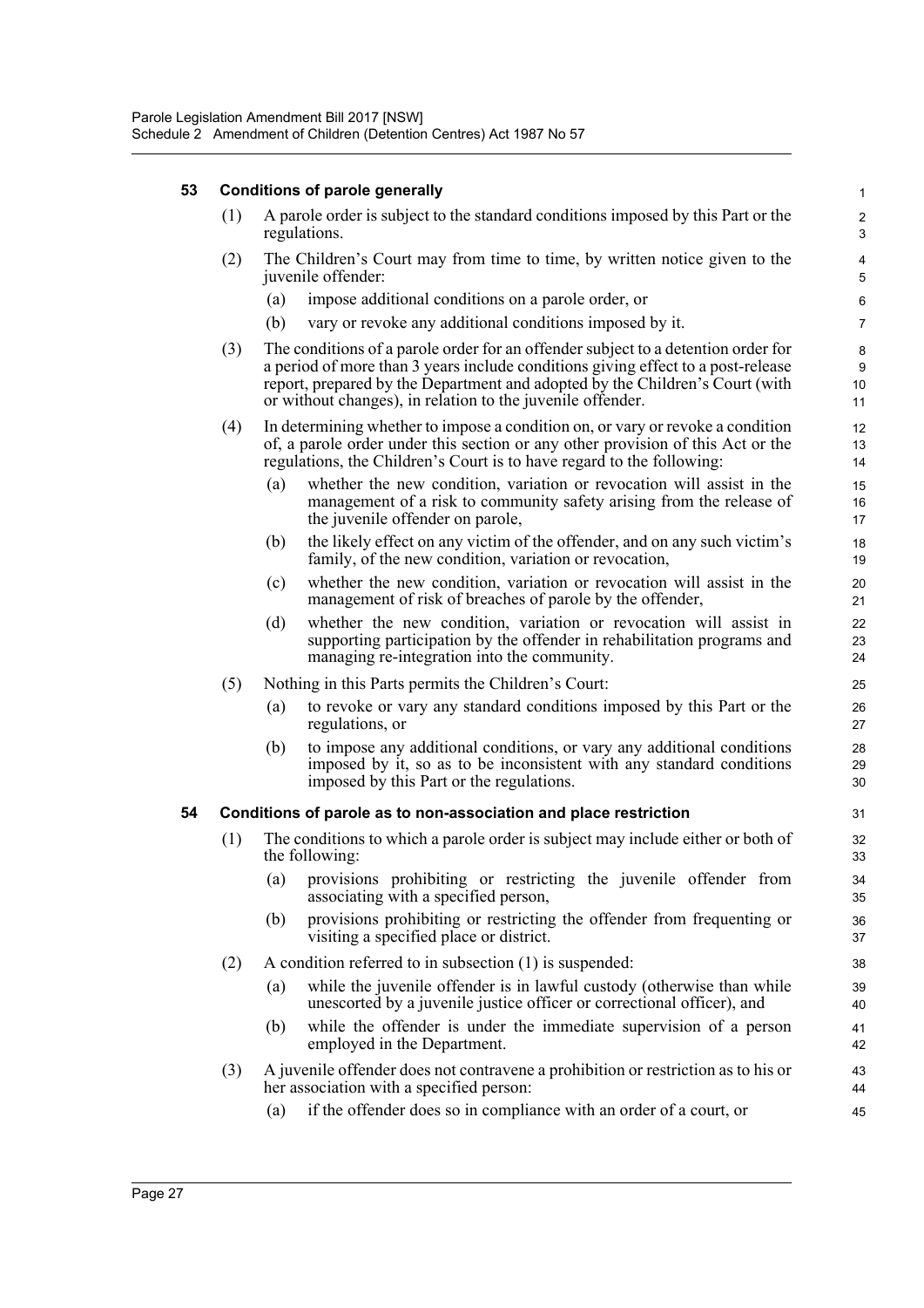### 53 Conditions of parole generally

(1) A parole order is subject to the standard conditions imposed by this Part or the regulations.

(2) The Children's Court may from time to time, by written notice given to the juvenile offender:

- (a) impose additional conditions on a parole order, or
- (b) vary or revoke any additional conditions imposed by it.

(3) The conditions of a parole order for an offender subject to a detention order for a period of more than 3 years include conditions giving effect to a post-release report, prepared by the Department and adopted by the Children's Court (with or without changes), in relation to the juvenile offender.

(4) In determining whether to impose a condition on, or vary or revoke a condition of, a parole order under this section or any other provision of this Act or the regulations, the Children's Court is to have regard to the following:

- (a) whether the new condition, variation or revocation will assist in the management of a risk to community safety arising from the release of the juvenile offender on parole,
- (b) the likely effect on any victim of the offender, and on any such victim's family, of the new condition, variation or revocation,
- (c) whether the new condition, variation or revocation will assist in the management of risk of breaches of parole by the offender,
- (d) whether the new condition, variation or revocation will assist in supporting participation by the offender in rehabilitation programs and managing re-integration into the community.

(5) Nothing in this Parts permits the Children's Court:

- (a) to revoke or vary any standard conditions imposed by this Part or the regulations, or
- (b) to impose any additional conditions, or vary any additional conditions imposed by it, so as to be inconsistent with any standard conditions imposed by this Part or the regulations.

### 54 Conditions of parole as to non-association and place restriction

(1) The conditions to which a parole order is subject may include either or both of the following:

- (a) provisions prohibiting or restricting the juvenile offender from associating with a specified person,
- (b) provisions prohibiting or restricting the offender from frequenting or visiting a specified place or district.

(2) A condition referred to in subsection (1) is suspended:

- (a) while the juvenile offender is in lawful custody (otherwise than while unescorted by a juvenile justice officer or correctional officer), and
- (b) while the offender is under the immediate supervision of a person employed in the Department.

(3) A juvenile offender does not contravene a prohibition or restriction as to his or her association with a specified person:

- (a) if the offender does so in compliance with an order of a court, or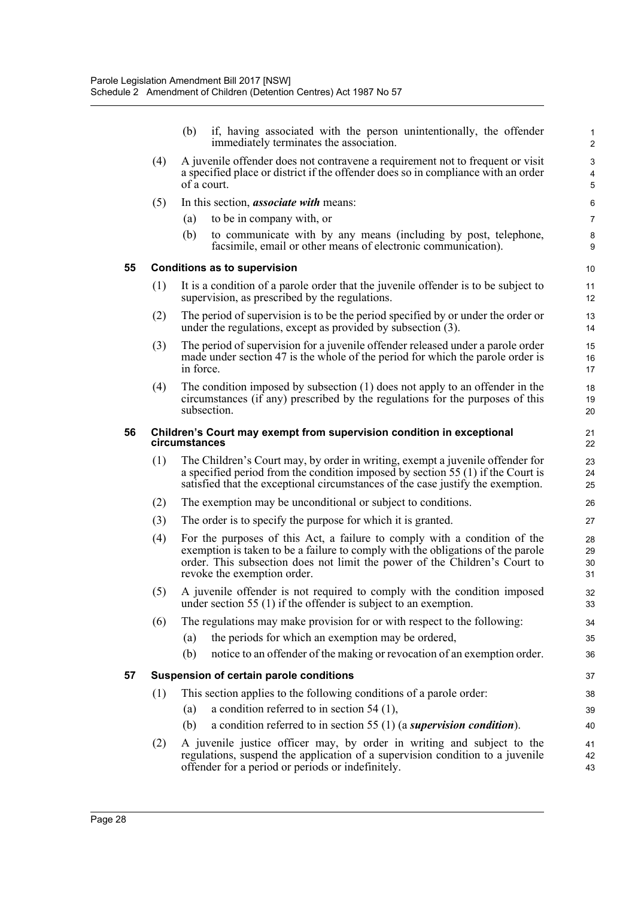(b) if, having associated with the person unintentionally, the offender immediately terminates the association.

(4) A juvenile offender does not contravene a requirement not to frequent or visit a specified place or district if the offender does so in compliance with an order of a court.

(5) In this section, ***associate with*** means:

(a) to be in company with, or

(b) to communicate with by any means (including by post, telephone, facsimile, email or other means of electronic communication).

### 55 Conditions as to supervision

(1) It is a condition of a parole order that the juvenile offender is to be subject to supervision, as prescribed by the regulations.

(2) The period of supervision is to be the period specified by or under the order or under the regulations, except as provided by subsection (3).

(3) The period of supervision for a juvenile offender released under a parole order made under section 47 is the whole of the period for which the parole order is in force.

(4) The condition imposed by subsection (1) does not apply to an offender in the circumstances (if any) prescribed by the regulations for the purposes of this subsection.

### 56 Children's Court may exempt from supervision condition in exceptional circumstances

(1) The Children's Court may, by order in writing, exempt a juvenile offender for a specified period from the condition imposed by section 55 (1) if the Court is satisfied that the exceptional circumstances of the case justify the exemption.

(2) The exemption may be unconditional or subject to conditions.

(3) The order is to specify the purpose for which it is granted.

(4) For the purposes of this Act, a failure to comply with a condition of the exemption is taken to be a failure to comply with the obligations of the parole order. This subsection does not limit the power of the Children's Court to revoke the exemption order.

(5) A juvenile offender is not required to comply with the condition imposed under section 55 (1) if the offender is subject to an exemption.

(6) The regulations may make provision for or with respect to the following:

(a) the periods for which an exemption may be ordered,

(b) notice to an offender of the making or revocation of an exemption order.

### 57 Suspension of certain parole conditions

(1) This section applies to the following conditions of a parole order:

(a) a condition referred to in section 54 (1),

(b) a condition referred to in section 55 (1) (a ***supervision condition***).

(2) A juvenile justice officer may, by order in writing and subject to the regulations, suspend the application of a supervision condition to a juvenile offender for a period or periods or indefinitely.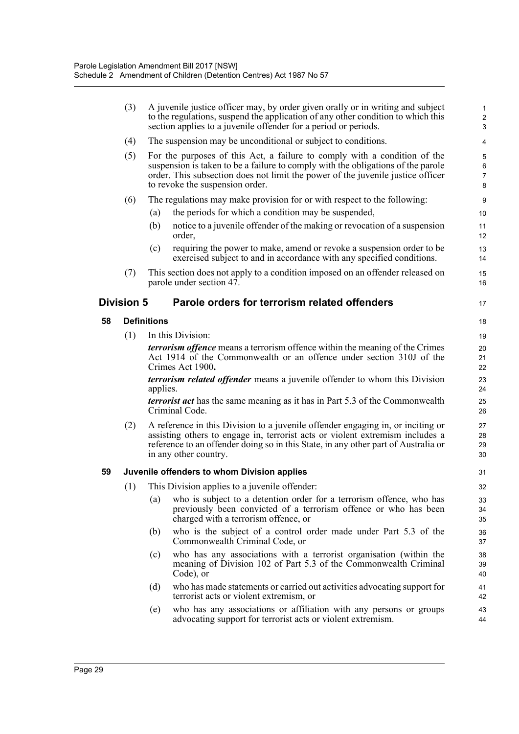(3) A juvenile justice officer may, by order given orally or in writing and subject to the regulations, suspend the application of any other condition to which this section applies to a juvenile offender for a period or periods.

(4) The suspension may be unconditional or subject to conditions.

(5) For the purposes of this Act, a failure to comply with a condition of the suspension is taken to be a failure to comply with the obligations of the parole order. This subsection does not limit the power of the juvenile justice officer to revoke the suspension order.

(6) The regulations may make provision for or with respect to the following:

- (a) the periods for which a condition may be suspended,
- (b) notice to a juvenile offender of the making or revocation of a suspension order,
- (c) requiring the power to make, amend or revoke a suspension order to be exercised subject to and in accordance with any specified conditions.

(7) This section does not apply to a condition imposed on an offender released on parole under section 47.

## Division 5 Parole orders for terrorism related offenders

### 58 Definitions

(1) In this Division:

***terrorism offence*** means a terrorism offence within the meaning of the Crimes Act 1914 of the Commonwealth or an offence under section 310J of the Crimes Act 1900**.**

***terrorism related offender*** means a juvenile offender to whom this Division applies.

***terrorist act*** has the same meaning as it has in Part 5.3 of the Commonwealth Criminal Code.

(2) A reference in this Division to a juvenile offender engaging in, or inciting or assisting others to engage in, terrorist acts or violent extremism includes a reference to an offender doing so in this State, in any other part of Australia or in any other country.

### 59 Juvenile offenders to whom Division applies

(1) This Division applies to a juvenile offender:

- (a) who is subject to a detention order for a terrorism offence, who has previously been convicted of a terrorism offence or who has been charged with a terrorism offence, or
- (b) who is the subject of a control order made under Part 5.3 of the Commonwealth Criminal Code, or
- (c) who has any associations with a terrorist organisation (within the meaning of Division 102 of Part 5.3 of the Commonwealth Criminal Code), or
- (d) who has made statements or carried out activities advocating support for terrorist acts or violent extremism, or
- (e) who has any associations or affiliation with any persons or groups advocating support for terrorist acts or violent extremism.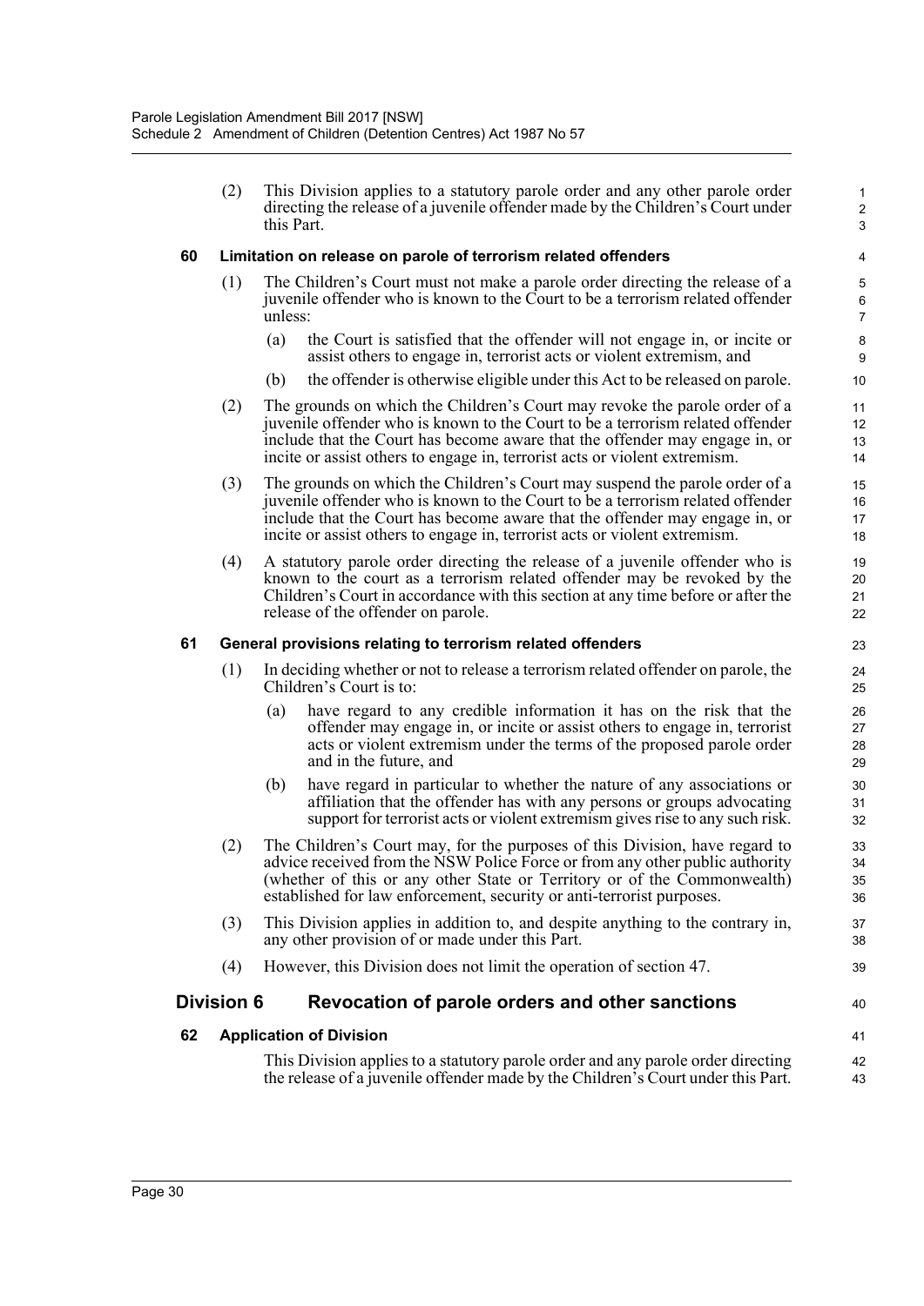(2) This Division applies to a statutory parole order and any other parole order directing the release of a juvenile offender made by the Children's Court under this Part.

**60 Limitation on release on parole of terrorism related offenders**

(1) The Children's Court must not make a parole order directing the release of a juvenile offender who is known to the Court to be a terrorism related offender unless:

(a) the Court is satisfied that the offender will not engage in, or incite or assist others to engage in, terrorist acts or violent extremism, and

(b) the offender is otherwise eligible under this Act to be released on parole.

(2) The grounds on which the Children's Court may revoke the parole order of a juvenile offender who is known to the Court to be a terrorism related offender include that the Court has become aware that the offender may engage in, or incite or assist others to engage in, terrorist acts or violent extremism.

(3) The grounds on which the Children's Court may suspend the parole order of a juvenile offender who is known to the Court to be a terrorism related offender include that the Court has become aware that the offender may engage in, or incite or assist others to engage in, terrorist acts or violent extremism.

(4) A statutory parole order directing the release of a juvenile offender who is known to the court as a terrorism related offender may be revoked by the Children's Court in accordance with this section at any time before or after the release of the offender on parole.

**61 General provisions relating to terrorism related offenders**

(1) In deciding whether or not to release a terrorism related offender on parole, the Children's Court is to:

(a) have regard to any credible information it has on the risk that the offender may engage in, or incite or assist others to engage in, terrorist acts or violent extremism under the terms of the proposed parole order and in the future, and

(b) have regard in particular to whether the nature of any associations or affiliation that the offender has with any persons or groups advocating support for terrorist acts or violent extremism gives rise to any such risk.

(2) The Children's Court may, for the purposes of this Division, have regard to advice received from the NSW Police Force or from any other public authority (whether of this or any other State or Territory or of the Commonwealth) established for law enforcement, security or anti-terrorist purposes.

(3) This Division applies in addition to, and despite anything to the contrary in, any other provision of or made under this Part.

(4) However, this Division does not limit the operation of section 47.

## Division 6 Revocation of parole orders and other sanctions

**62 Application of Division**

This Division applies to a statutory parole order and any parole order directing the release of a juvenile offender made by the Children's Court under this Part.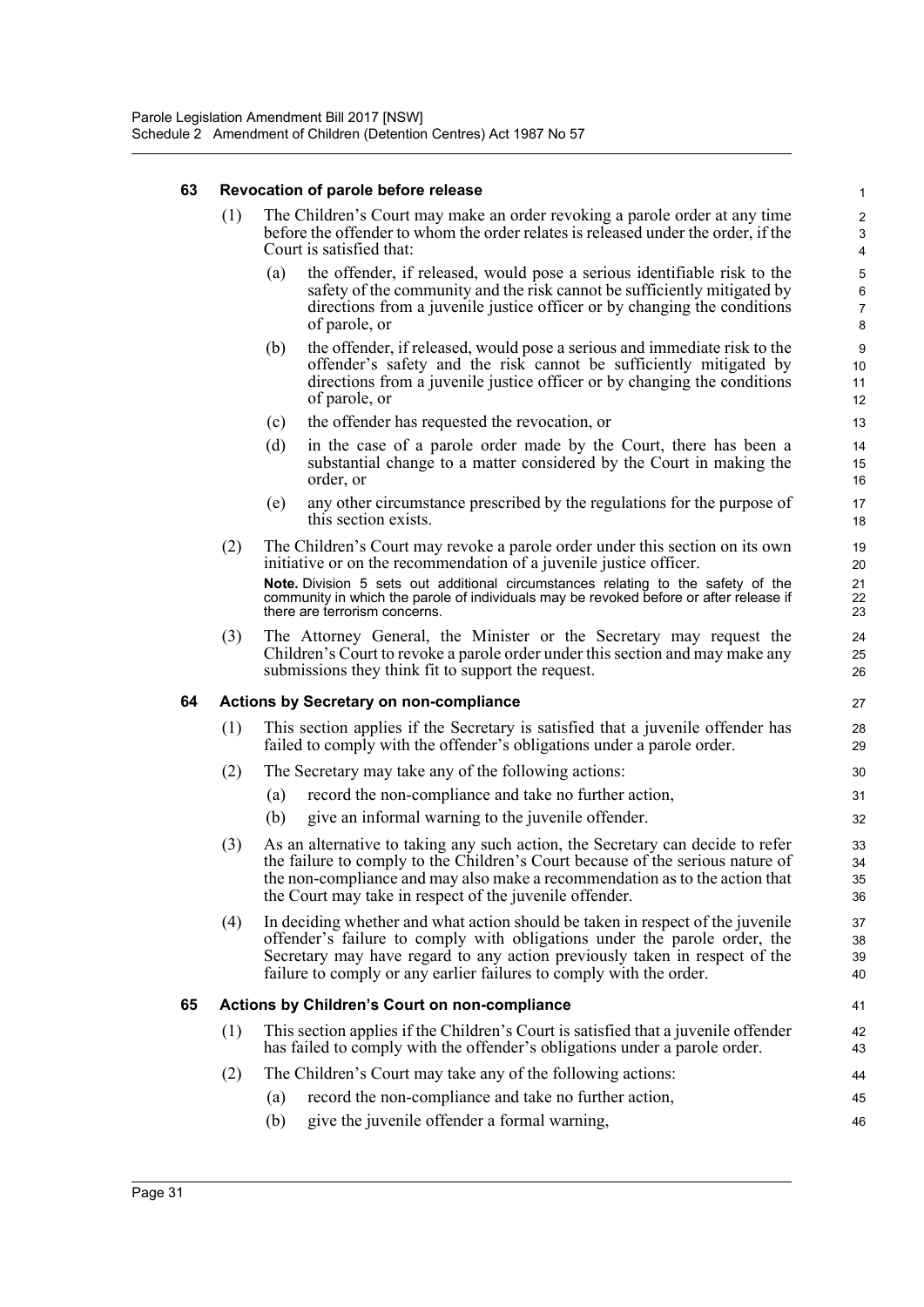### 63 Revocation of parole before release

(1) The Children's Court may make an order revoking a parole order at any time before the offender to whom the order relates is released under the order, if the Court is satisfied that:

(a) the offender, if released, would pose a serious identifiable risk to the safety of the community and the risk cannot be sufficiently mitigated by directions from a juvenile justice officer or by changing the conditions of parole, or

(b) the offender, if released, would pose a serious and immediate risk to the offender's safety and the risk cannot be sufficiently mitigated by directions from a juvenile justice officer or by changing the conditions of parole, or

(c) the offender has requested the revocation, or

(d) in the case of a parole order made by the Court, there has been a substantial change to a matter considered by the Court in making the order, or

(e) any other circumstance prescribed by the regulations for the purpose of this section exists.

(2) The Children's Court may revoke a parole order under this section on its own initiative or on the recommendation of a juvenile justice officer.

**Note.** Division 5 sets out additional circumstances relating to the safety of the community in which the parole of individuals may be revoked before or after release if there are terrorism concerns.

(3) The Attorney General, the Minister or the Secretary may request the Children's Court to revoke a parole order under this section and may make any submissions they think fit to support the request.

### 64 Actions by Secretary on non-compliance

(1) This section applies if the Secretary is satisfied that a juvenile offender has failed to comply with the offender's obligations under a parole order.

(2) The Secretary may take any of the following actions:

(a) record the non-compliance and take no further action,

(b) give an informal warning to the juvenile offender.

(3) As an alternative to taking any such action, the Secretary can decide to refer the failure to comply to the Children's Court because of the serious nature of the non-compliance and may also make a recommendation as to the action that the Court may take in respect of the juvenile offender.

(4) In deciding whether and what action should be taken in respect of the juvenile offender's failure to comply with obligations under the parole order, the Secretary may have regard to any action previously taken in respect of the failure to comply or any earlier failures to comply with the order.

### 65 Actions by Children's Court on non-compliance

(1) This section applies if the Children's Court is satisfied that a juvenile offender has failed to comply with the offender's obligations under a parole order.

(2) The Children's Court may take any of the following actions:

(a) record the non-compliance and take no further action,

(b) give the juvenile offender a formal warning,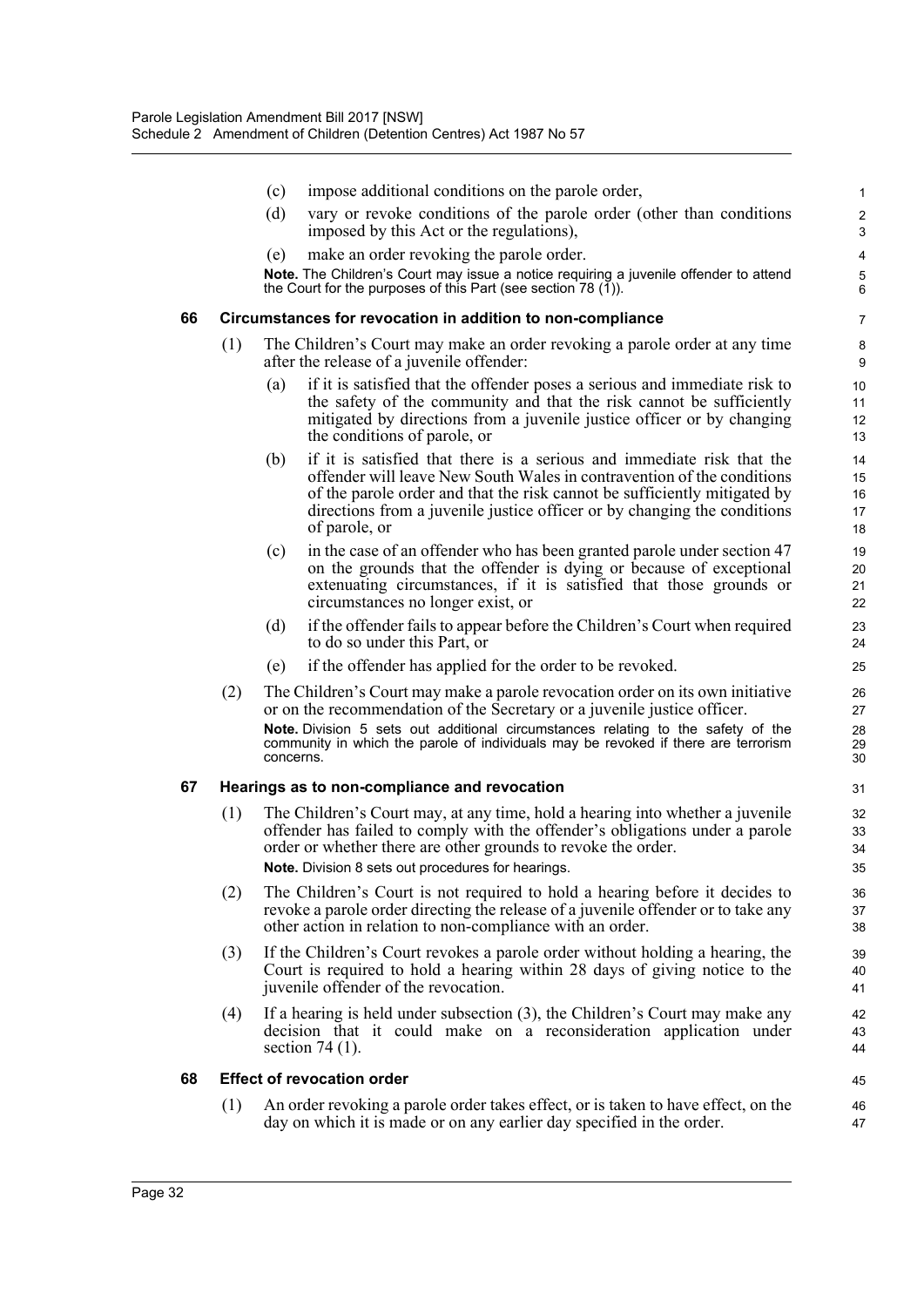(c) impose additional conditions on the parole order,

(d) vary or revoke conditions of the parole order (other than conditions imposed by this Act or the regulations),

(e) make an order revoking the parole order.

**Note.** The Children's Court may issue a notice requiring a juvenile offender to attend the Court for the purposes of this Part (see section 78 (1)).

### 66 Circumstances for revocation in addition to non-compliance

(1) The Children's Court may make an order revoking a parole order at any time after the release of a juvenile offender:

(a) if it is satisfied that the offender poses a serious and immediate risk to the safety of the community and that the risk cannot be sufficiently mitigated by directions from a juvenile justice officer or by changing the conditions of parole, or

(b) if it is satisfied that there is a serious and immediate risk that the offender will leave New South Wales in contravention of the conditions of the parole order and that the risk cannot be sufficiently mitigated by directions from a juvenile justice officer or by changing the conditions of parole, or

(c) in the case of an offender who has been granted parole under section 47 on the grounds that the offender is dying or because of exceptional extenuating circumstances, if it is satisfied that those grounds or circumstances no longer exist, or

(d) if the offender fails to appear before the Children's Court when required to do so under this Part, or

(e) if the offender has applied for the order to be revoked.

(2) The Children's Court may make a parole revocation order on its own initiative or on the recommendation of the Secretary or a juvenile justice officer.

**Note.** Division 5 sets out additional circumstances relating to the safety of the community in which the parole of individuals may be revoked if there are terrorism concerns.

### 67 Hearings as to non-compliance and revocation

(1) The Children's Court may, at any time, hold a hearing into whether a juvenile offender has failed to comply with the offender's obligations under a parole order or whether there are other grounds to revoke the order.

**Note.** Division 8 sets out procedures for hearings.

(2) The Children's Court is not required to hold a hearing before it decides to revoke a parole order directing the release of a juvenile offender or to take any other action in relation to non-compliance with an order.

(3) If the Children's Court revokes a parole order without holding a hearing, the Court is required to hold a hearing within 28 days of giving notice to the juvenile offender of the revocation.

(4) If a hearing is held under subsection (3), the Children's Court may make any decision that it could make on a reconsideration application under section 74 (1).

### 68 Effect of revocation order

(1) An order revoking a parole order takes effect, or is taken to have effect, on the day on which it is made or on any earlier day specified in the order.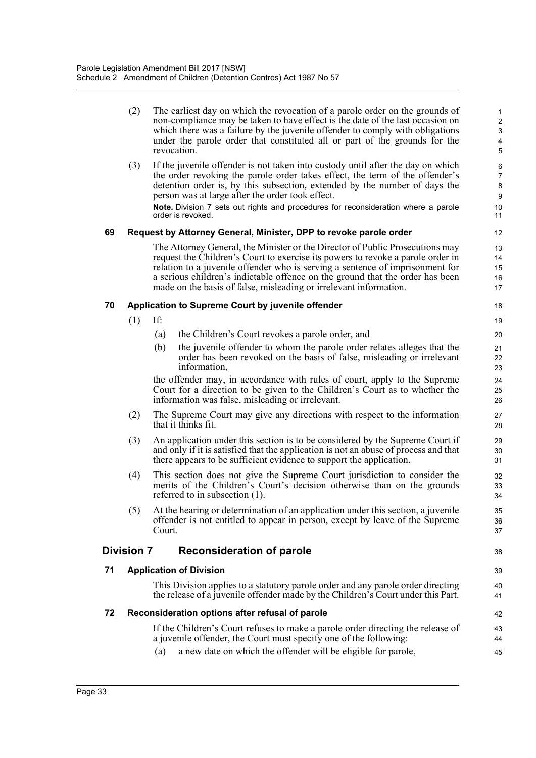(2) The earliest day on which the revocation of a parole order on the grounds of non-compliance may be taken to have effect is the date of the last occasion on which there was a failure by the juvenile offender to comply with obligations under the parole order that constituted all or part of the grounds for the revocation.

(3) If the juvenile offender is not taken into custody until after the day on which the order revoking the parole order takes effect, the term of the offender's detention order is, by this subsection, extended by the number of days the person was at large after the order took effect.

**Note.** Division 7 sets out rights and procedures for reconsideration where a parole order is revoked.

### 69 Request by Attorney General, Minister, DPP to revoke parole order

The Attorney General, the Minister or the Director of Public Prosecutions may request the Children's Court to exercise its powers to revoke a parole order in relation to a juvenile offender who is serving a sentence of imprisonment for a serious children's indictable offence on the ground that the order has been made on the basis of false, misleading or irrelevant information.

### 70 Application to Supreme Court by juvenile offender

(1) If:

(a) the Children's Court revokes a parole order, and

(b) the juvenile offender to whom the parole order relates alleges that the order has been revoked on the basis of false, misleading or irrelevant information,

the offender may, in accordance with rules of court, apply to the Supreme Court for a direction to be given to the Children's Court as to whether the information was false, misleading or irrelevant.

(2) The Supreme Court may give any directions with respect to the information that it thinks fit.

(3) An application under this section is to be considered by the Supreme Court if and only if it is satisfied that the application is not an abuse of process and that there appears to be sufficient evidence to support the application.

(4) This section does not give the Supreme Court jurisdiction to consider the merits of the Children's Court's decision otherwise than on the grounds referred to in subsection (1).

(5) At the hearing or determination of an application under this section, a juvenile offender is not entitled to appear in person, except by leave of the Supreme Court.

## Division 7 Reconsideration of parole

### 71 Application of Division

This Division applies to a statutory parole order and any parole order directing the release of a juvenile offender made by the Children's Court under this Part.

### 72 Reconsideration options after refusal of parole

If the Children's Court refuses to make a parole order directing the release of a juvenile offender, the Court must specify one of the following:

(a) a new date on which the offender will be eligible for parole,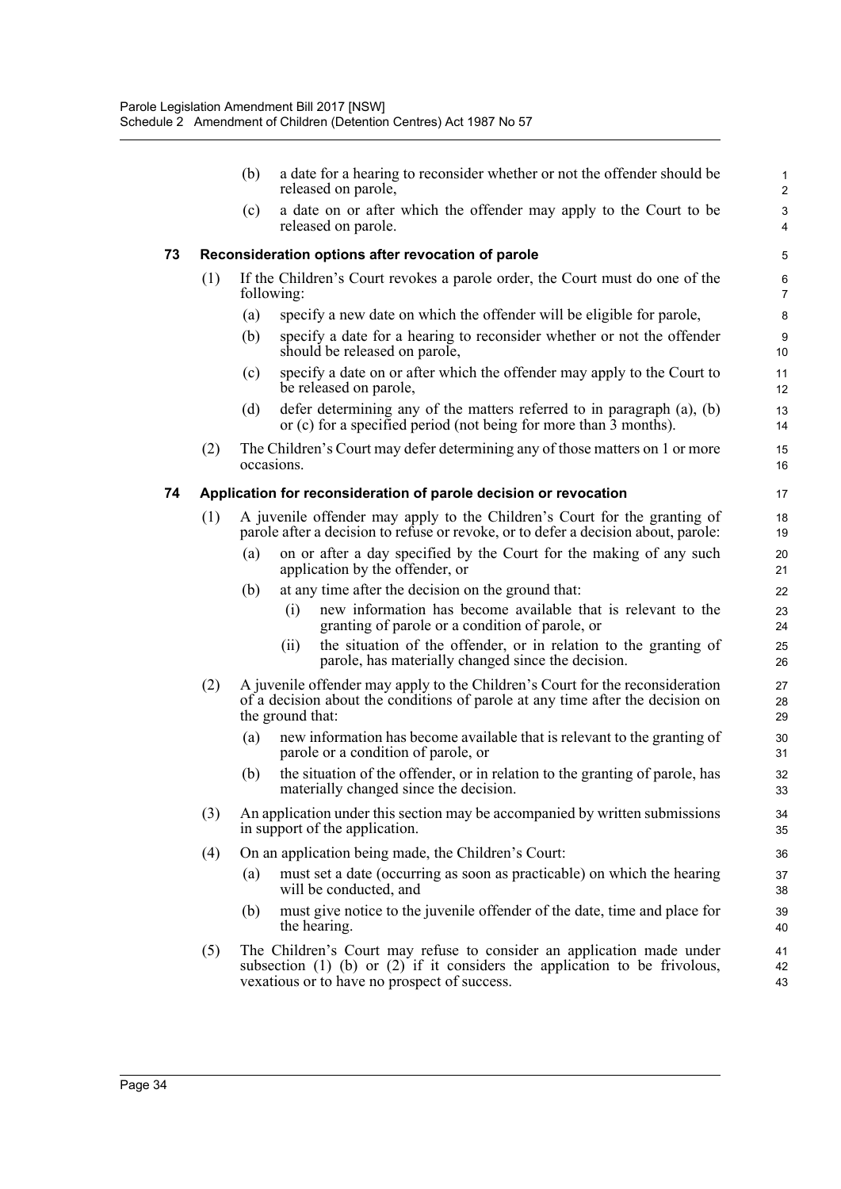(b) a date for a hearing to reconsider whether or not the offender should be released on parole,

(c) a date on or after which the offender may apply to the Court to be released on parole.

**73 Reconsideration options after revocation of parole**

(1) If the Children's Court revokes a parole order, the Court must do one of the following:

(a) specify a new date on which the offender will be eligible for parole,

(b) specify a date for a hearing to reconsider whether or not the offender should be released on parole,

(c) specify a date on or after which the offender may apply to the Court to be released on parole,

(d) defer determining any of the matters referred to in paragraph (a), (b) or (c) for a specified period (not being for more than 3 months).

(2) The Children's Court may defer determining any of those matters on 1 or more occasions.

**74 Application for reconsideration of parole decision or revocation**

(1) A juvenile offender may apply to the Children's Court for the granting of parole after a decision to refuse or revoke, or to defer a decision about, parole:

(a) on or after a day specified by the Court for the making of any such application by the offender, or

(b) at any time after the decision on the ground that:

(i) new information has become available that is relevant to the granting of parole or a condition of parole, or

(ii) the situation of the offender, or in relation to the granting of parole, has materially changed since the decision.

(2) A juvenile offender may apply to the Children's Court for the reconsideration of a decision about the conditions of parole at any time after the decision on the ground that:

(a) new information has become available that is relevant to the granting of parole or a condition of parole, or

(b) the situation of the offender, or in relation to the granting of parole, has materially changed since the decision.

(3) An application under this section may be accompanied by written submissions in support of the application.

(4) On an application being made, the Children's Court:

(a) must set a date (occurring as soon as practicable) on which the hearing will be conducted, and

(b) must give notice to the juvenile offender of the date, time and place for the hearing.

(5) The Children's Court may refuse to consider an application made under subsection (1) (b) or (2) if it considers the application to be frivolous, vexatious or to have no prospect of success.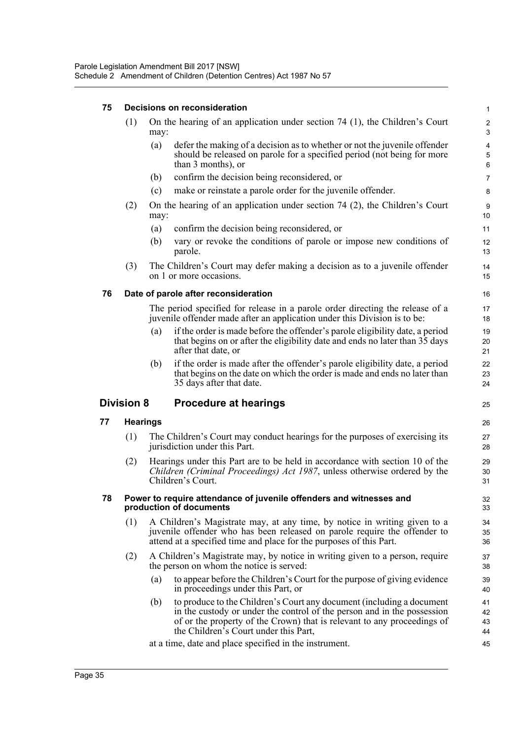**75 Decisions on reconsideration**

(1) On the hearing of an application under section 74 (1), the Children's Court may:

(a) defer the making of a decision as to whether or not the juvenile offender should be released on parole for a specified period (not being for more than 3 months), or

(b) confirm the decision being reconsidered, or

(c) make or reinstate a parole order for the juvenile offender.

(2) On the hearing of an application under section 74 (2), the Children's Court may:

(a) confirm the decision being reconsidered, or

(b) vary or revoke the conditions of parole or impose new conditions of parole.

(3) The Children's Court may defer making a decision as to a juvenile offender on 1 or more occasions.

**76 Date of parole after reconsideration**

The period specified for release in a parole order directing the release of a juvenile offender made after an application under this Division is to be:

(a) if the order is made before the offender's parole eligibility date, a period that begins on or after the eligibility date and ends no later than 35 days after that date, or

(b) if the order is made after the offender's parole eligibility date, a period that begins on the date on which the order is made and ends no later than 35 days after that date.

## Division 8 Procedure at hearings

**77 Hearings**

(1) The Children's Court may conduct hearings for the purposes of exercising its jurisdiction under this Part.

(2) Hearings under this Part are to be held in accordance with section 10 of the *Children (Criminal Proceedings) Act 1987*, unless otherwise ordered by the Children's Court.

**78 Power to require attendance of juvenile offenders and witnesses and production of documents**

(1) A Children's Magistrate may, at any time, by notice in writing given to a juvenile offender who has been released on parole require the offender to attend at a specified time and place for the purposes of this Part.

(2) A Children's Magistrate may, by notice in writing given to a person, require the person on whom the notice is served:

(a) to appear before the Children's Court for the purpose of giving evidence in proceedings under this Part, or

(b) to produce to the Children's Court any document (including a document in the custody or under the control of the person and in the possession of or the property of the Crown) that is relevant to any proceedings of the Children's Court under this Part,

at a time, date and place specified in the instrument.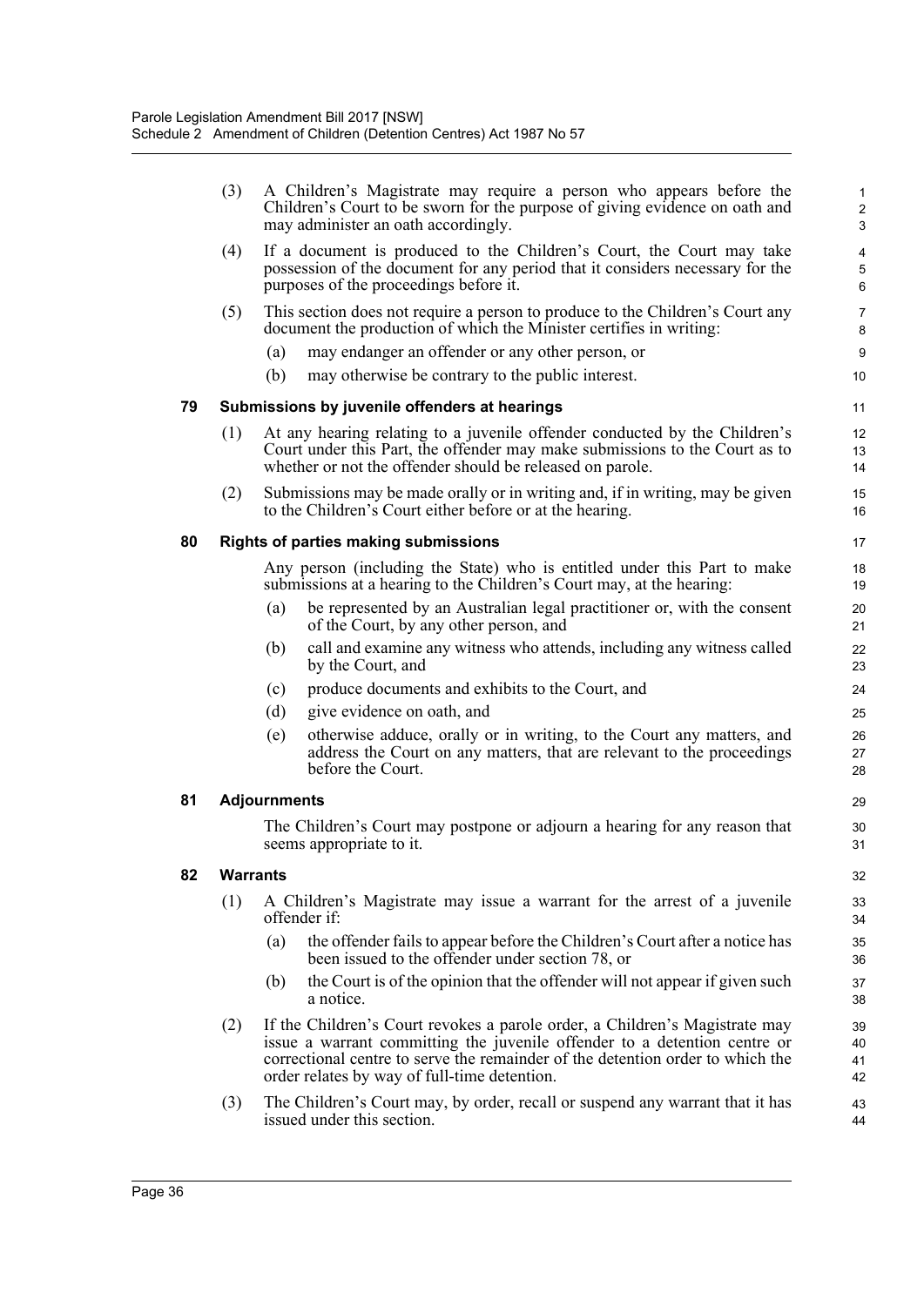(3) A Children's Magistrate may require a person who appears before the Children's Court to be sworn for the purpose of giving evidence on oath and may administer an oath accordingly.

(4) If a document is produced to the Children's Court, the Court may take possession of the document for any period that it considers necessary for the purposes of the proceedings before it.

(5) This section does not require a person to produce to the Children's Court any document the production of which the Minister certifies in writing:

(a) may endanger an offender or any other person, or

(b) may otherwise be contrary to the public interest.

### 79 Submissions by juvenile offenders at hearings

(1) At any hearing relating to a juvenile offender conducted by the Children's Court under this Part, the offender may make submissions to the Court as to whether or not the offender should be released on parole.

(2) Submissions may be made orally or in writing and, if in writing, may be given to the Children's Court either before or at the hearing.

### 80 Rights of parties making submissions

Any person (including the State) who is entitled under this Part to make submissions at a hearing to the Children's Court may, at the hearing:

(a) be represented by an Australian legal practitioner or, with the consent of the Court, by any other person, and

(b) call and examine any witness who attends, including any witness called by the Court, and

(c) produce documents and exhibits to the Court, and

(d) give evidence on oath, and

(e) otherwise adduce, orally or in writing, to the Court any matters, and address the Court on any matters, that are relevant to the proceedings before the Court.

### 81 Adjournments

The Children's Court may postpone or adjourn a hearing for any reason that seems appropriate to it.

### 82 Warrants

(1) A Children's Magistrate may issue a warrant for the arrest of a juvenile offender if:

(a) the offender fails to appear before the Children's Court after a notice has been issued to the offender under section 78, or

(b) the Court is of the opinion that the offender will not appear if given such a notice.

(2) If the Children's Court revokes a parole order, a Children's Magistrate may issue a warrant committing the juvenile offender to a detention centre or correctional centre to serve the remainder of the detention order to which the order relates by way of full-time detention.

(3) The Children's Court may, by order, recall or suspend any warrant that it has issued under this section.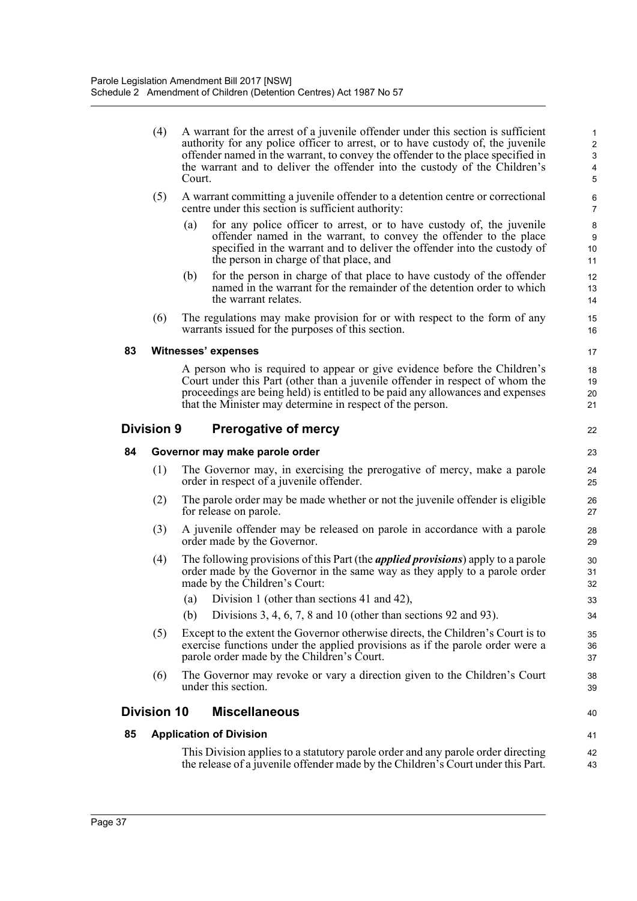(4) A warrant for the arrest of a juvenile offender under this section is sufficient authority for any police officer to arrest, or to have custody of, the juvenile offender named in the warrant, to convey the offender to the place specified in the warrant and to deliver the offender into the custody of the Children's Court.

(5) A warrant committing a juvenile offender to a detention centre or correctional centre under this section is sufficient authority:

(a) for any police officer to arrest, or to have custody of, the juvenile offender named in the warrant, to convey the offender to the place specified in the warrant and to deliver the offender into the custody of the person in charge of that place, and

(b) for the person in charge of that place to have custody of the offender named in the warrant for the remainder of the detention order to which the warrant relates.

(6) The regulations may make provision for or with respect to the form of any warrants issued for the purposes of this section.

#### 83 Witnesses' expenses

A person who is required to appear or give evidence before the Children's Court under this Part (other than a juvenile offender in respect of whom the proceedings are being held) is entitled to be paid any allowances and expenses that the Minister may determine in respect of the person.

## Division 9 Prerogative of mercy

#### 84 Governor may make parole order

(1) The Governor may, in exercising the prerogative of mercy, make a parole order in respect of a juvenile offender.

(2) The parole order may be made whether or not the juvenile offender is eligible for release on parole.

(3) A juvenile offender may be released on parole in accordance with a parole order made by the Governor.

(4) The following provisions of this Part (the ***applied provisions***) apply to a parole order made by the Governor in the same way as they apply to a parole order made by the Children's Court:

(a) Division 1 (other than sections 41 and 42),

(b) Divisions 3, 4, 6, 7, 8 and 10 (other than sections 92 and 93).

(5) Except to the extent the Governor otherwise directs, the Children's Court is to exercise functions under the applied provisions as if the parole order were a parole order made by the Children's Court.

(6) The Governor may revoke or vary a direction given to the Children's Court under this section.

## Division 10 Miscellaneous

#### 85 Application of Division

This Division applies to a statutory parole order and any parole order directing the release of a juvenile offender made by the Children's Court under this Part.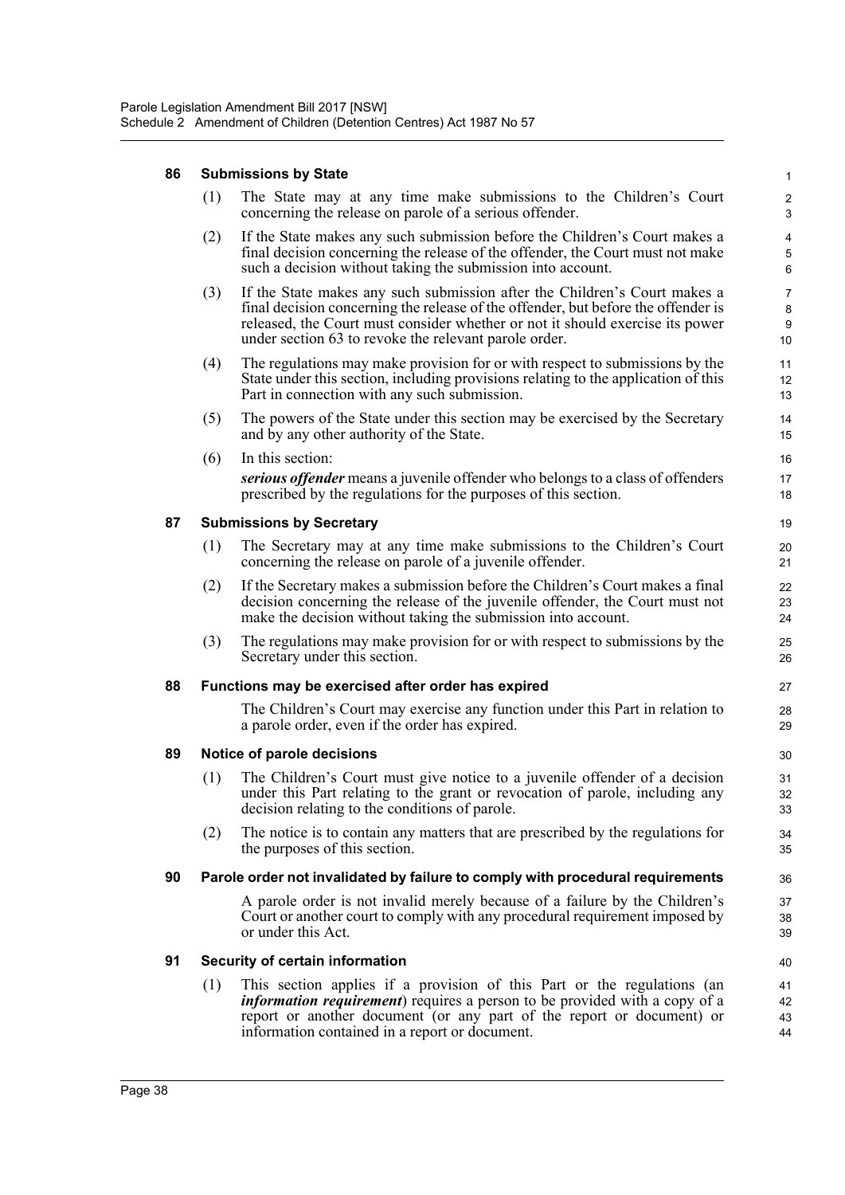### 86 Submissions by State

(1) The State may at any time make submissions to the Children's Court concerning the release on parole of a serious offender.

(2) If the State makes any such submission before the Children's Court makes a final decision concerning the release of the offender, the Court must not make such a decision without taking the submission into account.

(3) If the State makes any such submission after the Children's Court makes a final decision concerning the release of the offender, but before the offender is released, the Court must consider whether or not it should exercise its power under section 63 to revoke the relevant parole order.

(4) The regulations may make provision for or with respect to submissions by the State under this section, including provisions relating to the application of this Part in connection with any such submission.

(5) The powers of the State under this section may be exercised by the Secretary and by any other authority of the State.

(6) In this section:

***serious offender*** means a juvenile offender who belongs to a class of offenders prescribed by the regulations for the purposes of this section.

### 87 Submissions by Secretary

(1) The Secretary may at any time make submissions to the Children's Court concerning the release on parole of a juvenile offender.

(2) If the Secretary makes a submission before the Children's Court makes a final decision concerning the release of the juvenile offender, the Court must not make the decision without taking the submission into account.

(3) The regulations may make provision for or with respect to submissions by the Secretary under this section.

### 88 Functions may be exercised after order has expired

The Children's Court may exercise any function under this Part in relation to a parole order, even if the order has expired.

### 89 Notice of parole decisions

(1) The Children's Court must give notice to a juvenile offender of a decision under this Part relating to the grant or revocation of parole, including any decision relating to the conditions of parole.

(2) The notice is to contain any matters that are prescribed by the regulations for the purposes of this section.

### 90 Parole order not invalidated by failure to comply with procedural requirements

A parole order is not invalid merely because of a failure by the Children's Court or another court to comply with any procedural requirement imposed by or under this Act.

### 91 Security of certain information

(1) This section applies if a provision of this Part or the regulations (an ***information requirement***) requires a person to be provided with a copy of a report or another document (or any part of the report or document) or information contained in a report or document.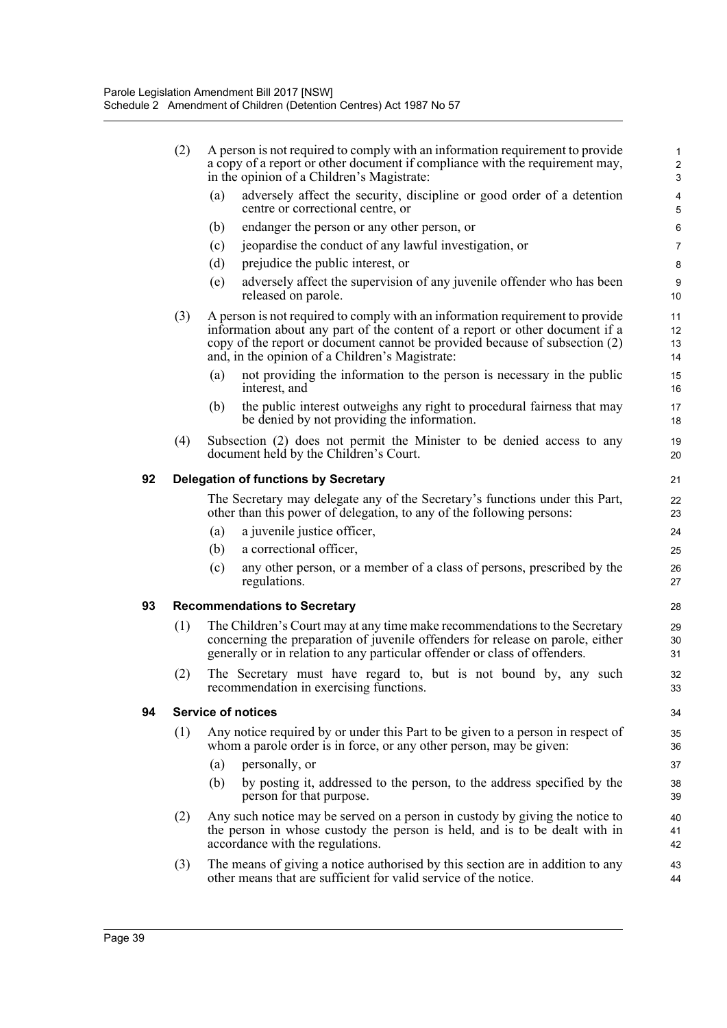(2) A person is not required to comply with an information requirement to provide a copy of a report or other document if compliance with the requirement may, in the opinion of a Children's Magistrate:

(a) adversely affect the security, discipline or good order of a detention centre or correctional centre, or

(b) endanger the person or any other person, or

(c) jeopardise the conduct of any lawful investigation, or

(d) prejudice the public interest, or

(e) adversely affect the supervision of any juvenile offender who has been released on parole.

(3) A person is not required to comply with an information requirement to provide information about any part of the content of a report or other document if a copy of the report or document cannot be provided because of subsection (2) and, in the opinion of a Children's Magistrate:

(a) not providing the information to the person is necessary in the public interest, and

(b) the public interest outweighs any right to procedural fairness that may be denied by not providing the information.

(4) Subsection (2) does not permit the Minister to be denied access to any document held by the Children's Court.

### 92 Delegation of functions by Secretary

The Secretary may delegate any of the Secretary's functions under this Part, other than this power of delegation, to any of the following persons:

(a) a juvenile justice officer,

(b) a correctional officer,

(c) any other person, or a member of a class of persons, prescribed by the regulations.

### 93 Recommendations to Secretary

(1) The Children's Court may at any time make recommendations to the Secretary concerning the preparation of juvenile offenders for release on parole, either generally or in relation to any particular offender or class of offenders.

(2) The Secretary must have regard to, but is not bound by, any such recommendation in exercising functions.

### 94 Service of notices

(1) Any notice required by or under this Part to be given to a person in respect of whom a parole order is in force, or any other person, may be given:

(a) personally, or

(b) by posting it, addressed to the person, to the address specified by the person for that purpose.

(2) Any such notice may be served on a person in custody by giving the notice to the person in whose custody the person is held, and is to be dealt with in accordance with the regulations.

(3) The means of giving a notice authorised by this section are in addition to any other means that are sufficient for valid service of the notice.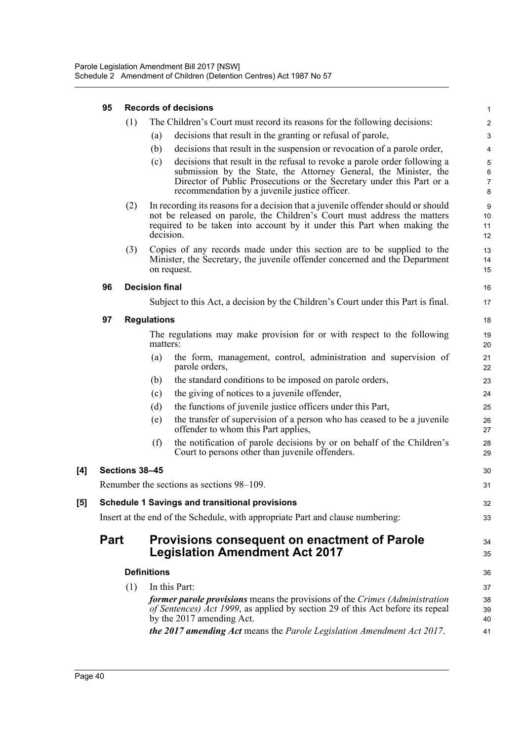**95 Records of decisions**

(1) The Children's Court must record its reasons for the following decisions:

(a) decisions that result in the granting or refusal of parole,

(b) decisions that result in the suspension or revocation of a parole order,

(c) decisions that result in the refusal to revoke a parole order following a submission by the State, the Attorney General, the Minister, the Director of Public Prosecutions or the Secretary under this Part or a recommendation by a juvenile justice officer.

(2) In recording its reasons for a decision that a juvenile offender should or should not be released on parole, the Children's Court must address the matters required to be taken into account by it under this Part when making the decision.

(3) Copies of any records made under this section are to be supplied to the Minister, the Secretary, the juvenile offender concerned and the Department on request.

**96 Decision final**

Subject to this Act, a decision by the Children's Court under this Part is final.

**97 Regulations**

The regulations may make provision for or with respect to the following matters:

(a) the form, management, control, administration and supervision of parole orders,

(b) the standard conditions to be imposed on parole orders,

(c) the giving of notices to a juvenile offender,

(d) the functions of juvenile justice officers under this Part,

(e) the transfer of supervision of a person who has ceased to be a juvenile offender to whom this Part applies,

(f) the notification of parole decisions by or on behalf of the Children's Court to persons other than juvenile offenders.

**[4] Sections 38–45**

Renumber the sections as sections 98–109.

**[5] Schedule 1 Savings and transitional provisions**

Insert at the end of the Schedule, with appropriate Part and clause numbering:

## Part Provisions consequent on enactment of Parole Legislation Amendment Act 2017

**Definitions**

(1) In this Part:

***former parole provisions*** means the provisions of the *Crimes (Administration of Sentences) Act 1999*, as applied by section 29 of this Act before its repeal by the 2017 amending Act.

***the 2017 amending Act*** means the *Parole Legislation Amendment Act 2017*.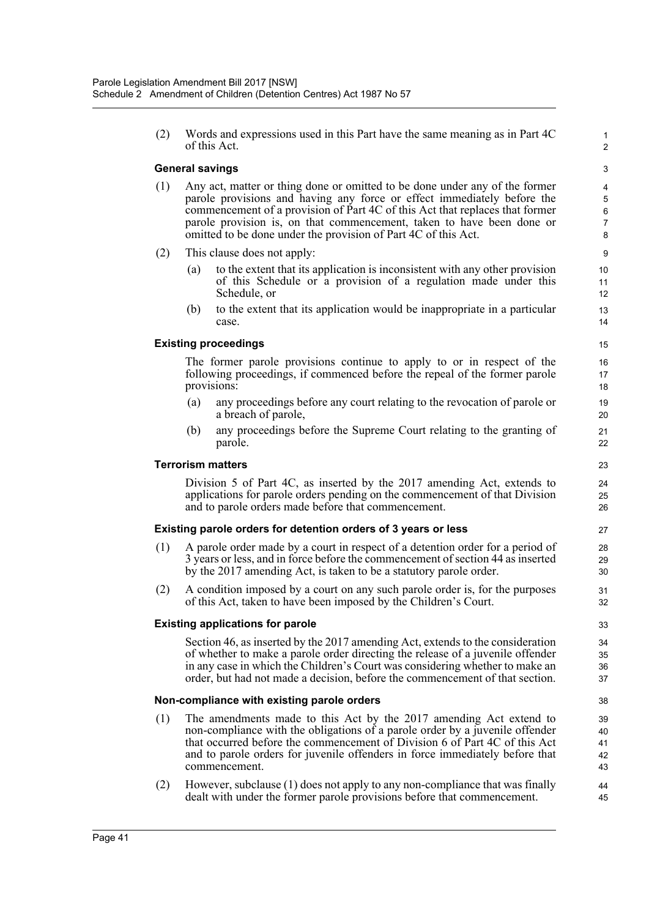(2) Words and expressions used in this Part have the same meaning as in Part 4C of this Act.

**General savings**

(1) Any act, matter or thing done or omitted to be done under any of the former parole provisions and having any force or effect immediately before the commencement of a provision of Part 4C of this Act that replaces that former parole provision is, on that commencement, taken to have been done or omitted to be done under the provision of Part 4C of this Act.

(2) This clause does not apply:

(a) to the extent that its application is inconsistent with any other provision of this Schedule or a provision of a regulation made under this Schedule, or

(b) to the extent that its application would be inappropriate in a particular case.

**Existing proceedings**

The former parole provisions continue to apply to or in respect of the following proceedings, if commenced before the repeal of the former parole provisions:

(a) any proceedings before any court relating to the revocation of parole or a breach of parole,

(b) any proceedings before the Supreme Court relating to the granting of parole.

**Terrorism matters**

Division 5 of Part 4C, as inserted by the 2017 amending Act, extends to applications for parole orders pending on the commencement of that Division and to parole orders made before that commencement.

**Existing parole orders for detention orders of 3 years or less**

(1) A parole order made by a court in respect of a detention order for a period of 3 years or less, and in force before the commencement of section 44 as inserted by the 2017 amending Act, is taken to be a statutory parole order.

(2) A condition imposed by a court on any such parole order is, for the purposes of this Act, taken to have been imposed by the Children's Court.

**Existing applications for parole**

Section 46, as inserted by the 2017 amending Act, extends to the consideration of whether to make a parole order directing the release of a juvenile offender in any case in which the Children's Court was considering whether to make an order, but had not made a decision, before the commencement of that section.

**Non-compliance with existing parole orders**

(1) The amendments made to this Act by the 2017 amending Act extend to non-compliance with the obligations of a parole order by a juvenile offender that occurred before the commencement of Division 6 of Part 4C of this Act and to parole orders for juvenile offenders in force immediately before that commencement.

(2) However, subclause (1) does not apply to any non-compliance that was finally dealt with under the former parole provisions before that commencement.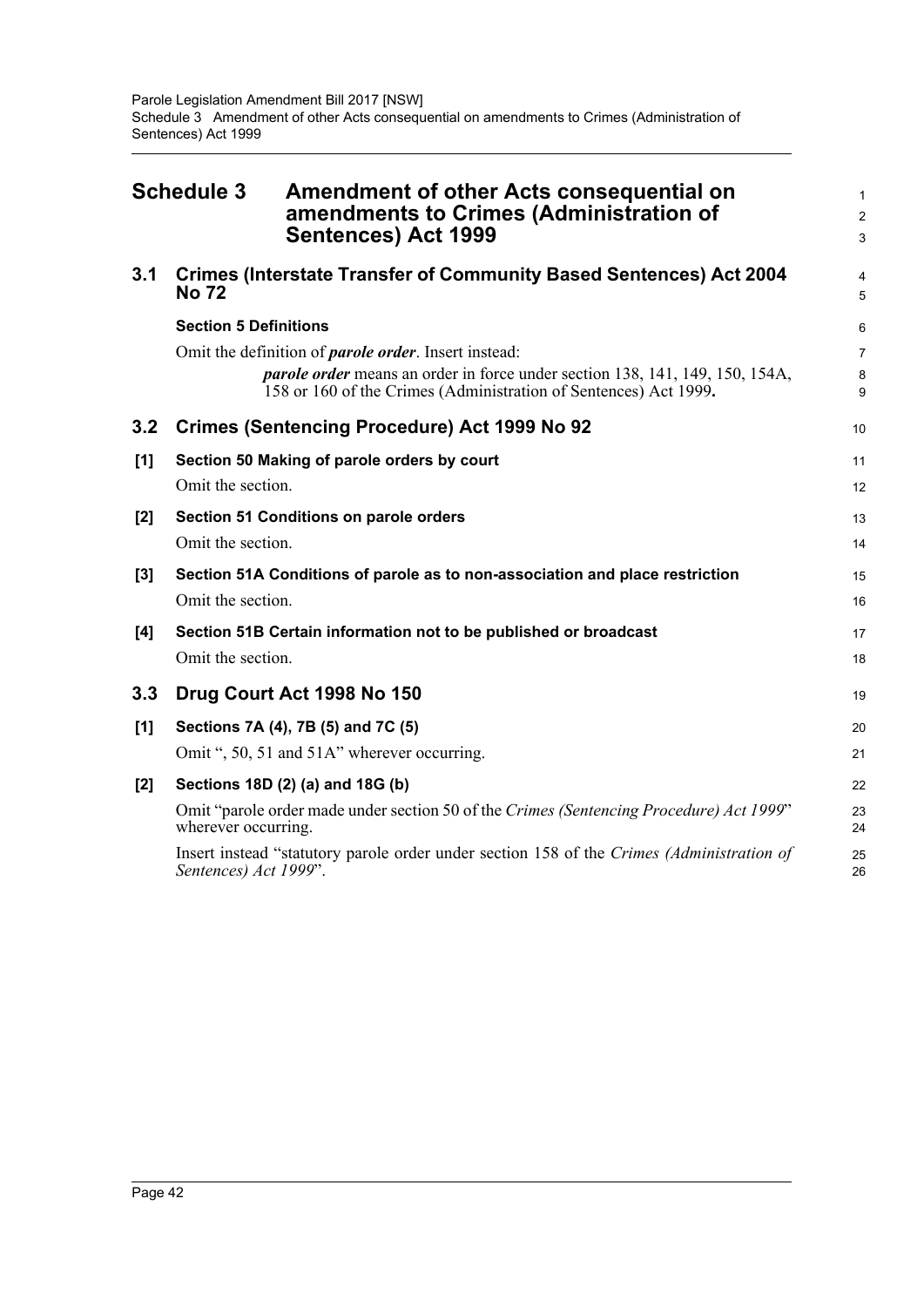# Schedule 3 Amendment of other Acts consequential on amendments to Crimes (Administration of Sentences) Act 1999

## 3.1 Crimes (Interstate Transfer of Community Based Sentences) Act 2004 No 72

### Section 5 Definitions

Omit the definition of ***parole order***. Insert instead:

> ***parole order*** means an order in force under section 138, 141, 149, 150, 154A, 158 or 160 of the Crimes (Administration of Sentences) Act 1999**.**

## 3.2 Crimes (Sentencing Procedure) Act 1999 No 92

### [1] Section 50 Making of parole orders by court

Omit the section.

### [2] Section 51 Conditions on parole orders

Omit the section.

### [3] Section 51A Conditions of parole as to non-association and place restriction

Omit the section.

### [4] Section 51B Certain information not to be published or broadcast

Omit the section.

## 3.3 Drug Court Act 1998 No 150

### [1] Sections 7A (4), 7B (5) and 7C (5)

Omit ", 50, 51 and 51A" wherever occurring.

### [2] Sections 18D (2) (a) and 18G (b)

Omit "parole order made under section 50 of the *Crimes (Sentencing Procedure) Act 1999*" wherever occurring.

Insert instead "statutory parole order under section 158 of the *Crimes (Administration of Sentences) Act 1999*".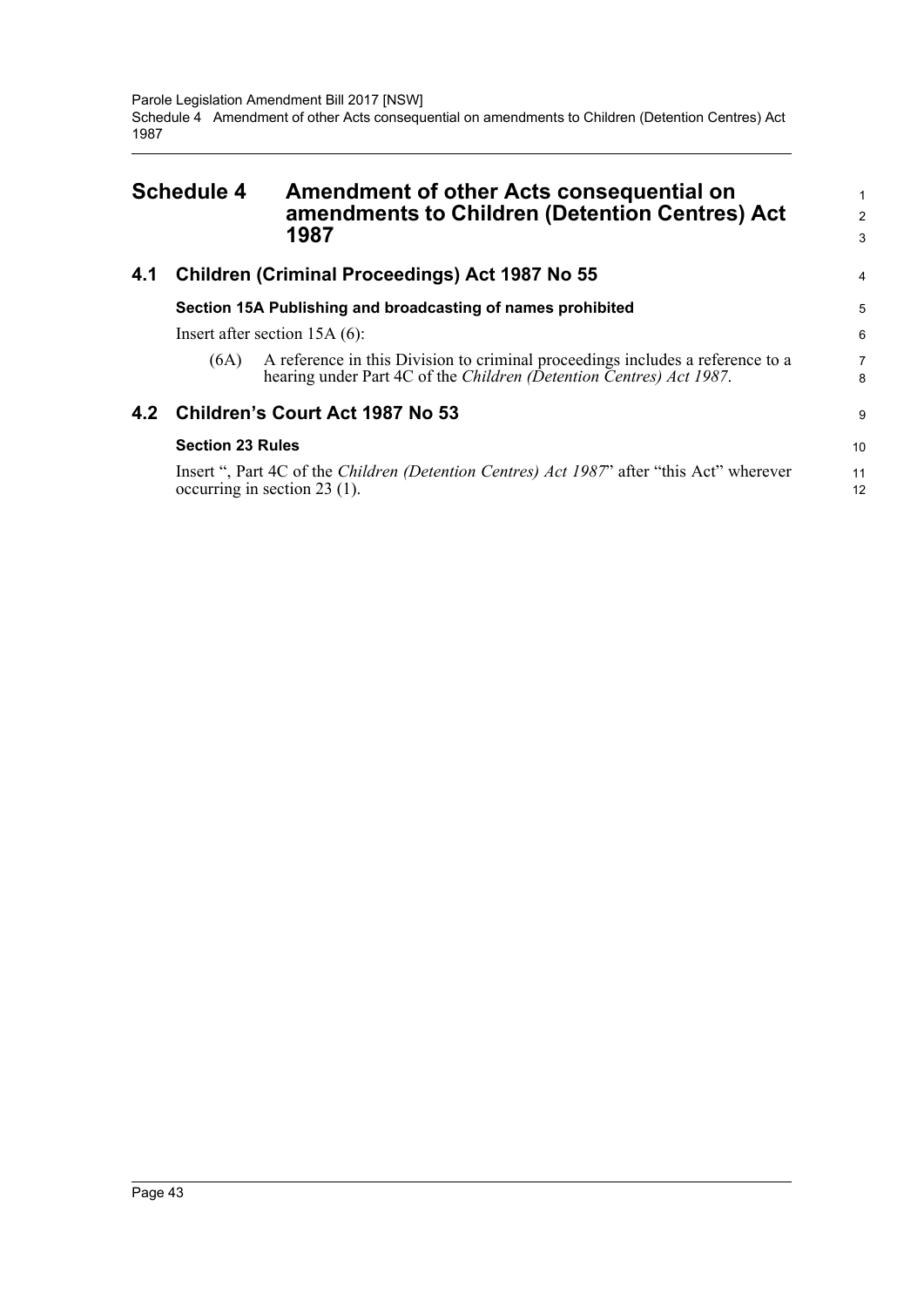# Schedule 4 Amendment of other Acts consequential on amendments to Children (Detention Centres) Act 1987

## 4.1 Children (Criminal Proceedings) Act 1987 No 55

### Section 15A Publishing and broadcasting of names prohibited

Insert after section 15A (6):

(6A) A reference in this Division to criminal proceedings includes a reference to a hearing under Part 4C of the *Children (Detention Centres) Act 1987*.

## 4.2 Children's Court Act 1987 No 53

### Section 23 Rules

Insert ", Part 4C of the *Children (Detention Centres) Act 1987*" after "this Act" wherever occurring in section 23 (1).